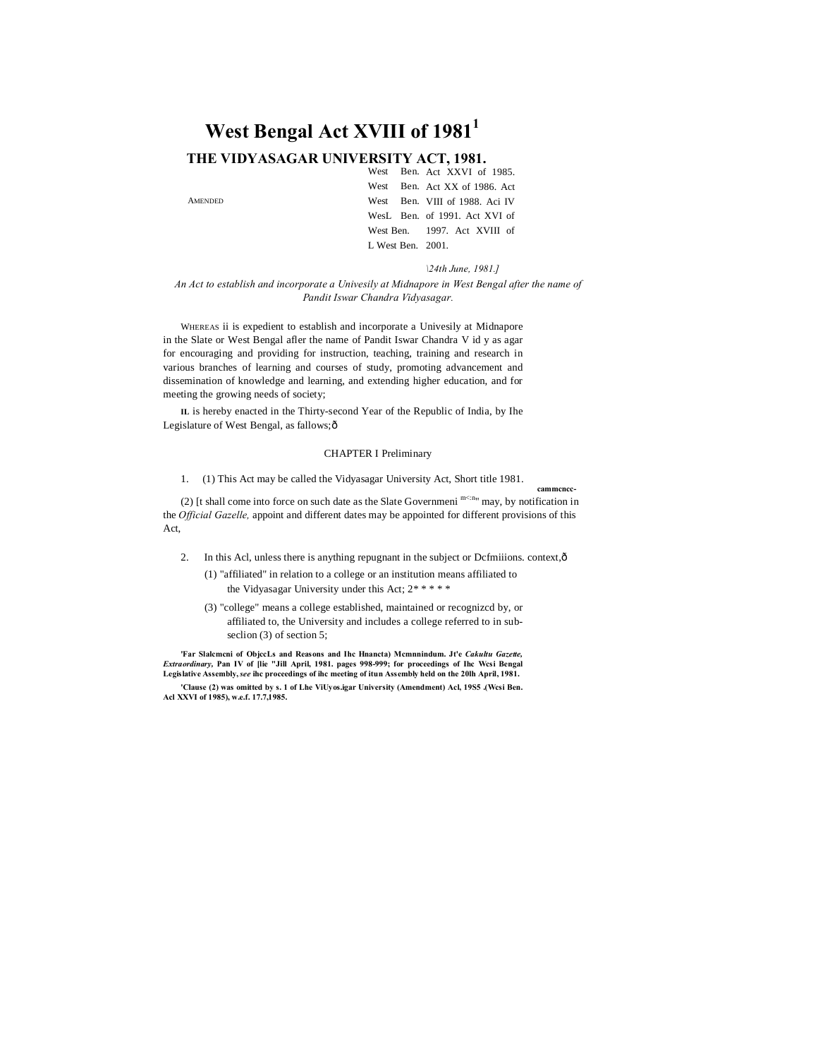# West Bengal Act XVIII of 1981[1]

## THE VIDYASAGAR UNIVERSITY ACT, 1981.

AMENDED

| | |
|---|---|
| West Ben. | Act XXVI of 1985. |
| West Ben. | Act XX of 1986. Act |
| West Ben. | VIII of 1988. Aci IV |
| WesL Ben. | of 1991. Act XVI of |
| West Ben. | 1997. Act XVIII of |
| L West Ben. | 2001. |

*\24th June, 1981.]*

*An Act to establish and incorporate a Univesily at Midnapore in West Bengal after the name of Pandit Iswar Chandra Vidyasagar.*

WHEREAS ii is expedient to establish and incorporate a Univesily at Midnapore in the Slate or West Bengal afler the name of Pandit Iswar Chandra V id y as agar for encouraging and providing for instruction, teaching, training and research in various branches of learning and courses of study, promoting advancement and dissemination of knowledge and learning, and extending higher education, and for meeting the growing needs of society;

IL is hereby enacted in the Thirty-second Year of the Republic of India, by Ihe Legislature of West Bengal, as fallows;ô

CHAPTER I Preliminary

1. (1) This Act may be called the Vidyasagar University Act, Short title 1981.

**cammence-**

(2) [t shall come into force on such date as the Slate Governmeni m<:n" may, by notification in the *Official Gazelle,* appoint and different dates may be appointed for different provisions of this Act,

2. In this Acl, unless there is anything repugnant in the subject or Dcfmiiions. context,ô

(1) "affiliated" in relation to a college or an institution means affiliated to the Vidyasagar University under this Act; 2* * * * *

(3) "college" means a college established, maintained or recognizcd by, or affiliated to, the University and includes a college referred to in sub-seclion (3) of section 5;

**'Far Slalcmcni of ObjccLs and Reasons and Ihc Hnancta) Mcmnnindum. Jt'e *Cakultu Gazette, Extraordinary*, Pan IV of [lie "Jill April, 1981. pages 998-999; for proceedings of Ihc Wcsi Bengal Legislative Assembly, *see* ihc proceedings of ihc meeting of itun Assembly held on the 20lh April, 1981.**

**'Clause (2) was omitted by s. 1 of Lhe ViUyos.igar University (Amendment) Acl, 19S5 .(Wesi Ben. Acl XXVI of 1985), w.e.f. 17.7,1985.**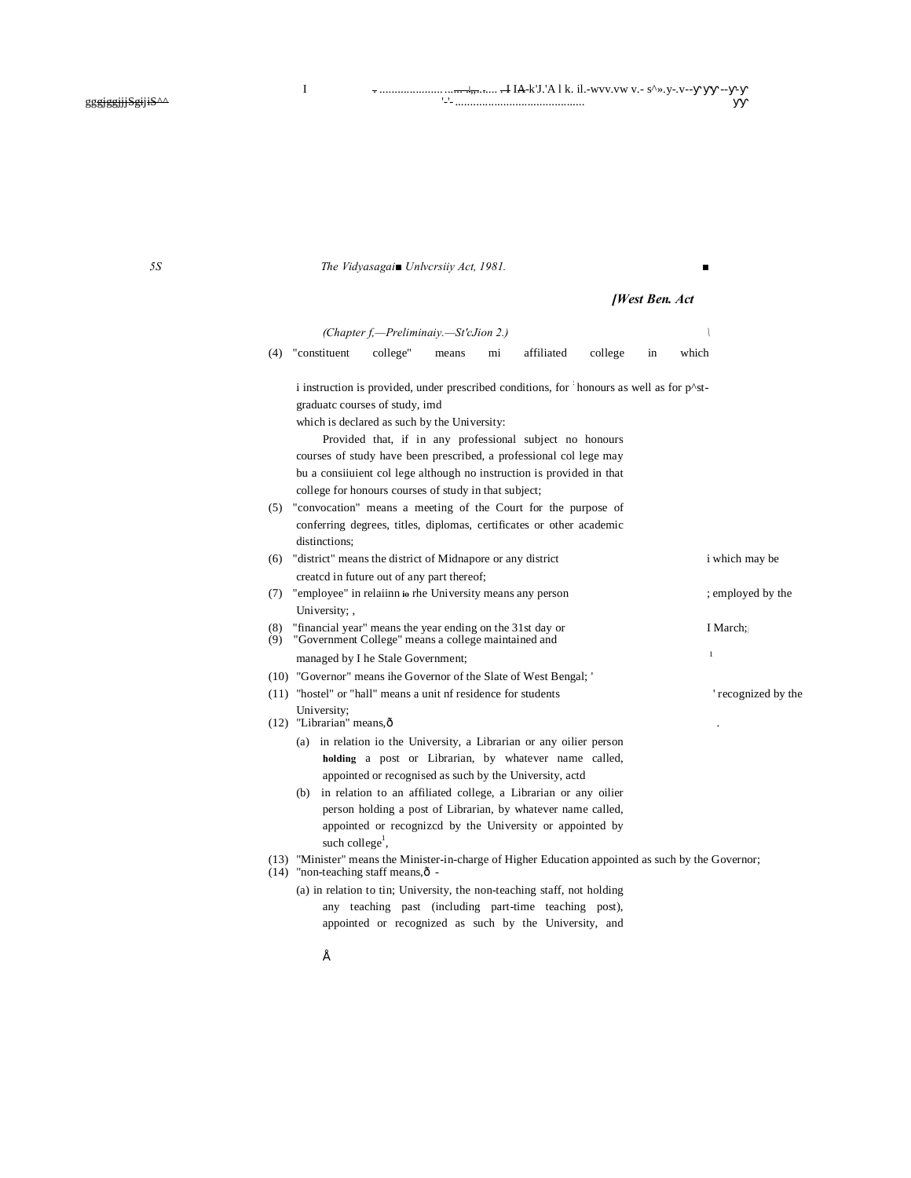*(Chapter I.—Preliminary.—Section 2.)*

(4) "constituent college" means an affiliated college in which instruction is provided, under prescribed conditions, for honours as well as for post-graduate courses of study, and which is declared as such by the University:

Provided that, if in any professional subject no honours courses of study have been prescribed, a professional college may be a constituent college although no instruction is provided in that college for honours courses of study in that subject;

(5) "convocation" means a meeting of the Court for the purpose of conferring degrees, titles, diplomas, certificates or other academic distinctions;

(6) "district" means the district of Midnapore or any district which may be created in future out of any part thereof;

(7) "employee" in relation to the University means any person employed by the University;

(8) "financial year" means the year ending on the 31st day of March;

(9) "Government College" means a college maintained and managed by the State Government;

(10) "Governor" means the Governor of the State of West Bengal;

(11) "hostel" or "hall" means a unit of residence for students recognized by the University;

(12) "Librarian" means,—

(a) in relation to the University, a Librarian or any other person holding a post of Librarian, by whatever name called, appointed or recognised as such by the University, and

(b) in relation to an affiliated college, a Librarian or any other person holding a post of Librarian, by whatever name called, appointed or recognized by the University or appointed by such college;

(13) "Minister" means the Minister-in-charge of Higher Education appointed as such by the Governor;

(14) "non-teaching staff means,—

(a) in relation to the University, the non-teaching staff, not holding any teaching post (including part-time teaching post), appointed or recognized as such by the University, and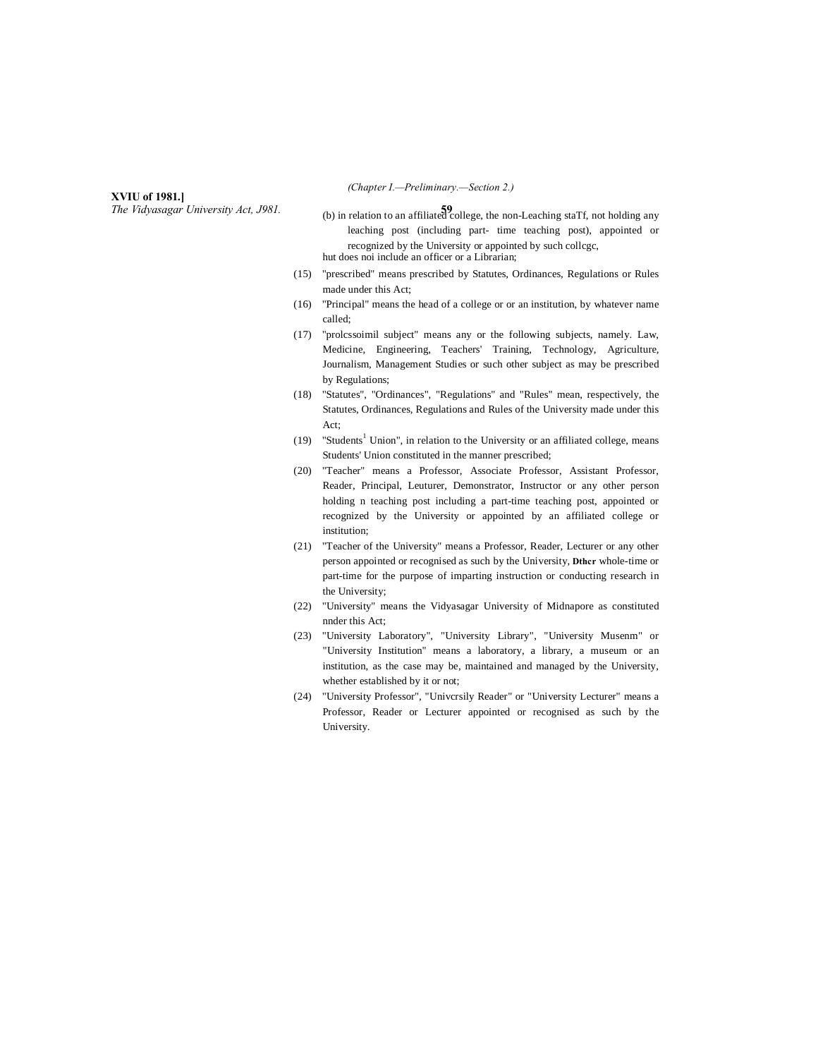(b) in relation to an affiliated college, the non-Leaching staTf, not holding any leaching post (including part- time teaching post), appointed or recognized by the University or appointed by such collcgc,

hut does noi include an officer or a Librarian;

(15) "prescribed" means prescribed by Statutes, Ordinances, Regulations or Rules made under this Act;

(16) "Principal" means the head of a college or or an institution, by whatever name called;

(17) "prolcssoimil subject" means any or the following subjects, namely. Law, Medicine, Engineering, Teachers' Training, Technology, Agriculture, Journalism, Management Studies or such other subject as may be prescribed by Regulations;

(18) "Statutes", "Ordinances", "Regulations" and "Rules" mean, respectively, the Statutes, Ordinances, Regulations and Rules of the University made under this Act;

(19) "Students[1] Union", in relation to the University or an affiliated college, means Students' Union constituted in the manner prescribed;

(20) "Teacher" means a Professor, Associate Professor, Assistant Professor, Reader, Principal, Leuturer, Demonstrator, Instructor or any other person holding n teaching post including a part-time teaching post, appointed or recognized by the University or appointed by an affiliated college or institution;

(21) "Teacher of the University" means a Professor, Reader, Lecturer or any other person appointed or recognised as such by the University, **Dthcr** whole-time or part-time for the purpose of imparting instruction or conducting research in the University;

(22) "University" means the Vidyasagar University of Midnapore as constituted nnder this Act;

(23) "University Laboratory", "University Library", "University Musenm" or "University Institution" means a laboratory, a library, a museum or an institution, as the case may be, maintained and managed by the University, whether established by it or not;

(24) "University Professor", "Univcrsily Reader" or "University Lecturer" means a Professor, Reader or Lecturer appointed or recognised as such by the University.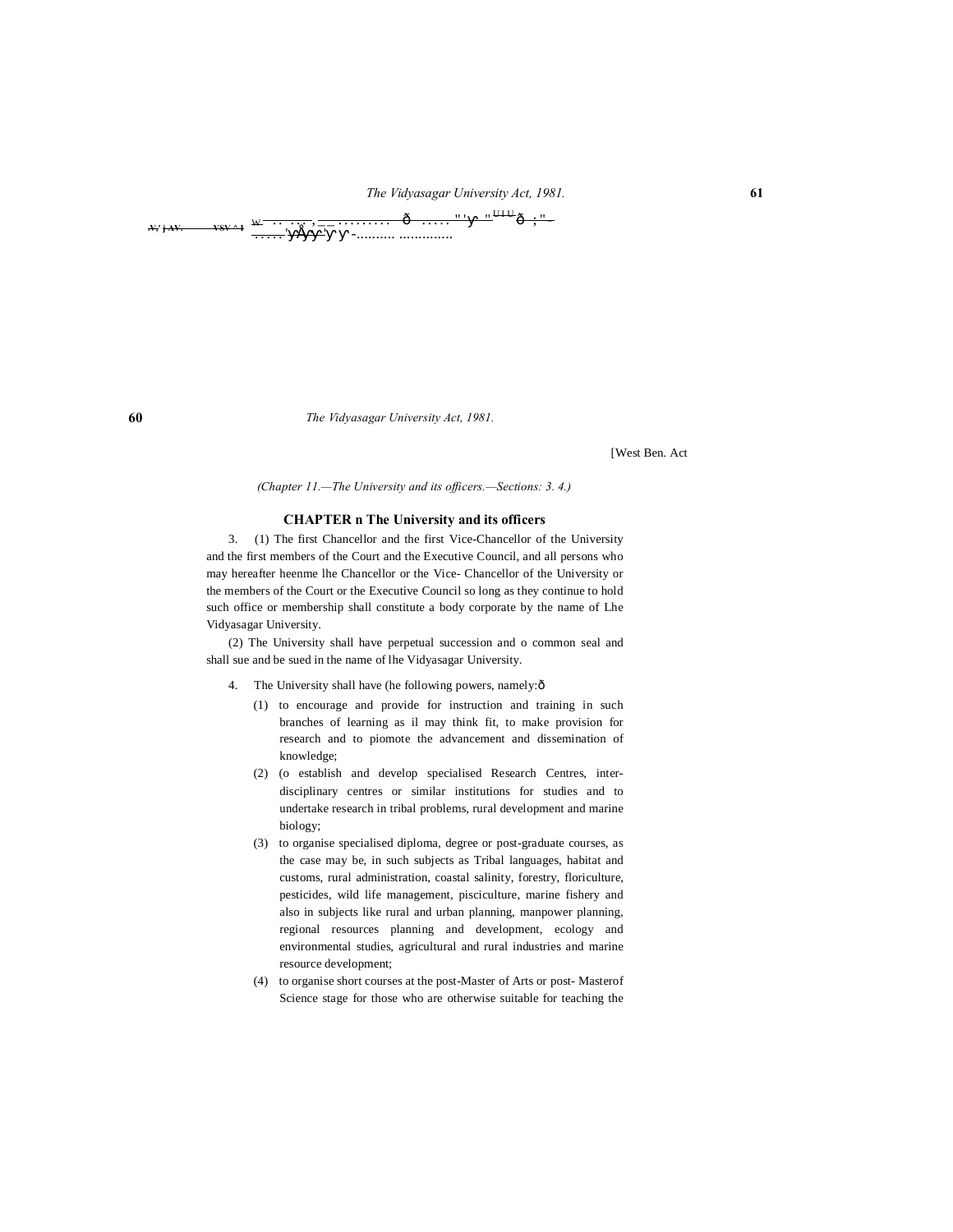[West Ben. Act

*(Chapter 11.—The University and its officers.—Sections: 3. 4.)*

## CHAPTER n The University and its officers

3. (1) The first Chancellor and the first Vice-Chancellor of the University and the first members of the Court and the Executive Council, and all persons who may hereafter heenme lhe Chancellor or the Vice- Chancellor of the University or the members of the Court or the Executive Council so long as they continue to hold such office or membership shall constitute a body corporate by the name of Lhe Vidyasagar University.

(2) The University shall have perpetual succession and o common seal and shall sue and be sued in the name of lhe Vidyasagar University.

4. The University shall have (he following powers, namely:ô

(1) to encourage and provide for instruction and training in such branches of learning as il may think fit, to make provision for research and to piomote the advancement and dissemination of knowledge;

(2) (o establish and develop specialised Research Centres, inter-disciplinary centres or similar institutions for studies and to undertake research in tribal problems, rural development and marine biology;

(3) to organise specialised diploma, degree or post-graduate courses, as the case may be, in such subjects as Tribal languages, habitat and customs, rural administration, coastal salinity, forestry, floriculture, pesticides, wild life management, pisciculture, marine fishery and also in subjects like rural and urban planning, manpower planning, regional resources planning and development, ecology and environmental studies, agricultural and rural industries and marine resource development;

(4) to organise short courses at the post-Master of Arts or post- Masterof Science stage for those who are otherwise suitable for teaching the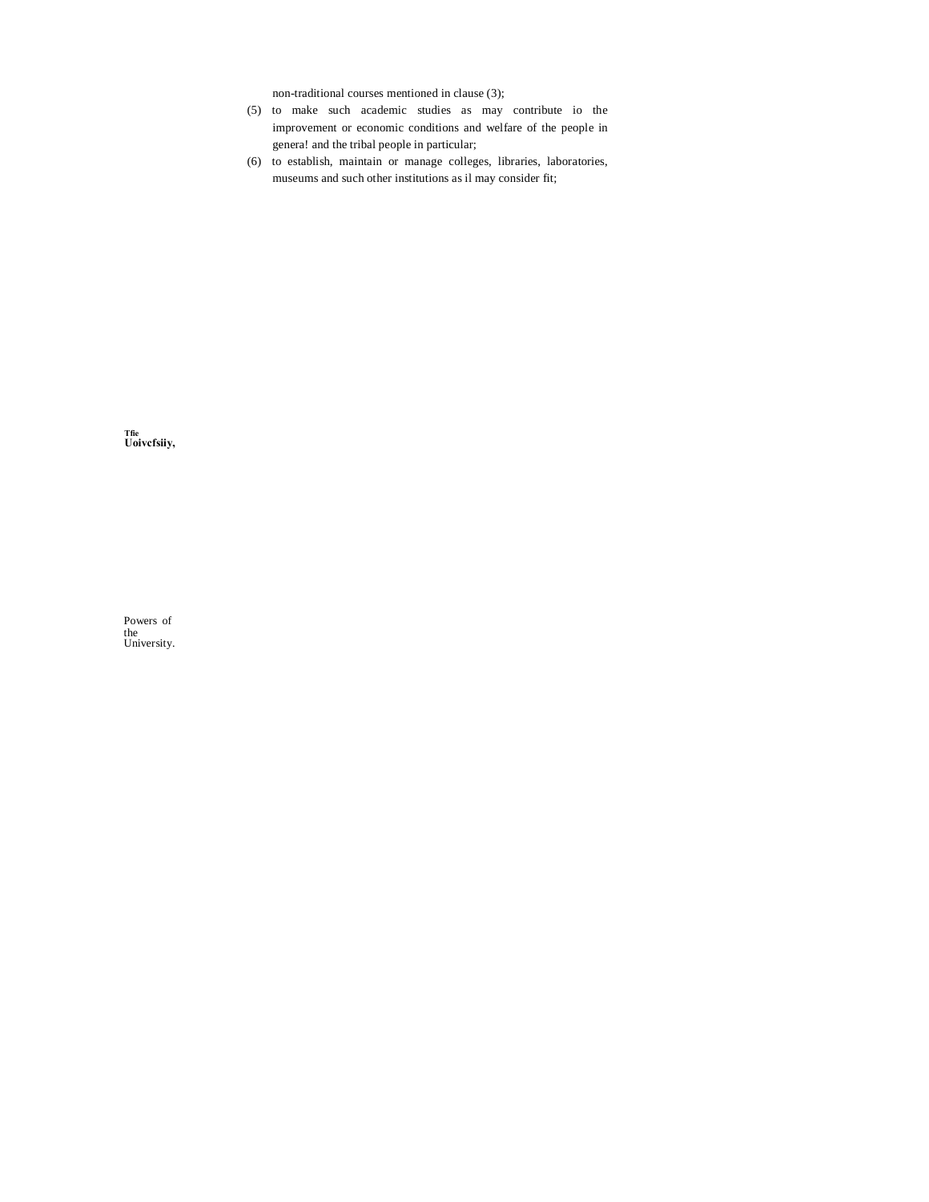non-traditional courses mentioned in clause (3);

(5) to make such academic studies as may contribute io the improvement or economic conditions and welfare of the people in genera! and the tribal people in particular;

(6) to establish, maintain or manage colleges, libraries, laboratories, museums and such other institutions as il may consider fit;

**Tfie Uoivcfsiiy,**

Powers of the University.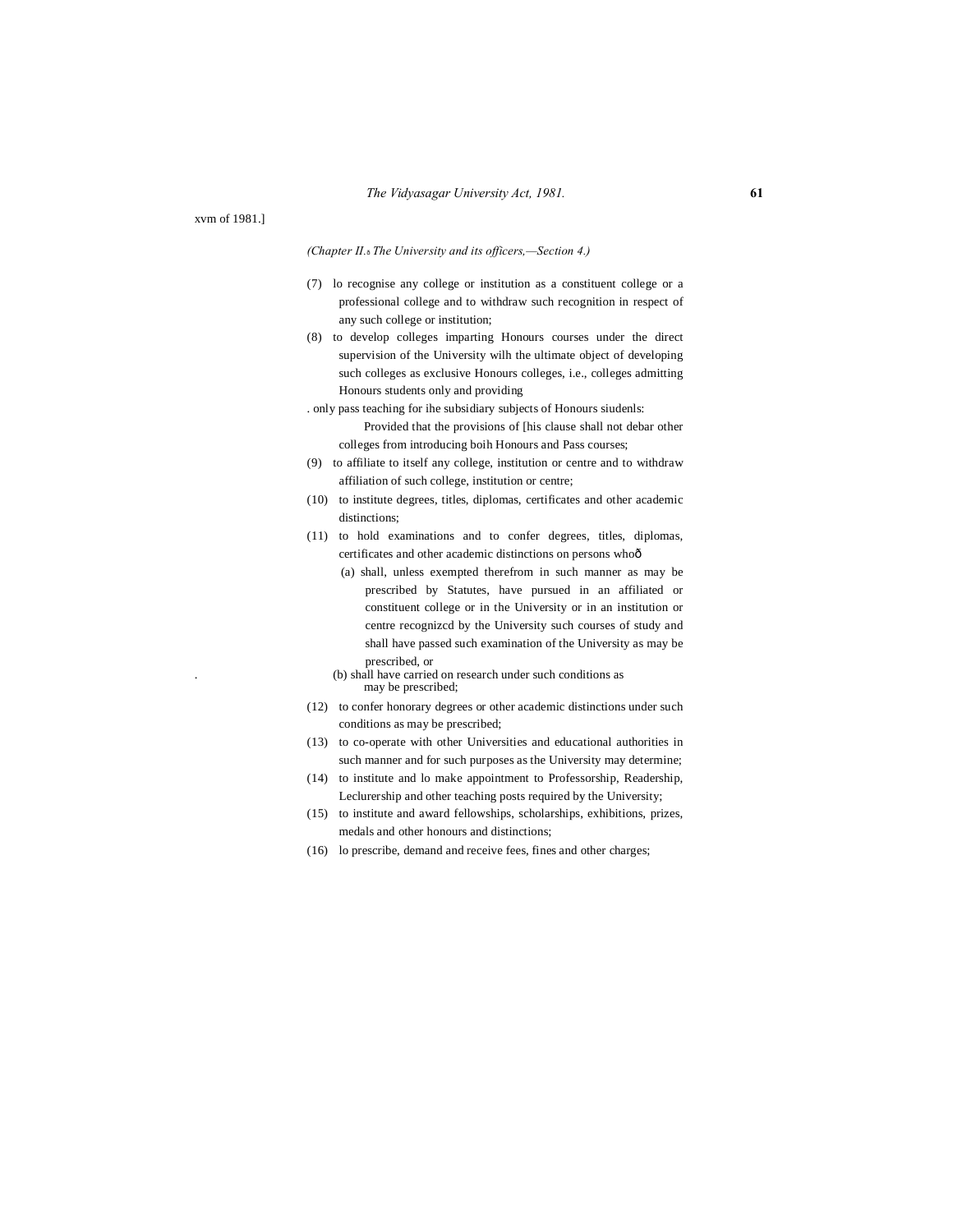xvm of 1981.]

*(Chapter II.— The University and its officers,—Section 4.)*

(7) lo recognise any college or institution as a constituent college or a professional college and to withdraw such recognition in respect of any such college or institution;

(8) to develop colleges imparting Honours courses under the direct supervision of the University wilh the ultimate object of developing such colleges as exclusive Honours colleges, i.e., colleges admitting Honours students only and providing only pass teaching for ihe subsidiary subjects of Honours siudenls:

Provided that the provisions of [his clause shall not debar other colleges from introducing boih Honours and Pass courses;

(9) to affiliate to itself any college, institution or centre and to withdraw affiliation of such college, institution or centre;

(10) to institute degrees, titles, diplomas, certificates and other academic distinctions;

(11) to hold examinations and to confer degrees, titles, diplomas, certificates and other academic distinctions on persons who—

(a) shall, unless exempted therefrom in such manner as may be prescribed by Statutes, have pursued in an affiliated or constituent college or in the University or in an institution or centre recognizcd by the University such courses of study and shall have passed such examination of the University as may be prescribed, or

(b) shall have carried on research under such conditions as may be prescribed;

(12) to confer honorary degrees or other academic distinctions under such conditions as may be prescribed;

(13) to co-operate with other Universities and educational authorities in such manner and for such purposes as the University may determine;

(14) to institute and lo make appointment to Professorship, Readership, Leclurership and other teaching posts required by the University;

(15) to institute and award fellowships, scholarships, exhibitions, prizes, medals and other honours and distinctions;

(16) lo prescribe, demand and receive fees, fines and other charges;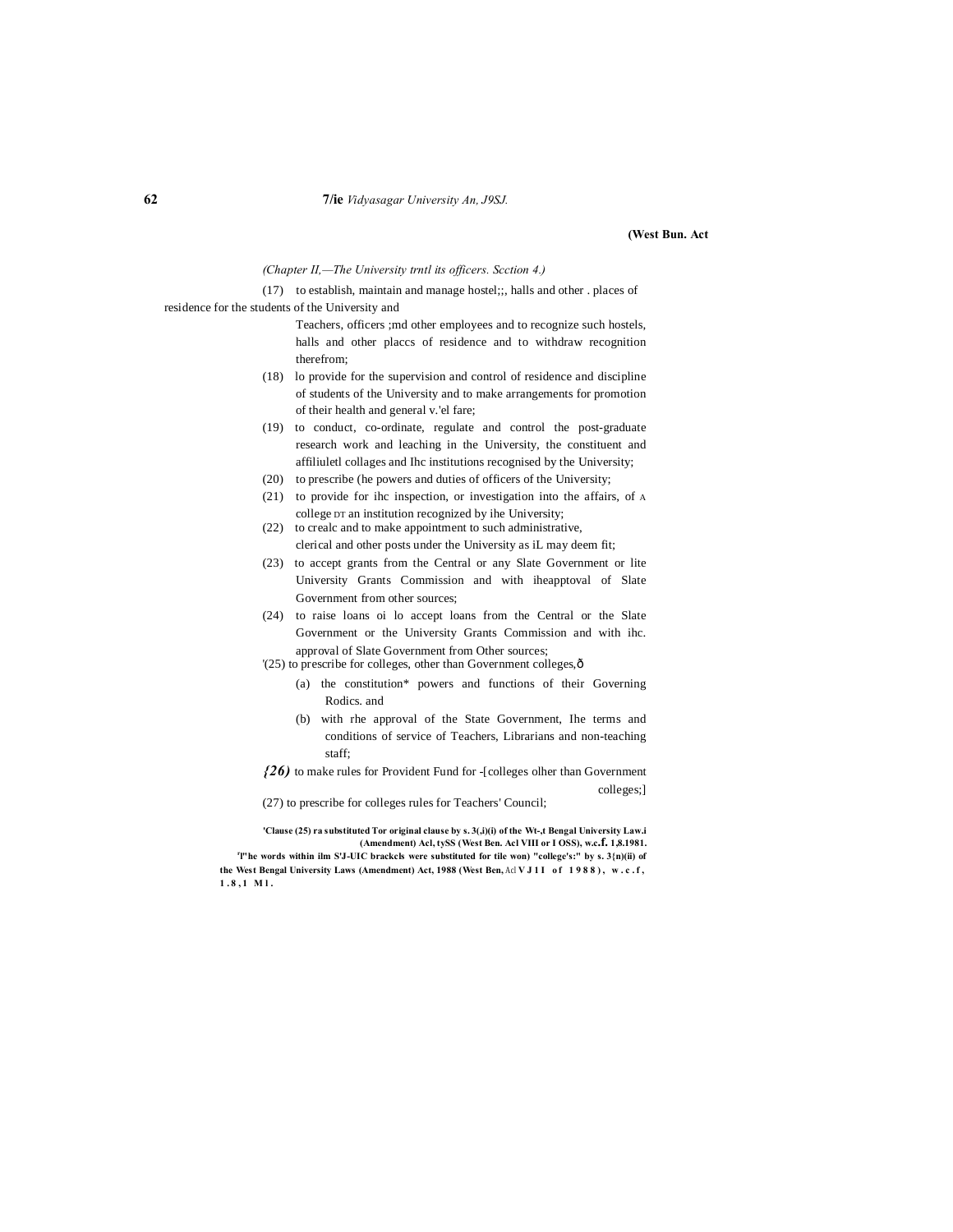*(Chapter II,—The University trntl its officers. Scction 4.)*

(17) to establish, maintain and manage hostel;;, halls and other . places of residence for the students of the University and Teachers, officers ;md other employees and to recognize such hostels, halls and other placcs of residence and to withdraw recognition therefrom;

(18) lo provide for the supervision and control of residence and discipline of students of the University and to make arrangements for promotion of their health and general v.'el fare;

(19) to conduct, co-ordinate, regulate and control the post-graduate research work and leaching in the University, the constituent and affiliuletl collages and Ihc institutions recognised by the University;

(20) to prescribe (he powers and duties of officers of the University;

(21) to provide for ihc inspection, or investigation into the affairs, of A college DT an institution recognized by ihe University;

(22) to crealc and to make appointment to such administrative, clerical and other posts under the University as iL may deem fit;

(23) to accept grants from the Central or any Slate Government or lite University Grants Commission and with iheapptoval of Slate Government from other sources;

(24) to raise loans oi lo accept loans from the Central or the Slate Government or the University Grants Commission and with ihc. approval of Slate Government from Other sources;

'(25) to prescribe for colleges, other than Government colleges,ð

(a) the constitution* powers and functions of their Governing Rodics. and

(b) with rhe approval of the State Government, Ihe terms and conditions of service of Teachers, Librarians and non-teaching staff;

*{26)* to make rules for Provident Fund for -[colleges olher than Government colleges;]

(27) to prescribe for colleges rules for Teachers' Council;

**'Clause (25) ra substituted Tor original clause by s. 3(,i)(i) of the Wt-,t Bengal University Law.i (Amendment) Acl, tySS (West Ben. Acl VIII or I OSS), w.c.f. 1,8.1981.**

**'l"he words within ilm S'J-UIC brackcls were substituted for tile won) "college's:" by s. 3{n)(ii) of the West Bengal University Laws (Amendment) Act, 1988 (West Ben, Acl V J 1 I of 1988), w.c.f, 1.8,1 M1.**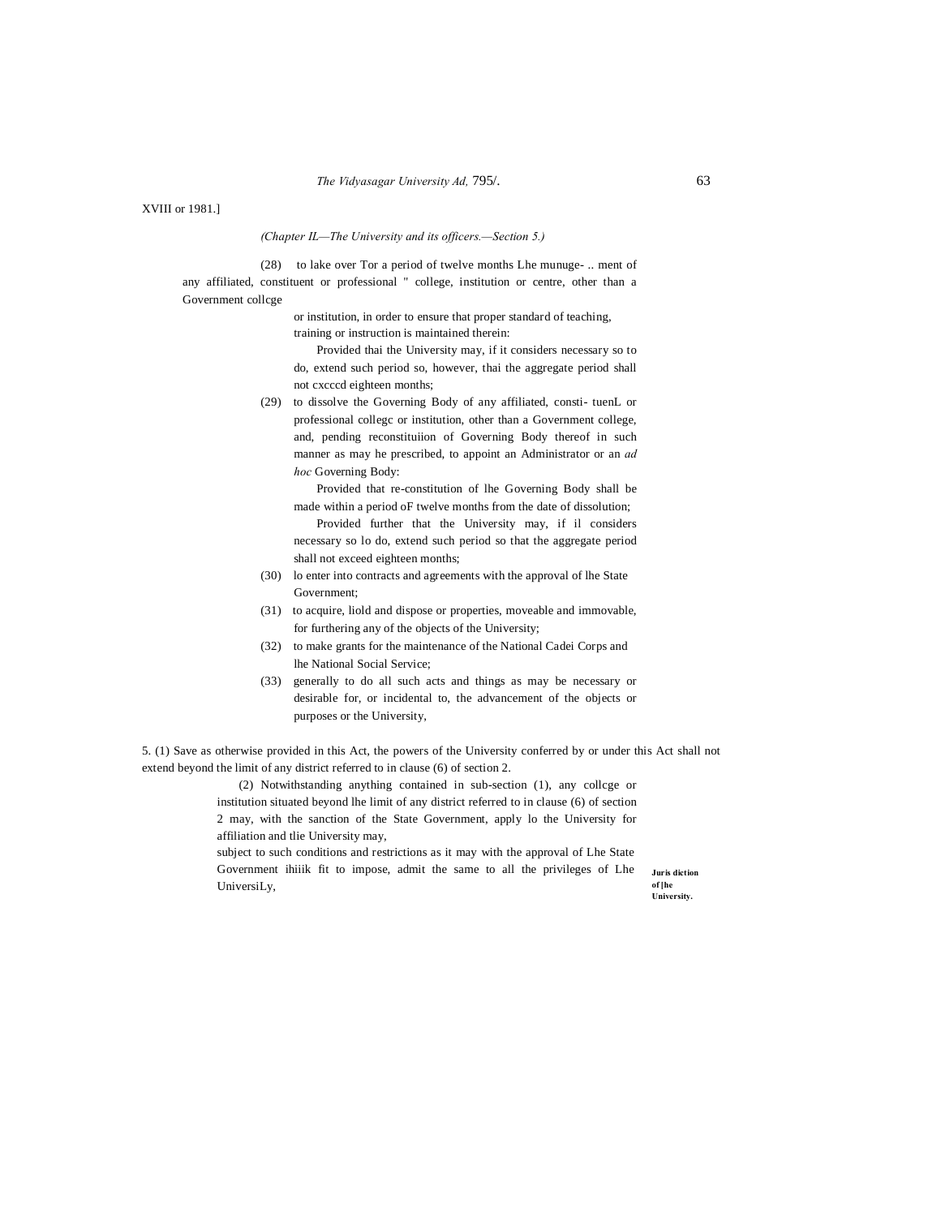XVIII or 1981.]

*(Chapter IL—The University and its officers.—Section 5.)*

(28) to lake over Tor a period of twelve months Lhe munuge- .. ment of any affiliated, constituent or professional " college, institution or centre, other than a Government collcge or institution, in order to ensure that proper standard of teaching, training or instruction is maintained therein:

Provided thai the University may, if it considers necessary so to do, extend such period so, however, thai the aggregate period shall not cxcccd eighteen months;

(29) to dissolve the Governing Body of any affiliated, consti- tuenL or professional collegc or institution, other than a Government college, and, pending reconstituiion of Governing Body thereof in such manner as may he prescribed, to appoint an Administrator or an *ad hoc* Governing Body:

Provided that re-constitution of lhe Governing Body shall be made within a period oF twelve months from the date of dissolution;

Provided further that the University may, if il considers necessary so lo do, extend such period so that the aggregate period shall not exceed eighteen months;

(30) lo enter into contracts and agreements with the approval of lhe State Government;

(31) to acquire, liold and dispose or properties, moveable and immovable, for furthering any of the objects of the University;

(32) to make grants for the maintenance of the National Cadei Corps and lhe National Social Service;

(33) generally to do all such acts and things as may be necessary or desirable for, or incidental to, the advancement of the objects or purposes or the University,

**Juris diction of [he University.**

5. (1) Save as otherwise provided in this Act, the powers of the University conferred by or under this Act shall not extend beyond the limit of any district referred to in clause (6) of section 2.

(2) Notwithstanding anything contained in sub-section (1), any collcge or institution situated beyond lhe limit of any district referred to in clause (6) of section 2 may, with the sanction of the State Government, apply lo the University for affiliation and tlie University may, subject to such conditions and restrictions as it may with the approval of Lhe State Government ihiiik fit to impose, admit the same to all the privileges of Lhe UniversiLy,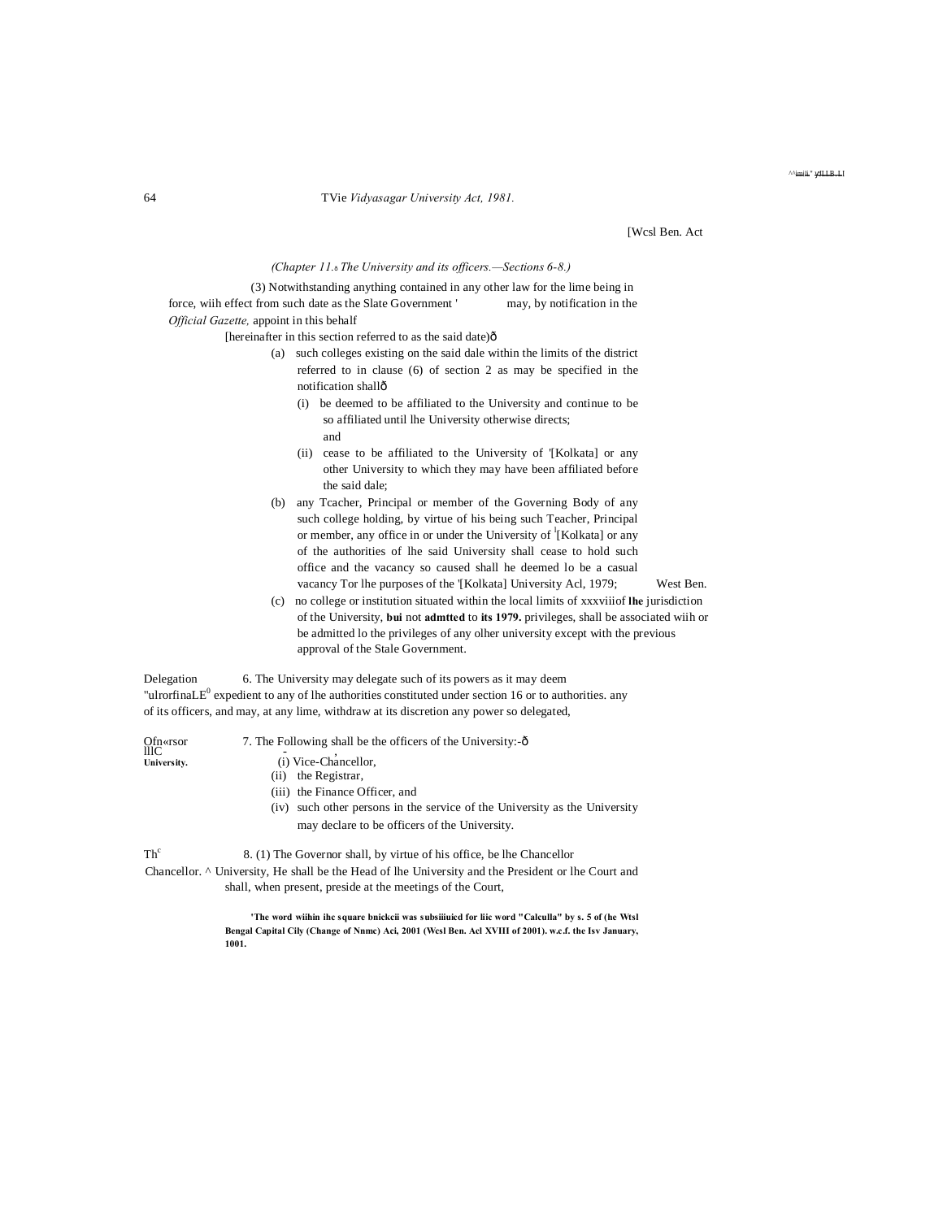[Wcsl Ben. Act

*(Chapter 11.—The University and its officers.—Sections 6-8.)*

(3) Notwithstanding anything contained in any other law for the lime being in force, wiih effect from such date as the Slate Government ' may, by notification in the *Official Gazette,* appoint in this behalf [hereinafter in this section referred to as the said date)—

(a) such colleges existing on the said dale within the limits of the district referred to in clause (6) of section 2 as may be specified in the notification shall—

(i) be deemed to be affiliated to the University and continue to be so affiliated until lhe University otherwise directs; and

(ii) cease to be affiliated to the University of '[Kolkata] or any other University to which they may have been affiliated before the said dale;

(b) any Tcacher, Principal or member of the Governing Body of any such college holding, by virtue of his being such Teacher, Principal or member, any office in or under the University of [1][Kolkata] or any of the authorities of lhe said University shall cease to hold such office and the vacancy so caused shall he deemed lo be a casual vacancy Tor lhe purposes of the '[Kolkata] University Acl, 1979; West Ben. Act XXXVIII of 1979.

(c) no college or institution situated within the local limits of the jurisdiction of the University, bui not admtted to its privileges, shall be associated wiih or be admitted lo the privileges of any olher university except with the previous approval of the Stale Government.

Delegation of powers.

6. The University may delegate such of its powers as it may deem expedient to any of lhe authorities constituted under section 16 or to authorities. any of its officers, and may, at any lime, withdraw at its discretion any power so delegated,

Officers of the University.

7. The Following shall be the officers of the University:—

(i) Vice-Chancellor,

(ii) the Registrar,

(iii) the Finance Officer, and

(iv) such other persons in the service of the University as the University may declare to be officers of the University.

The Chancellor.

8. (1) The Governor shall, by virtue of his office, be lhe Chancellor University, He shall be the Head of lhe University and the President or lhe Court and shall, when present, preside at the meetings of the Court,

'The word wiihin ihc square bnickcii was subsiiiuicd for liic word "Calculla" by s. 5 of (he Wtsl Bengal Capital Cily (Change of Nnmc) Aci, 2001 (Wcsl Ben. Acl XVIII of 2001). w.c.f. the Isv January, 1001.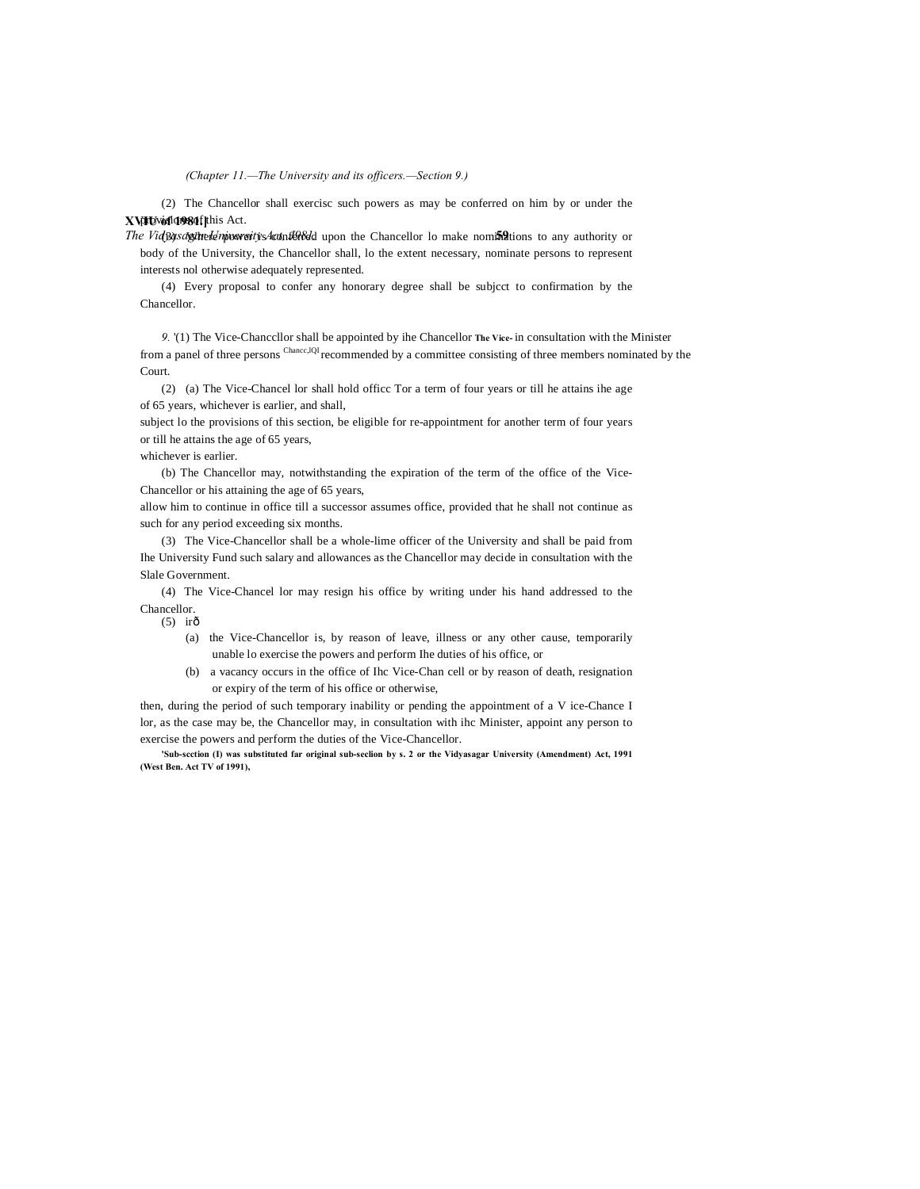(Chapter 11.—The University and its officers.—Section 9.)

(2) The Chancellor shall exercisc such powers as may be conferred on him by or under the provisions of this Act.

(3) Where power is conferred upon the Chancellor lo make nominations to any authority or body of the University, the Chancellor shall, lo the extent necessary, nominate persons to represent interests nol otherwise adequately represented.

(4) Every proposal to confer any honorary degree shall be subjcct to confirmation by the Chancellor.

The Vice-Chancc,lQl

*9.* '(1) The Vice-Chanccllor shall be appointed by ihe Chancellor in consultation with the Minister from a panel of three persons recommended by a committee consisting of three members nominated by the Court.

(2) (a) The Vice-Chancel lor shall hold officc Tor a term of four years or till he attains ihe age of 65 years, whichever is earlier, and shall, subject lo the provisions of this section, be eligible for re-appointment for another term of four years or till he attains the age of 65 years, whichever is earlier.

(b) The Chancellor may, notwithstanding the expiration of the term of the office of the Vice-Chancellor or his attaining the age of 65 years, allow him to continue in office till a successor assumes office, provided that he shall not continue as such for any period exceeding six months.

(3) The Vice-Chancellor shall be a whole-lime officer of the University and shall be paid from Ihe University Fund such salary and allowances as the Chancellor may decide in consultation with the Slale Government.

(4) The Vice-Chancel lor may resign his office by writing under his hand addressed to the Chancellor.

(5) irð

(a) the Vice-Chancellor is, by reason of leave, illness or any other cause, temporarily unable lo exercise the powers and perform Ihe duties of his office, or

(b) a vacancy occurs in the office of Ihc Vice-Chan cell or by reason of death, resignation or expiry of the term of his office or otherwise,

then, during the period of such temporary inability or pending the appointment of a V ice-Chance I lor, as the case may be, the Chancellor may, in consultation with ihc Minister, appoint any person to exercise the powers and perform the duties of the Vice-Chancellor.

**'Sub-scction (I) was substituted far original sub-seclion by s. 2 or the Vidyasagar University (Amendment) Act, 1991 (West Ben. Act TV of 1991),**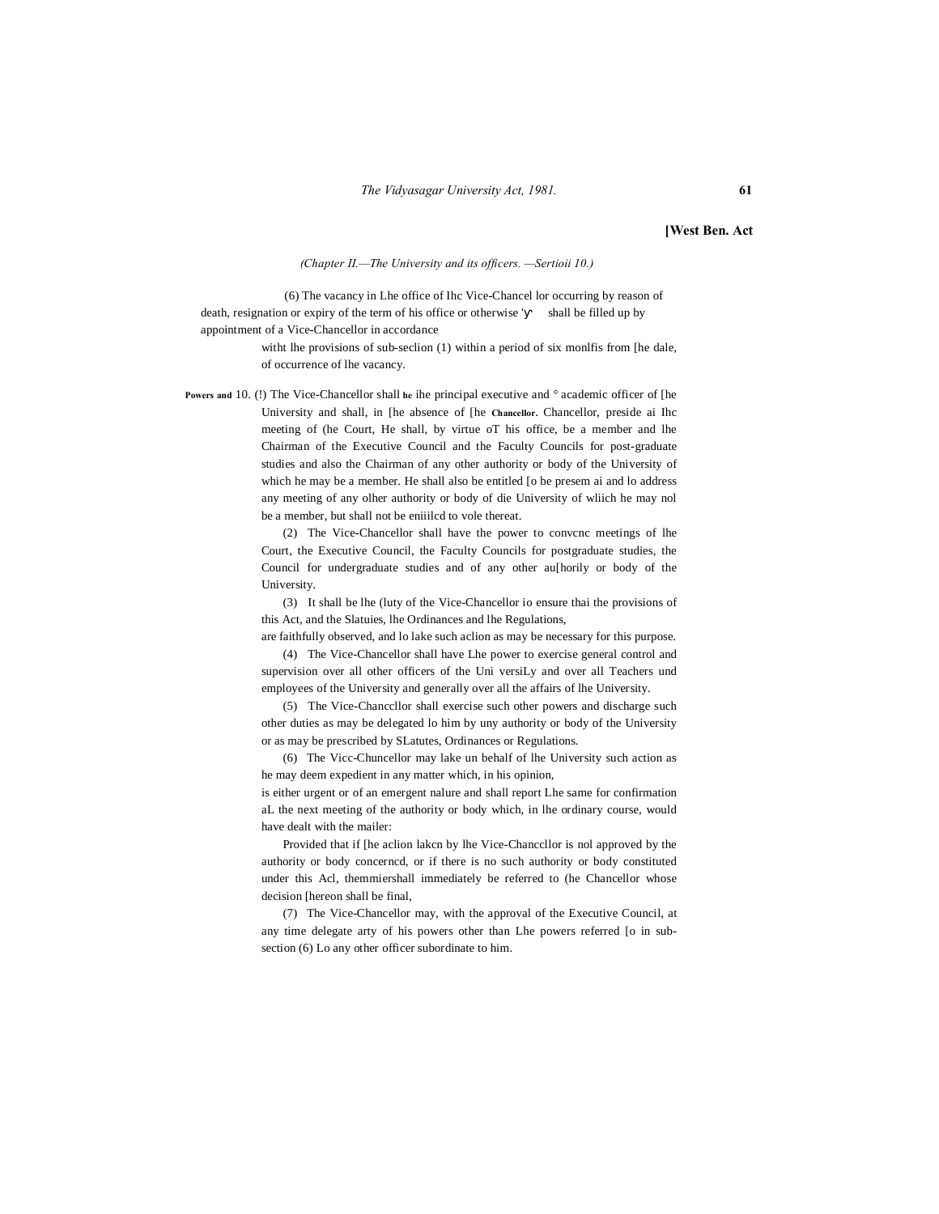(Chapter II.—The University and its officers. —Sertioii 10.)

(6) The vacancy in Lhe office of Ihc Vice-Chancel lor occurring by reason of death, resignation or expiry of the term of his office or otherwise shall be filled up by appointment of a Vice-Chancellor in accordance witht lhe provisions of sub-seclion (1) within a period of six monlfis from [he dale, of occurrence of lhe vacancy.

**Powers and** 10. (!) The Vice-Chancellor shall **he** ihe principal executive and ° academic officer of [he University and shall, in [he absence of [he **Chancellor.** Chancellor, preside ai Ihc meeting of (he Court, He shall, by virtue oT his office, be a member and lhe Chairman of the Executive Council and the Faculty Councils for post-graduate studies and also the Chairman of any other authority or body of the University of which he may be a member. He shall also be entitled [o be presem ai and lo address any meeting of any olher authority or body of die University of wliich he may nol be a member, but shall not be eniiilcd to vole thereat.

(2) The Vice-Chancellor shall have the power to convcnc meetings of lhe Court, the Executive Council, the Faculty Councils for postgraduate studies, the Council for undergraduate studies and of any other au[horily or body of the University.

(3) It shall be lhe (luty of the Vice-Chancellor io ensure thai the provisions of this Act, and the Slatuies, lhe Ordinances and lhe Regulations, are faithfully observed, and lo lake such aclion as may be necessary for this purpose.

(4) The Vice-Chancellor shall have Lhe power to exercise general control and supervision over all other officers of the Uni versiLy and over all Teachers und employees of the University and generally over all the affairs of lhe University.

(5) The Vice-Chanccllor shall exercise such other powers and discharge such other duties as may be delegated lo him by uny authority or body of the University or as may be prescribed by SLatutes, Ordinances or Regulations.

(6) The Vicc-Chuncellor may lake un behalf of lhe University such action as he may deem expedient in any matter which, in his opinion, is either urgent or of an emergent nalure and shall report Lhe same for confirmation aL the next meeting of the authority or body which, in lhe ordinary course, would have dealt with the mailer:

Provided that if [he aclion lakcn by lhe Vice-Chanccllor is nol approved by the authority or body concerncd, or if there is no such authority or body constituted under this Acl, themmiershall immediately be referred to (he Chancellor whose decision [hereon shall be final,

(7) The Vice-Chancellor may, with the approval of the Executive Council, at any time delegate arty of his powers other than Lhe powers referred [o in sub-section (6) Lo any other officer subordinate to him.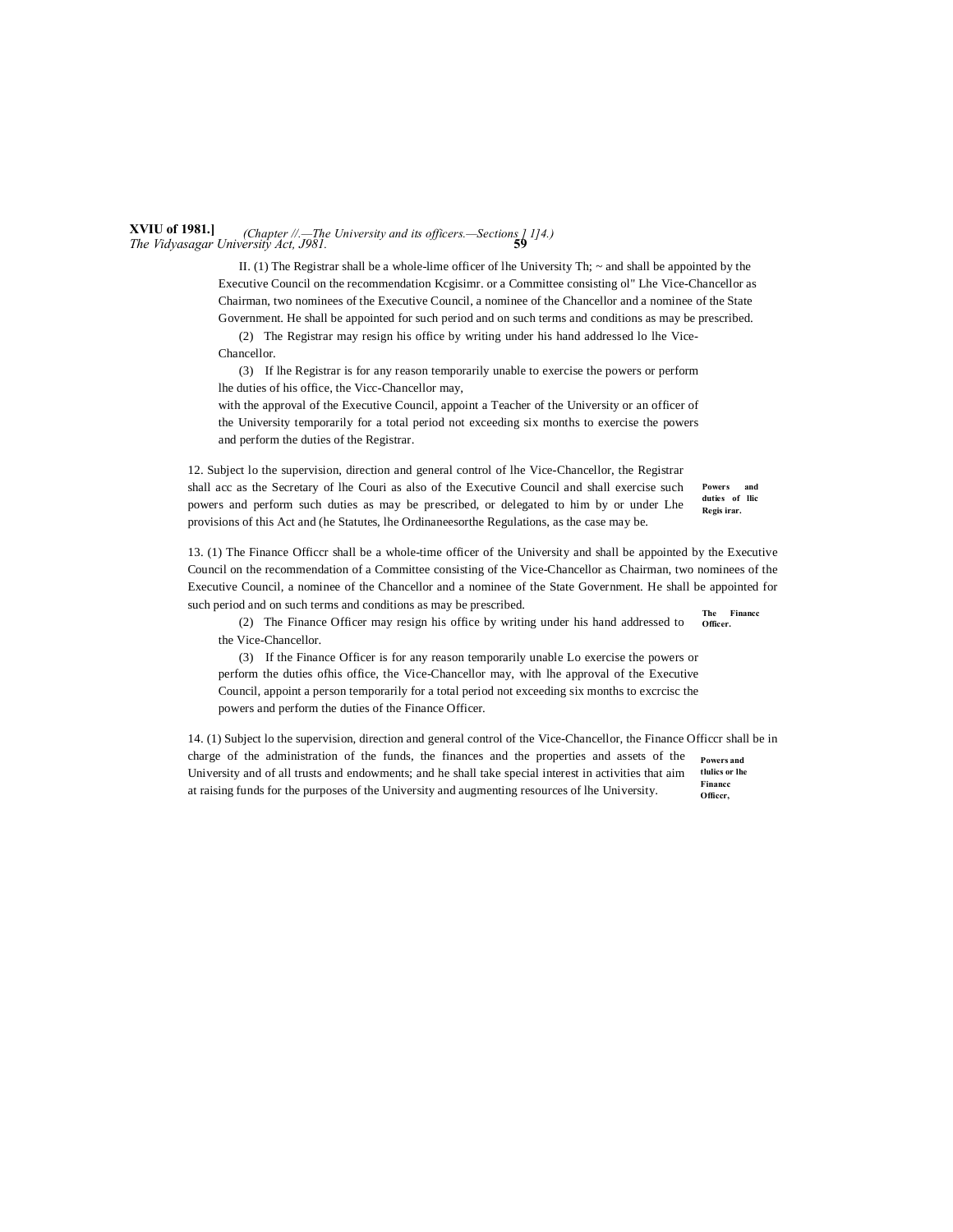II. (1) The Registrar shall be a whole-lime officer of lhe University Th; ~ and shall be appointed by the Executive Council on the recommendation Kcgisimr. or a Committee consisting ol" Lhe Vice-Chancellor as Chairman, two nominees of the Executive Council, a nominee of the Chancellor and a nominee of the State Government. He shall be appointed for such period and on such terms and conditions as may be prescribed.

(2) The Registrar may resign his office by writing under his hand addressed lo lhe Vice-Chancellor.

(3) If lhe Registrar is for any reason temporarily unable to exercise the powers or perform lhe duties of his office, the Vicc-Chancellor may, with the approval of the Executive Council, appoint a Teacher of the University or an officer of the University temporarily for a total period not exceeding six months to exercise the powers and perform the duties of the Registrar.

**Powers and duties of llic Regis irar.**

12. Subject lo the supervision, direction and general control of lhe Vice-Chancellor, the Registrar shall acc as the Secretary of lhe Couri as also of the Executive Council and shall exercise such powers and perform such duties as may be prescribed, or delegated to him by or under Lhe provisions of this Act and (he Statutes, lhe Ordinaneesorthe Regulations, as the case may be.

**The Finance Officer.**

13. (1) The Finance Officcr shall be a whole-time officer of the University and shall be appointed by the Executive Council on the recommendation of a Committee consisting of the Vice-Chancellor as Chairman, two nominees of the Executive Council, a nominee of the Chancellor and a nominee of the State Government. He shall be appointed for such period and on such terms and conditions as may be prescribed.

(2) The Finance Officer may resign his office by writing under his hand addressed to the Vice-Chancellor.

(3) If the Finance Officer is for any reason temporarily unable Lo exercise the powers or perform the duties ofhis office, the Vice-Chancellor may, with lhe approval of the Executive Council, appoint a person temporarily for a total period not exceeding six months to excrcisc the powers and perform the duties of the Finance Officer.

**Powers and tlulics or lhe Financc Officer,**

14. (1) Subject lo the supervision, direction and general control of the Vice-Chancellor, the Finance Officcr shall be in charge of the administration of the funds, the finances and the properties and assets of the University and of all trusts and endowments; and he shall take special interest in activities that aim at raising funds for the purposes of the University and augmenting resources of lhe University.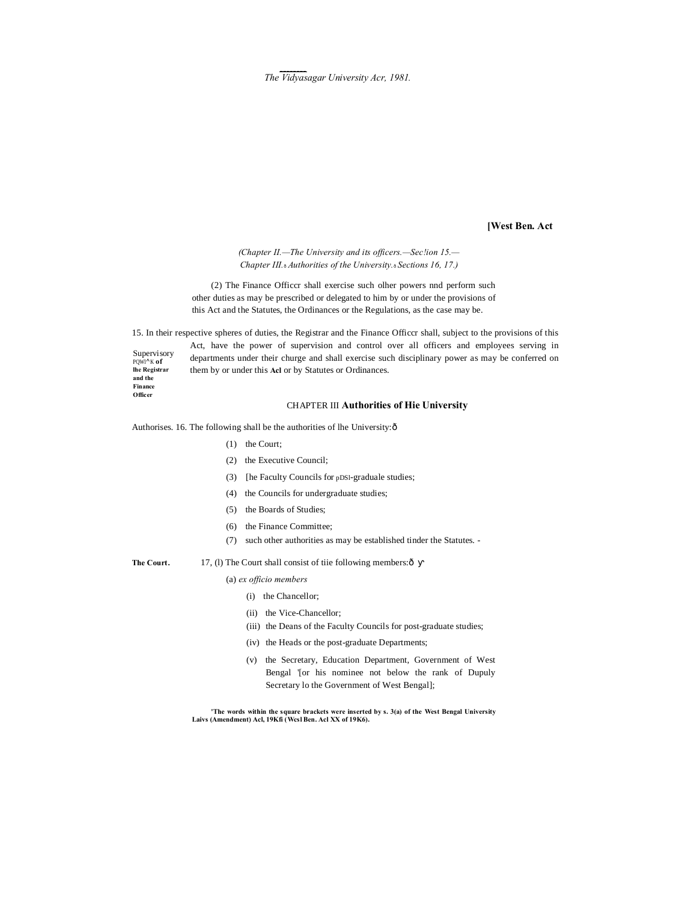(Chapter II.—The University and its officers.—Sec!ion 15.—
Chapter III.ȏ Authorities of the University.ȏ Sections 16, 17.)

(2) The Finance Officcr shall exercise such olher powers nnd perform such other duties as may be prescribed or delegated to him by or under the provisions of this Act and the Statutes, the Ordinances or the Regulations, as the case may be.

Supervisory PQWI^K **of lhe Registrar and the Finance Officer**

15. In their respective spheres of duties, the Registrar and the Finance Officcr shall, subject to the provisions of this Act, have the power of supervision and control over all officers and employees serving in departments under their churge and shall exercise such disciplinary power as may be conferred on them by or under this **Acl** or by Statutes or Ordinances.

## CHAPTER III **Authorities of Hie University**

Authorises. 16. The following shall be the authorities of lhe University:ȏ

(1) the Court;

(2) the Executive Council;

(3) [he Faculty Councils for pDSl-graduale studies;

(4) the Councils for undergraduate studies;

(5) the Boards of Studies;

(6) the Finance Committee;

(7) such other authorities as may be established tinder the Statutes. -

**The Court.** 17, (l) The Court shall consist of tiie following members:ȏ ɣ

(a) *ex officio members*

(i) the Chancellor;

(ii) the Vice-Chancellor;

(iii) the Deans of the Faculty Councils for post-graduate studies;

(iv) the Heads or the post-graduate Departments;

(v) the Secretary, Education Department, Government of West Bengal '[or his nominee not below the rank of Dupuly Secretary lo the Government of West Bengal];

**'The words within the square brackets were inserted by s. 3(a) of the West Bengal University Laivs (Amendment) Acl, 19Kfi (Wesl Ben. Acl XX of 19K6).**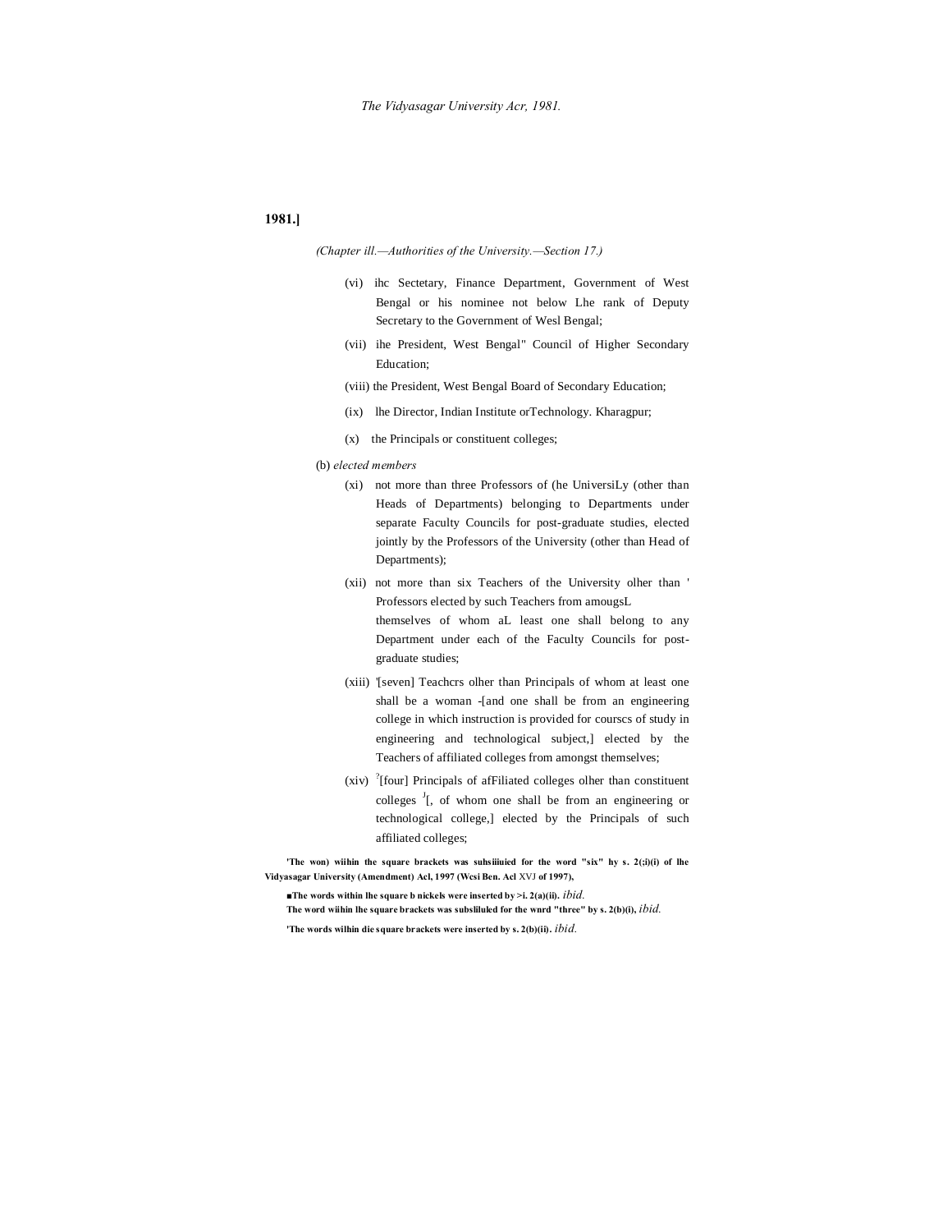1981.]

*(Chapter ill.—Authorities of the University.—Section 17.)*

(vi) ihc Sectetary, Finance Department, Government of West Bengal or his nominee not below Lhe rank of Deputy Secretary to the Government of Wesl Bengal;

(vii) ihe President, West Bengal" Council of Higher Secondary Education;

(viii) the President, West Bengal Board of Secondary Education;

(ix) lhe Director, Indian Institute orTechnology. Kharagpur;

(x) the Principals or constituent colleges;

(b) *elected members*

(xi) not more than three Professors of (he UniversiLy (other than Heads of Departments) belonging to Departments under separate Faculty Councils for post-graduate studies, elected jointly by the Professors of the University (other than Head of Departments);

(xii) not more than six Teachers of the University olher than ' Professors elected by such Teachers from amougsL themselves of whom aL least one shall belong to any Department under each of the Faculty Councils for post-graduate studies;

(xiii) '[seven] Teachcrs olher than Principals of whom at least one shall be a woman -[and one shall be from an engineering college in which instruction is provided for courscs of study in engineering and technological subject,] elected by the Teachers of affiliated colleges from amongst themselves;

(xiv) [?][four] Principals of afFiliated colleges olher than constituent colleges [J][, of whom one shall be from an engineering or technological college,] elected by the Principals of such affiliated colleges;

**'The won) wiihin the square brackets was suhsiiiuied for the word "six" hy s. 2(;i)(i) of lhe Vidyasagar University (Amendment) Acl, 1997 (Wesi Ben. Acl** XVJ **of 1997),**

**■The words within lhe square b nickels were inserted by >i. 2(a)(ii).** *ibid.*

**The word wiihin lhe square brackets was subsliluled for the wnrd "three" by s. 2(b)(i),** *ibid.*

**'The words wilhin die square brackets were inserted by s. 2(b)(ii).** *ibid.*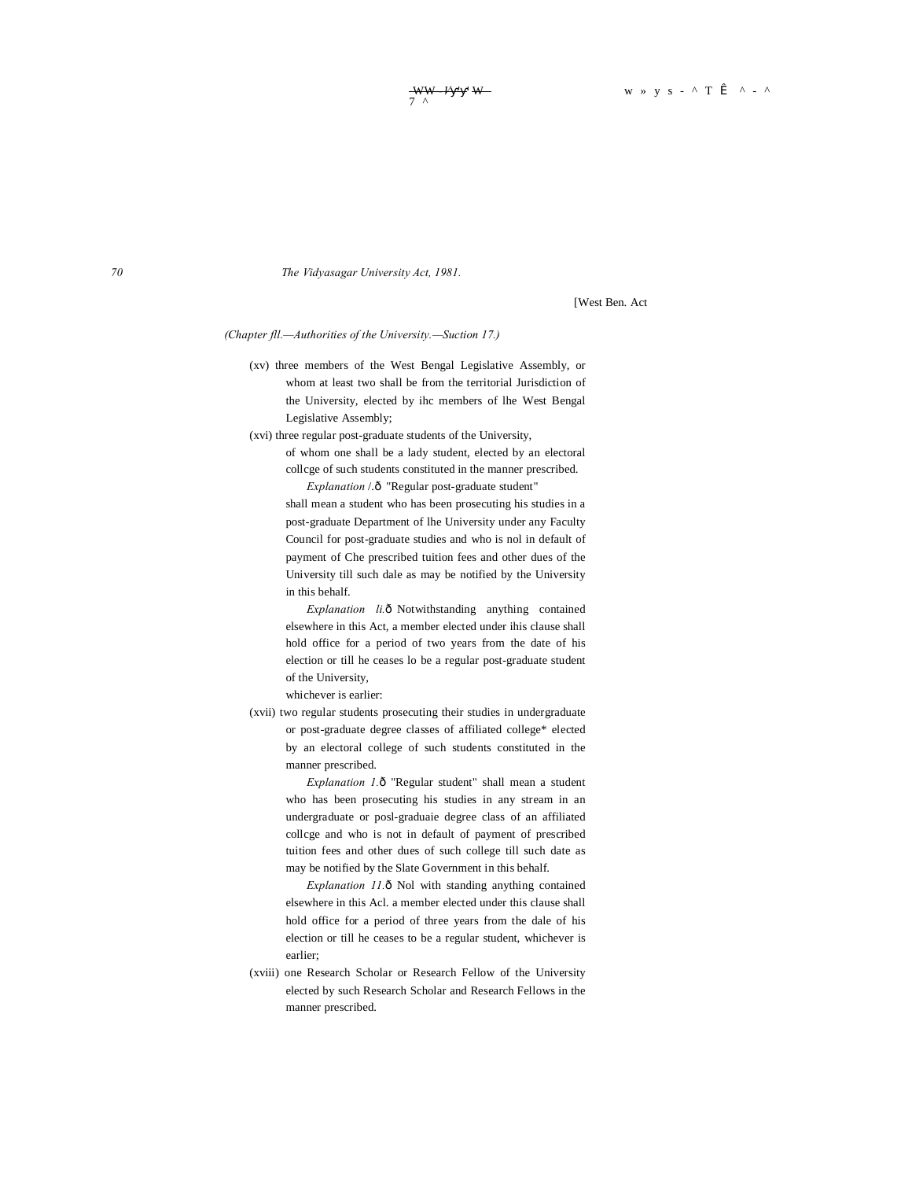[West Ben. Act

*(Chapter fll.—Authorities of the University.—Suction 17.)*

(xv) three members of the West Bengal Legislative Assembly, or whom at least two shall be from the territorial Jurisdiction of the University, elected by ihc members of lhe West Bengal Legislative Assembly;

(xvi) three regular post-graduate students of the University, of whom one shall be a lady student, elected by an electoral collcge of such students constituted in the manner prescribed.

*Explanation* /.ð "Regular post-graduate student" shall mean a student who has been prosecuting his studies in a post-graduate Department of lhe University under any Faculty Council for post-graduate studies and who is nol in default of payment of Che prescribed tuition fees and other dues of the University till such dale as may be notified by the University in this behalf.

*Explanation li.*ð Notwithstanding anything contained elsewhere in this Act, a member elected under ihis clause shall hold office for a period of two years from the date of his election or till he ceases lo be a regular post-graduate student of the University, whichever is earlier:

(xvii) two regular students prosecuting their studies in undergraduate or post-graduate degree classes of affiliated college* elected by an electoral college of such students constituted in the manner prescribed.

*Explanation 1.*ð "Regular student" shall mean a student who has been prosecuting his studies in any stream in an undergraduate or posl-graduaie degree class of an affiliated collcge and who is not in default of payment of prescribed tuition fees and other dues of such college till such date as may be notified by the Slate Government in this behalf.

*Explanation 11.*ð Nol with standing anything contained elsewhere in this Acl. a member elected under this clause shall hold office for a period of three years from the dale of his election or till he ceases to be a regular student, whichever is earlier;

(xviii) one Research Scholar or Research Fellow of the University elected by such Research Scholar and Research Fellows in the manner prescribed.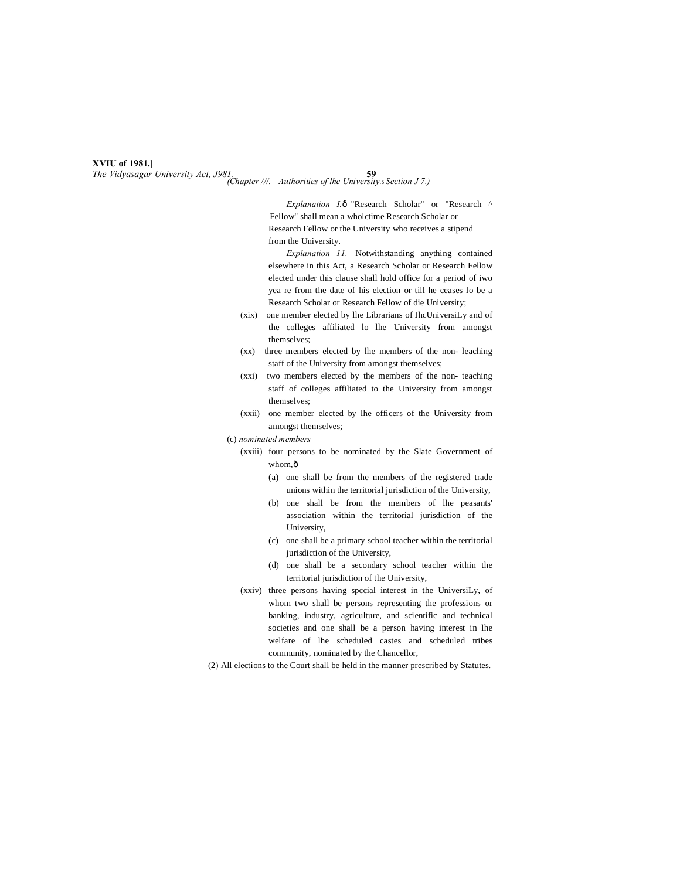*Explanation I.*ð "Research Scholar" or "Research ^ Fellow" shall mean a wholctime Research Scholar or Research Fellow or the University who receives a stipend from the University.

*Explanation 11.*—Notwithstanding anything contained elsewhere in this Act, a Research Scholar or Research Fellow elected under this clause shall hold office for a period of iwo yea re from the date of his election or till he ceases lo be a Research Scholar or Research Fellow of die University;

(xix) one member elected by lhe Librarians of IhcUniversiLy and of the colleges affiliated lo lhe University from amongst themselves;

(xx) three members elected by lhe members of the non- leaching staff of the University from amongst themselves;

(xxi) two members elected by the members of the non- teaching staff of colleges affiliated to the University from amongst themselves;

(xxii) one member elected by lhe officers of the University from amongst themselves;

(c) *nominated members*

(xxiii) four persons to be nominated by the Slate Government of whom,ð

(a) one shall be from the members of the registered trade unions within the territorial jurisdiction of the University,

(b) one shall be from the members of lhe peasants' association within the territorial jurisdiction of the University,

(c) one shall be a primary school teacher within the territorial jurisdiction of the University,

(d) one shall be a secondary school teacher within the territorial jurisdiction of the University,

(xxiv) three persons having spccial interest in the UniversiLy, of whom two shall be persons representing the professions or banking, industry, agriculture, and scientific and technical societies and one shall be a person having interest in lhe welfare of lhe scheduled castes and scheduled tribes community, nominated by the Chancellor,

(2) All elections to the Court shall be held in the manner prescribed by Statutes.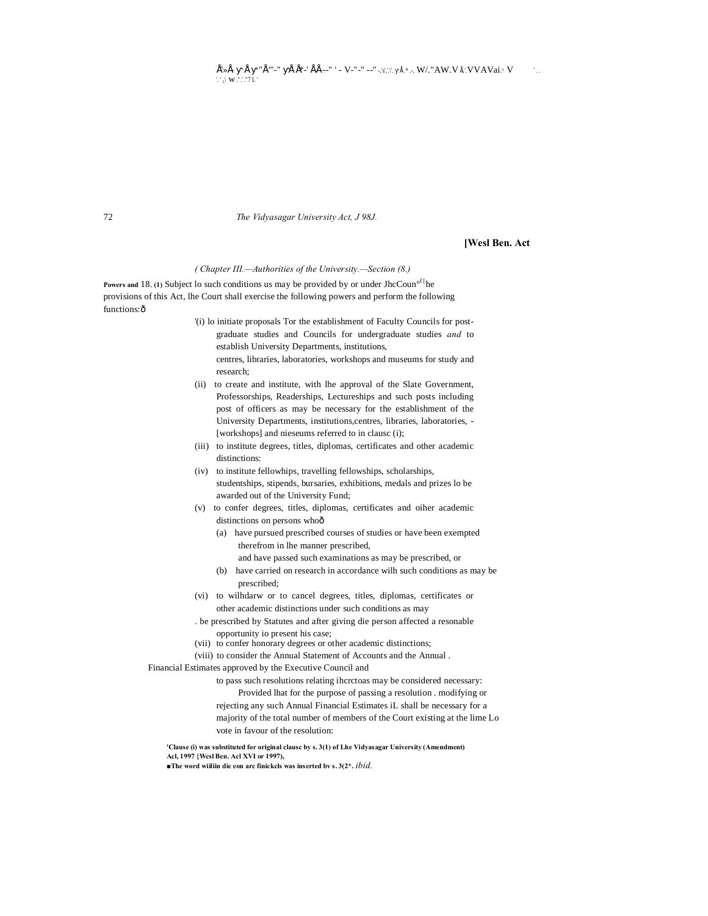*( Chapter III.—Authorities of the University.—Section (8.)*

**Powers and** 18. **(1)** Subject lo such conditions us may be provided by or under JhcCoun[of] [I]he provisions of this Act, lhe Court shall exercise the following powers and perform the following functions:—

'(i) lo initiate proposals Tor the establishment of Faculty Councils for post-graduate studies and Councils for undergraduate studies *and* to establish University Departments, institutions, centres, libraries, laboratories, workshops and museums for study and research;

(ii) to create and institute, with lhe approval of the Slate Government, Professorships, Readerships, Lectureships and such posts including post of officers as may be necessary for the establishment of the University Departments, institutions,centres, libraries, laboratories, -[workshops] and nieseums referred to in clausc (i);

(iii) to institute degrees, titles, diplomas, certificates and other academic distinctions:

(iv) to institute fellowhips, travelling fellowships, scholarships, studentships, stipends, bursaries, exhibitions, medals and prizes lo be awarded out of the University Fund;

(v) to confer degrees, titles, diplomas, certificates and oiher academic distinctions on persons who—

(a) have pursued prescribed courses of studies or have been exempted therefrom in lhe manner prescribed, and have passed such examinations as may be prescribed, or

(b) have carried on research in accordance wilh such conditions as may be prescribed;

(vi) to wilhdarw or to cancel degrees, titles, diplomas, certificates or other academic distinctions under such conditions as may be prescribed by Statutes and after giving die person affected a resonable opportunity io present his case;

(vii) to confer honorary degrees or other academic distinctions;

(viii) to consider the Annual Statement of Accounts and the Annual Financial Estimates approved by the Executive Council and to pass such resolutions relating ihcrctoas may be considered necessary:

Provided lhat for the purpose of passing a resolution . modifying or rejecting any such Annual Financial Estimates iL shall be necessary for a majority of the total number of members of the Court existing at the lime Lo vote in favour of the resolution:

**'Clause (i) was substituted for original clausc by s. 3(1) of Lhe Vidyasagar University (Amendment) Acl, 1997 {Wesl Ben. Acl XVI or 1997),**

**■The word wiliin die eon arc finickels was inserted bv s. 3(2\*.** *ibid.*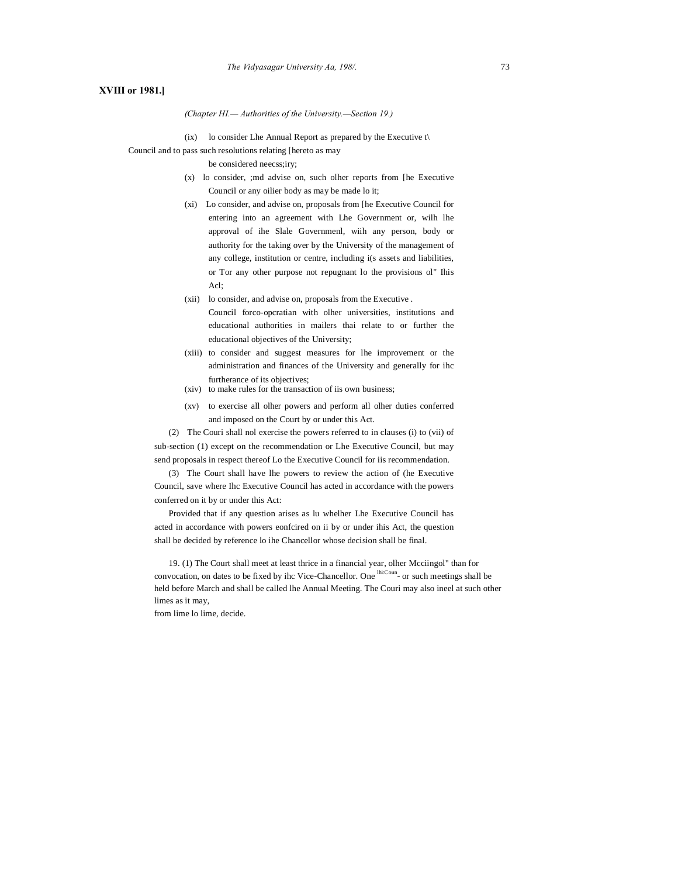**XVIII or 1981.]**

*(Chapter HI.— Authorities of the University.—Section 19.)*

(ix) lo consider Lhe Annual Report as prepared by the Executive t\ Council and to pass such resolutions relating [hereto as may be considered neecss;iry;

(x) lo consider, ;md advise on, such olher reports from [he Executive Council or any oilier body as may be made lo it;

(xi) Lo consider, and advise on, proposals from [he Executive Council for entering into an agreement with Lhe Government or, wilh lhe approval of ihe Slale Governmenl, wiih any person, body or authority for the taking over by the University of the management of any college, institution or centre, including i(s assets and liabilities, or Tor any other purpose not repugnant lo the provisions ol" Ihis Acl;

(xii) lo consider, and advise on, proposals from the Executive . Council forco-opcratian with olher universities, institutions and educational authorities in mailers thai relate to or further the educational objectives of the University;

(xiii) to consider and suggest measures for lhe improvement or the administration and finances of the University and generally for ihc furtherance of its objectives;

(xiv) to make rules for the transaction of iis own business;

(xv) to exercise all olher powers and perform all olher duties conferred and imposed on the Court by or under this Act.

(2) The Couri shall nol exercise the powers referred to in clauses (i) to (vii) of sub-section (1) except on the recommendation or Lhe Executive Council, but may send proposals in respect thereof Lo the Executive Council for iis recommendation.

(3) The Court shall have lhe powers to review the action of (he Executive Council, save where Ihc Executive Council has acted in accordance with the powers conferred on it by or under this Act:

Provided that if any question arises as lu whelher Lhe Executive Council has acted in accordance with powers eonfcired on ii by or under ihis Act, the question shall be decided by reference lo ihe Chancellor whose decision shall be final.

19. (1) The Court shall meet at least thrice in a financial year, olher Mcciingol" than for convocation, on dates to be fixed by ihc Vice-Chancellor. One Ihi:Coun- or such meetings shall be held before March and shall be called lhe Annual Meeting. The Couri may also ineel at such other limes as it may, from lime lo lime, decide.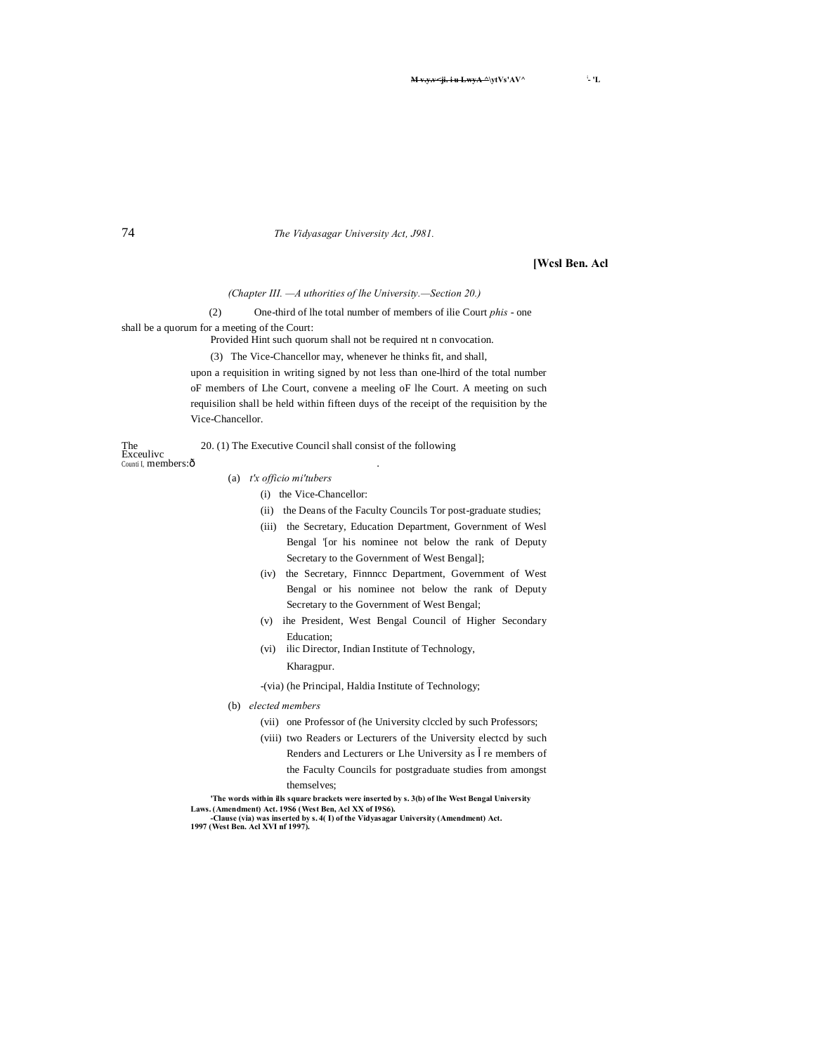*(Chapter III. —A uthorities of lhe University.—Section 20.)*

(2) One-third of lhe total number of members of ilie Court *phis* - one shall be a quorum for a meeting of the Court:

Provided Hint such quorum shall not be required nt n convocation.

(3) The Vice-Chancellor may, whenever he thinks fit, and shall, upon a requisition in writing signed by not less than one-lhird of the total number oF members of Lhe Court, convene a meeling oF lhe Court. A meeting on such requisilion shall be held within fifteen duys of the receipt of the requisition by the Vice-Chancellor.

The Exceulivc Counti l, 20. (1) The Executive Council shall consist of the following members:—

(a) *t'x officio mi'tubers*

(i) the Vice-Chancellor:

(ii) the Deans of the Faculty Councils Tor post-graduate studies;

(iii) the Secretary, Education Department, Government of Wesl Bengal [1][or his nominee not below the rank of Deputy Secretary to the Government of West Bengal];

(iv) the Secretary, Finnncc Department, Government of West Bengal or his nominee not below the rank of Deputy Secretary to the Government of West Bengal;

(v) ihe President, West Bengal Council of Higher Secondary Education;

(vi) ilic Director, Indian Institute of Technology, Kharagpur.

[2](via) (he Principal, Haldia Institute of Technology;

(b) *elected members*

(vii) one Professor of (he University clccled by such Professors;

(viii) two Readers or Lecturers of the University electcd by such Renders and Lecturers or Lhe University as Ǐ re members of the Faculty Councils for postgraduate studies from amongst themselves;

**[1]The words within ills square brackets were inserted by s. 3(b) of lhe West Bengal University Laws. (Amendment) Act. 19S6 (West Ben, Acl XX of I9S6).**

**[2]Clause (via) was inserted by s. 4( I) of the Vidyasagar University (Amendment) Act. 1997 (West Ben. Acl XVI nf 1997).**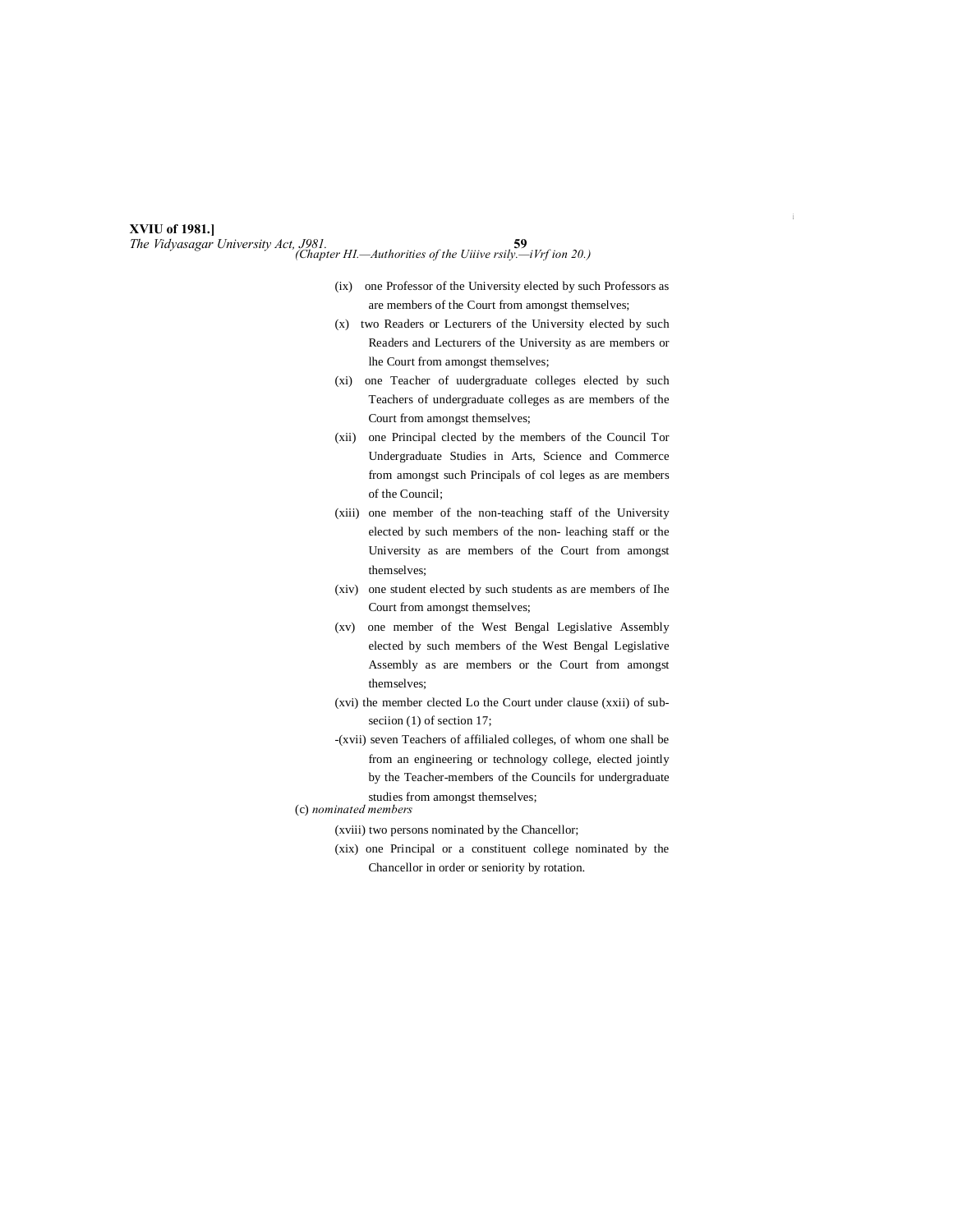(ix) one Professor of the University elected by such Professors as are members of the Court from amongst themselves;

(x) two Readers or Lecturers of the University elected by such Readers and Lecturers of the University as are members or lhe Court from amongst themselves;

(xi) one Teacher of uudergraduate colleges elected by such Teachers of undergraduate colleges as are members of the Court from amongst themselves;

(xii) one Principal clected by the members of the Council Tor Undergraduate Studies in Arts, Science and Commerce from amongst such Principals of col leges as are members of the Council;

(xiii) one member of the non-teaching staff of the University elected by such members of the non- leaching staff or the University as are members of the Court from amongst themselves;

(xiv) one student elected by such students as are members of Ihe Court from amongst themselves;

(xv) one member of the West Bengal Legislative Assembly elected by such members of the West Bengal Legislative Assembly as are members or the Court from amongst themselves;

(xvi) the member clected Lo the Court under clause (xxii) of sub-seciion (1) of section 17;

-(xvii) seven Teachers of affilialed colleges, of whom one shall be from an engineering or technology college, elected jointly by the Teacher-members of the Councils for undergraduate studies from amongst themselves;

(c) *nominated members*

(xviii) two persons nominated by the Chancellor;

(xix) one Principal or a constituent college nominated by the Chancellor in order or seniority by rotation.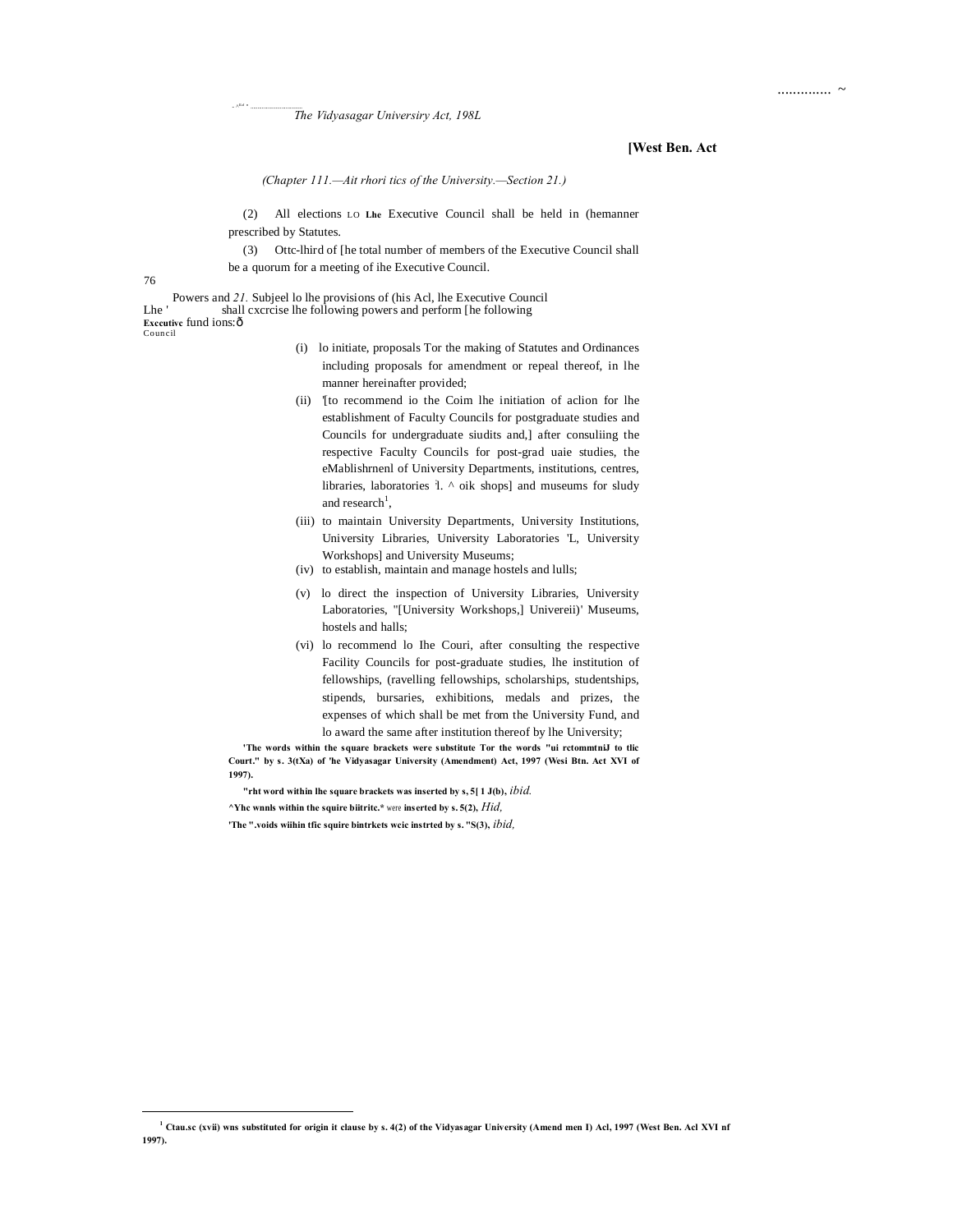(Chapter 111.—Ait rhori tics of the University.—Section 21.)

(2) All elections LO **Lhe** Executive Council shall be held in (hemanner prescribed by Statutes.

(3) Ottc-lhird of [he total number of members of the Executive Council shall be a quorum for a meeting of ihe Executive Council.

Powers and Lhe ' **Excculivc** Council

21. Subjeel lo lhe provisions of (his Acl, lhe Executive Council shall cxcrcise lhe following powers and perform [he following fund ions:ð

(i) lo initiate, proposals Tor the making of Statutes and Ordinances including proposals for amendment or repeal thereof, in lhe manner hereinafter provided;

(ii) '[to recommend io the Coim lhe initiation of aclion for lhe establishment of Faculty Councils for postgraduate studies and Councils for undergraduate siudits and,] after consuliing the respective Faculty Councils for post-grad uaie studies, the eMablishrnenl of University Departments, institutions, centres, libraries, laboratories ʾl. ^ oik shops] and museums for sludy and research[1],

(iii) to maintain University Departments, University Institutions, University Libraries, University Laboratories 'L, University Workshops] and University Museums;

(iv) to establish, maintain and manage hostels and lulls;

(v) lo direct the inspection of University Libraries, University Laboratories, "[University Workshops,] Univereii)' Museums, hostels and halls;

(vi) lo recommend lo Ihe Couri, after consulting the respective Facility Councils for post-graduate studies, lhe institution of fellowships, (ravelling fellowships, scholarships, studentships, stipends, bursaries, exhibitions, medals and prizes, the expenses of which shall be met from the University Fund, and lo award the same after institution thereof by lhe University;

**'The words within the square brackets were substitute Tor the words "ui rctommtniJ to tlic Court." by s. 3(tXa) of 'he Vidyasagar University (Amendment) Act, 1997 (Wesi Btn. Act XVI of 1997).**

**"rht word within lhe square brackets was inserted by s, 5[ 1 J(b),** *ibid.*

**^Yhc wnnls within the squire biitritc.*** *were* **inserted by s. 5(2),** *Hid,*

**'The ".voids wiihin tfic squire bintrkets wcic instrted by s. "S(3),** *ibid,*

---

[1] **Ctau.sc (xvii) wns substituted for origin it clause by s. 4(2) of the Vidyasagar University (Amend men I) Acl, 1997 (West Ben. Acl XVI nf 1997).**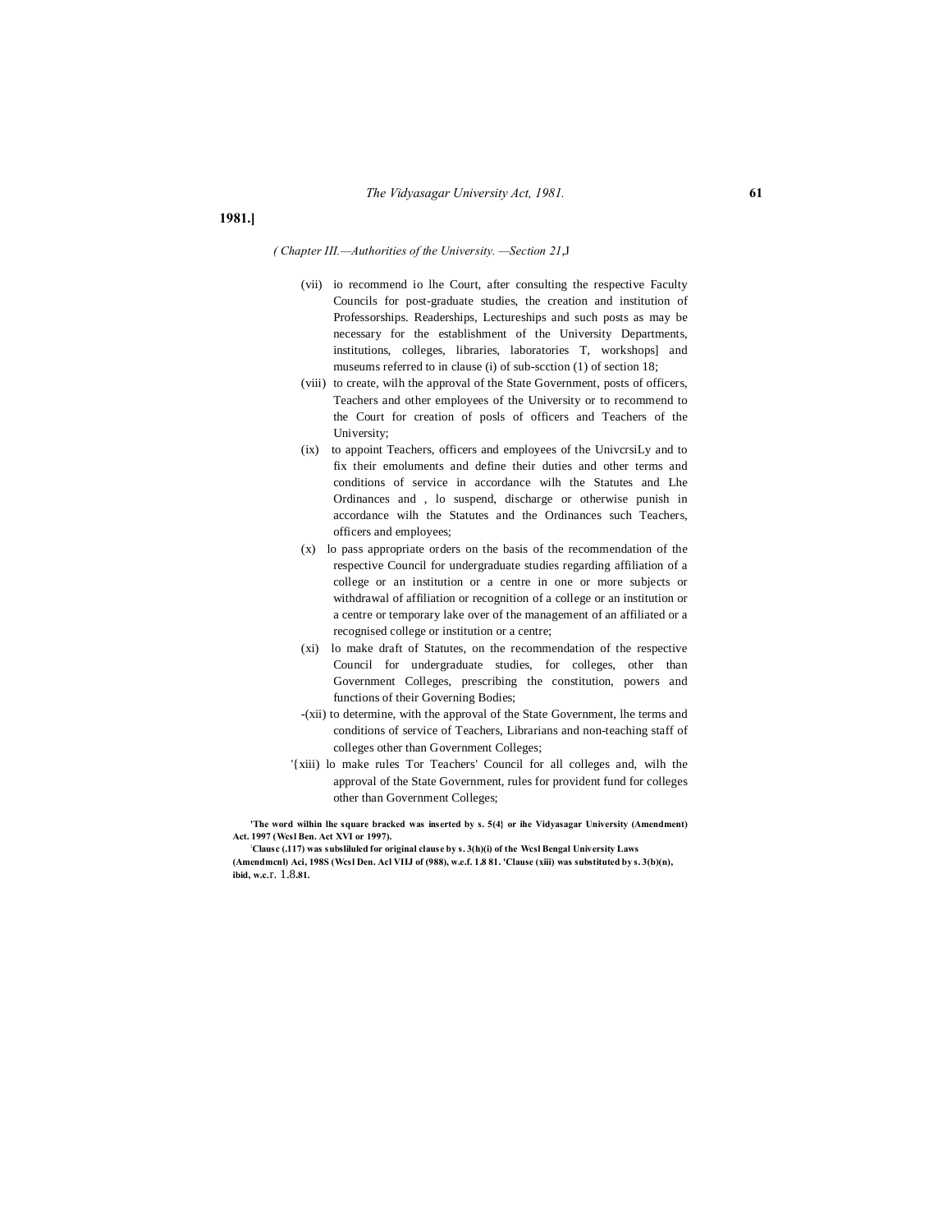1981.]

*( Chapter III.—Authorities of the University. —Section 21,*J

(vii) io recommend io lhe Court, after consulting the respective Faculty Councils for post-graduate studies, the creation and institution of Professorships. Readerships, Lectureships and such posts as may be necessary for the establishment of the University Departments, institutions, colleges, libraries, laboratories T, workshops] and museums referred to in clause (i) of sub-scction (1) of section 18;

(viii) to create, wilh the approval of the State Government, posts of officers, Teachers and other employees of the University or to recommend to the Court for creation of posls of officers and Teachers of the University;

(ix) to appoint Teachers, officers and employees of the UnivcrsiLy and to fix their emoluments and define their duties and other terms and conditions of service in accordance wilh the Statutes and Lhe Ordinances and , lo suspend, discharge or otherwise punish in accordance wilh the Statutes and the Ordinances such Teachers, officers and employees;

(x) lo pass appropriate orders on the basis of the recommendation of the respective Council for undergraduate studies regarding affiliation of a college or an institution or a centre in one or more subjects or withdrawal of affiliation or recognition of a college or an institution or a centre or temporary lake over of the management of an affiliated or a recognised college or institution or a centre;

(xi) lo make draft of Statutes, on the recommendation of the respective Council for undergraduate studies, for colleges, other than Government Colleges, prescribing the constitution, powers and functions of their Governing Bodies;

-(xii) to determine, with the approval of the State Government, lhe terms and conditions of service of Teachers, Librarians and non-teaching staff of colleges other than Government Colleges;

'{xiii) lo make rules Tor Teachers' Council for all colleges and, wilh the approval of the State Government, rules for provident fund for colleges other than Government Colleges;

**'The word wilhin lhe square bracked was inserted by s. 5(4} or ihe Vidyasagar University (Amendment) Act. 1997 (Wcsl Ben. Act XVI or 1997).**

**[2]Clausc (.117) was subsliluled for original clause by s. 3(h)(i) of the Wcsl Bengal University Laws (Amendmcnl) Aci, 198S (Wesl Den. Acl VIIJ of (988), w.e.f. 1.8 81. 'Clause (xiii) was substituted by s. 3(b)(n), ibid, w.e.**r. 1.8.**81.**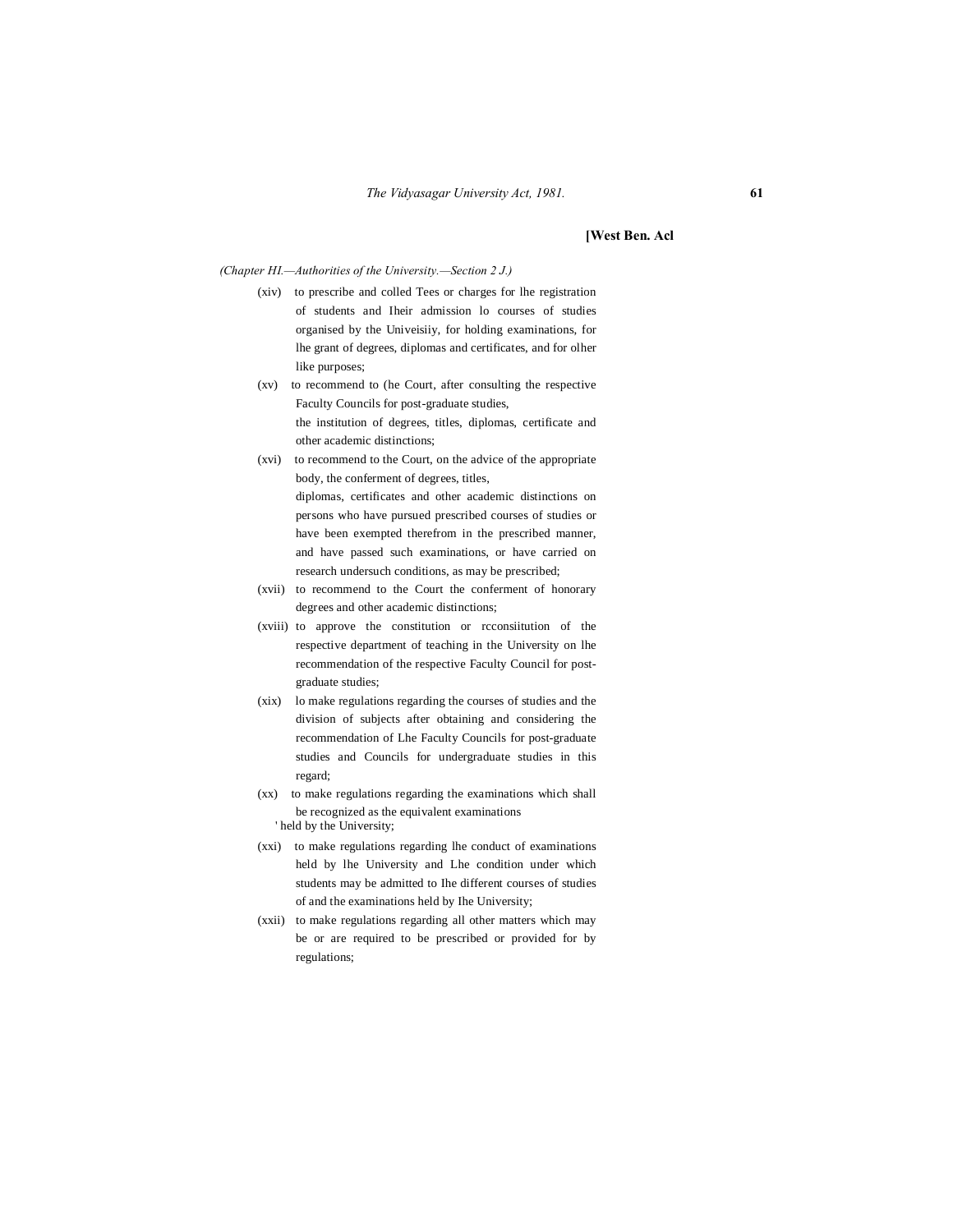*(Chapter HI.—Authorities of the University.—Section 2 J.)*

(xiv) to prescribe and colled Tees or charges for lhe registration of students and Iheir admission lo courses of studies organised by the Univeisiiy, for holding examinations, for lhe grant of degrees, diplomas and certificates, and for olher like purposes;

(xv) to recommend to (he Court, after consulting the respective Faculty Councils for post-graduate studies, the institution of degrees, titles, diplomas, certificate and other academic distinctions;

(xvi) to recommend to the Court, on the advice of the appropriate body, the conferment of degrees, titles, diplomas, certificates and other academic distinctions on persons who have pursued prescribed courses of studies or have been exempted therefrom in the prescribed manner, and have passed such examinations, or have carried on research undersuch conditions, as may be prescribed;

(xvii) to recommend to the Court the conferment of honorary degrees and other academic distinctions;

(xviii) to approve the constitution or rcconsiitution of the respective department of teaching in the University on lhe recommendation of the respective Faculty Council for post-graduate studies;

(xix) lo make regulations regarding the courses of studies and the division of subjects after obtaining and considering the recommendation of Lhe Faculty Councils for post-graduate studies and Councils for undergraduate studies in this regard;

(xx) to make regulations regarding the examinations which shall be recognized as the equivalent examinations ' held by the University;

(xxi) to make regulations regarding lhe conduct of examinations held by lhe University and Lhe condition under which students may be admitted to Ihe different courses of studies of and the examinations held by Ihe University;

(xxii) to make regulations regarding all other matters which may be or are required to be prescribed or provided for by regulations;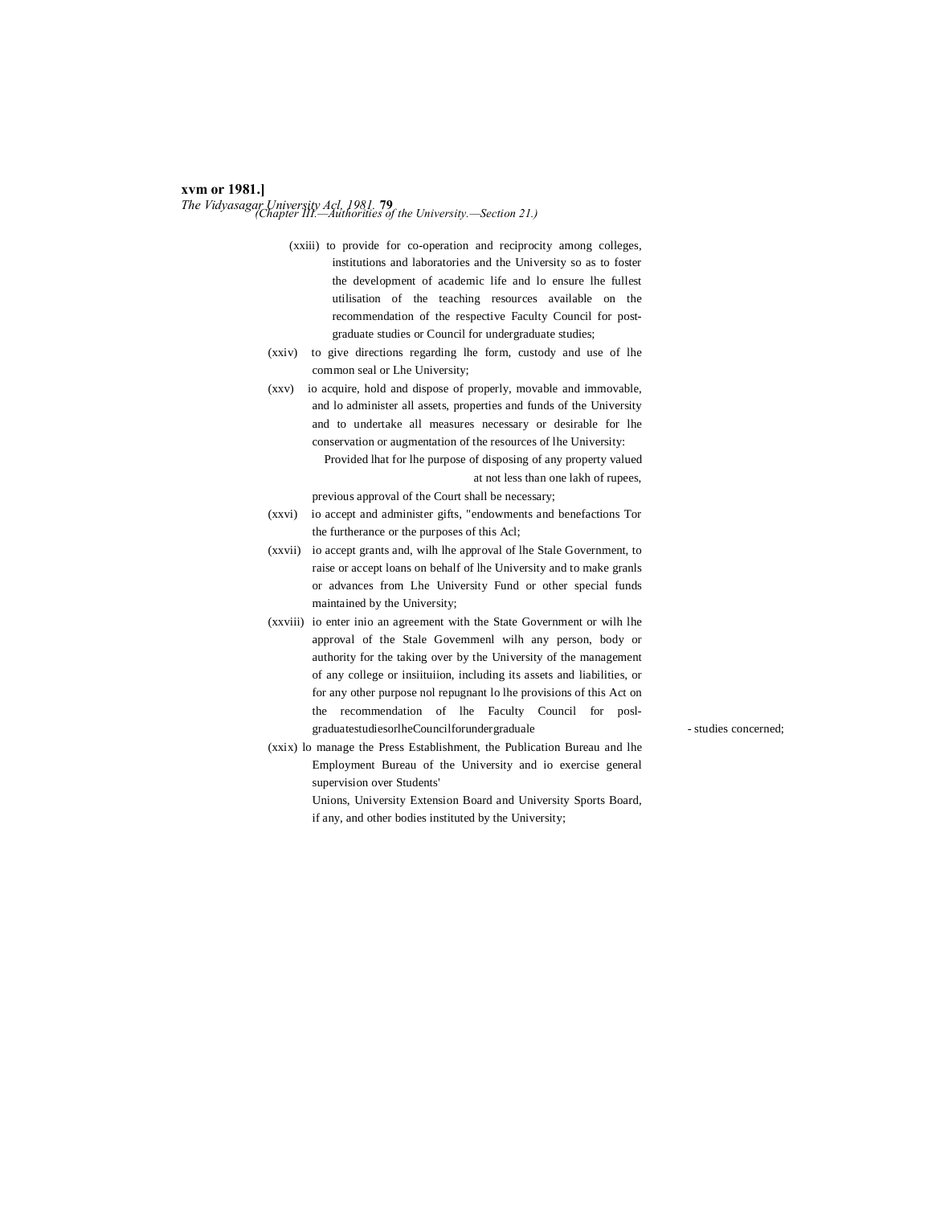(xxiii) to provide for co-operation and reciprocity among colleges, institutions and laboratories and the University so as to foster the development of academic life and lo ensure lhe fullest utilisation of the teaching resources available on the recommendation of the respective Faculty Council for post-graduate studies or Council for undergraduate studies;

(xxiv) to give directions regarding lhe form, custody and use of lhe common seal or Lhe University;

(xxv) io acquire, hold and dispose of properly, movable and immovable, and lo administer all assets, properties and funds of the University and to undertake all measures necessary or desirable for lhe conservation or augmentation of the resources of lhe University:

Provided lhat for lhe purpose of disposing of any property valued at not less than one lakh of rupees, previous approval of the Court shall be necessary;

(xxvi) io accept and administer gifts, "endowments and benefactions Tor the furtherance or the purposes of this Acl;

(xxvii) io accept grants and, wilh lhe approval of lhe Stale Government, to raise or accept loans on behalf of lhe University and to make granls or advances from Lhe University Fund or other special funds maintained by the University;

(xxviii) io enter inio an agreement with the State Government or wilh lhe approval of the Stale Govemmenl wilh any person, body or authority for the taking over by the University of the management of any college or insiituiion, including its assets and liabilities, or for any other purpose nol repugnant lo lhe provisions of this Act on the recommendation of lhe Faculty Council for posl-graduatestudiesorlheCouncilforundergraduale - studies concerned;

(xxix) lo manage the Press Establishment, the Publication Bureau and lhe Employment Bureau of the University and io exercise general supervision over Students' Unions, University Extension Board and University Sports Board, if any, and other bodies instituted by the University;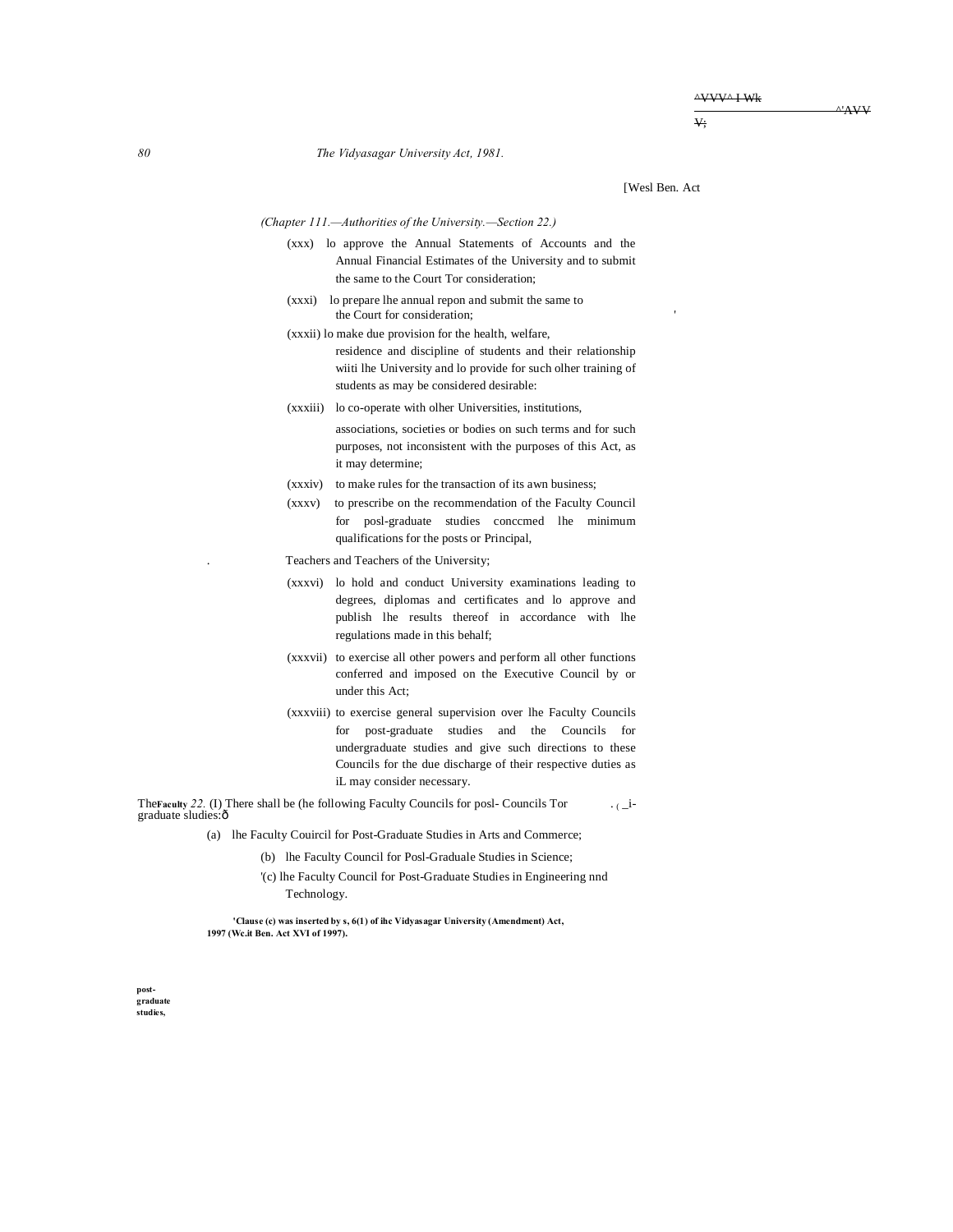[Wesl Ben. Act

*(Chapter 111.—Authorities of the University.—Section 22.)*

(xxx) lo approve the Annual Statements of Accounts and the Annual Financial Estimates of the University and to submit the same to the Court Tor consideration;

(xxxi) lo prepare lhe annual repon and submit the same to the Court for consideration;

(xxxii) lo make due provision for the health, welfare, residence and discipline of students and their relationship wiiti lhe University and lo provide for such olher training of students as may be considered desirable:

(xxxiii) lo co-operate with olher Universities, institutions, associations, societies or bodies on such terms and for such purposes, not inconsistent with the purposes of this Act, as it may determine;

(xxxiv) to make rules for the transaction of its awn business;

(xxxv) to prescribe on the recommendation of the Faculty Council for posl-graduate studies conccmed lhe minimum qualifications for the posts or Principal, Teachers and Teachers of the University;

(xxxvi) lo hold and conduct University examinations leading to degrees, diplomas and certificates and lo approve and publish lhe results thereof in accordance with lhe regulations made in this behalf;

(xxxvii) to exercise all other powers and perform all other functions conferred and imposed on the Executive Council by or under this Act;

(xxxviii) to exercise general supervision over lhe Faculty Councils for post-graduate studies and the Councils for undergraduate studies and give such directions to these Councils for the due discharge of their respective duties as iL may consider necessary.

**The Faculty Councils Tor post-graduate studies,** 22. (I) There shall be (he following Faculty Councils for posl-graduate sludies:—

(a) lhe Faculty Couircil for Post-Graduate Studies in Arts and Commerce;

(b) lhe Faculty Council for Posl-Graduale Studies in Science;

[1](c) lhe Faculty Council for Post-Graduate Studies in Engineering nnd Technology.

**[1]Clause (c) was inserted by s, 6(1) of ihc Vidyasagar University (Amendment) Act, 1997 (Wc.it Ben. Act XVI of 1997).**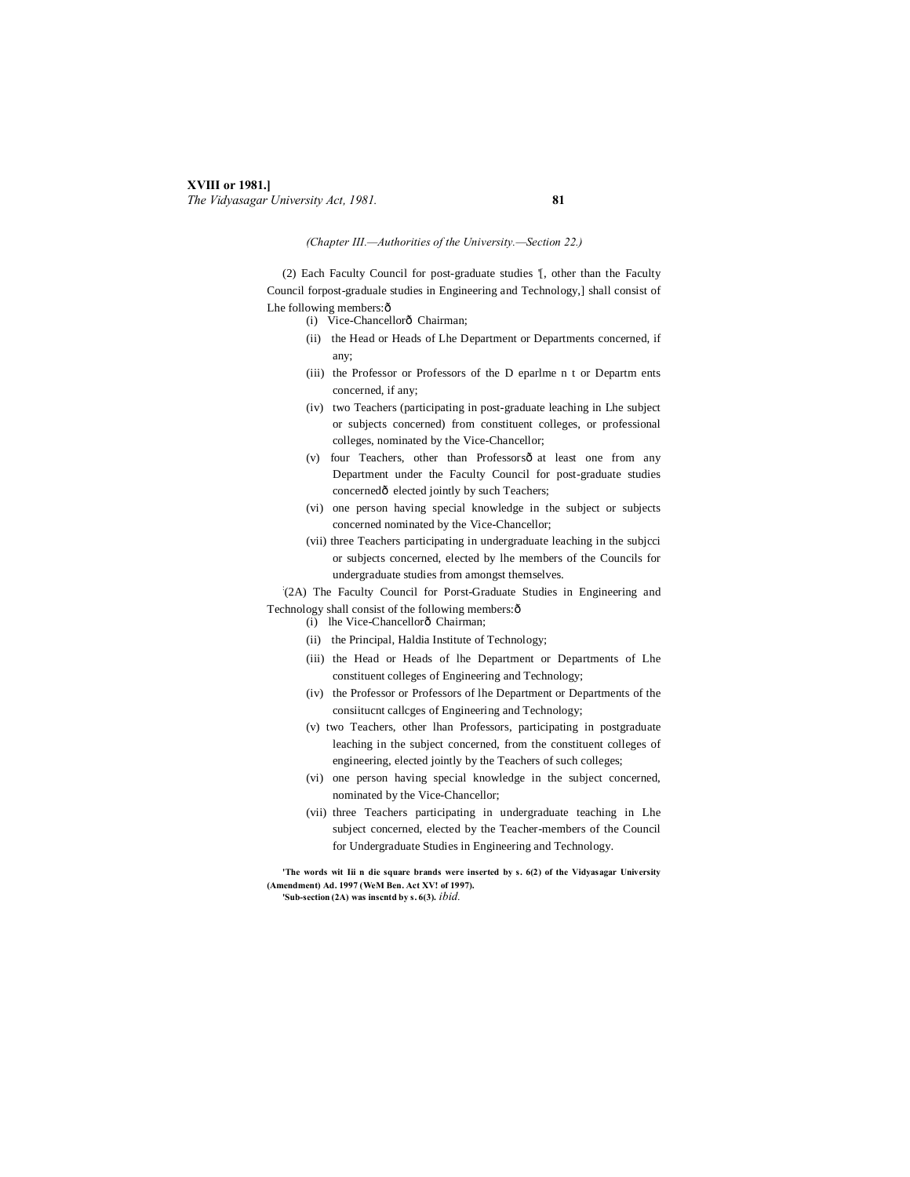*(Chapter III.—Authorities of the University.—Section 22.)*

(2) Each Faculty Council for post-graduate studies [1][, other than the Faculty Council forpost-graduale studies in Engineering and Technology,] shall consist of Lhe following members:—

- (i) Vice-Chancellor— Chairman;
- (ii) the Head or Heads of Lhe Department or Departments concerned, if any;
- (iii) the Professor or Professors of the D eparlme n t or Departm ents concerned, if any;
- (iv) two Teachers (participating in post-graduate leaching in Lhe subject or subjects concerned) from constituent colleges, or professional colleges, nominated by the Vice-Chancellor;
- (v) four Teachers, other than Professors— at least one from any Department under the Faculty Council for post-graduate studies concerned— elected jointly by such Teachers;
- (vi) one person having special knowledge in the subject or subjects concerned nominated by the Vice-Chancellor;
- (vii) three Teachers participating in undergraduate leaching in the subjcci or subjects concerned, elected by lhe members of the Councils for undergraduate studies from amongst themselves.

[2](2A) The Faculty Council for Porst-Graduate Studies in Engineering and Technology shall consist of the following members:—

- (i) lhe Vice-Chancellor— Chairman;
- (ii) the Principal, Haldia Institute of Technology;
- (iii) the Head or Heads of lhe Department or Departments of Lhe constituent colleges of Engineering and Technology;
- (iv) the Professor or Professors of lhe Department or Departments of the consiitucnt callcges of Engineering and Technology;
- (v) two Teachers, other lhan Professors, participating in postgraduate leaching in the subject concerned, from the constituent colleges of engineering, elected jointly by the Teachers of such colleges;
- (vi) one person having special knowledge in the subject concerned, nominated by the Vice-Chancellor;
- (vii) three Teachers participating in undergraduate teaching in Lhe subject concerned, elected by the Teacher-members of the Council for Undergraduate Studies in Engineering and Technology.

**[1]The words wit Iii n die square brands were inserted by s. 6(2) of the Vidyasagar University (Amendment) Ad. 1997 (WeM Ben. Act XV! of 1997).**

**[2]Sub-section (2A) was insentd by s. 6(3).** *ibid.*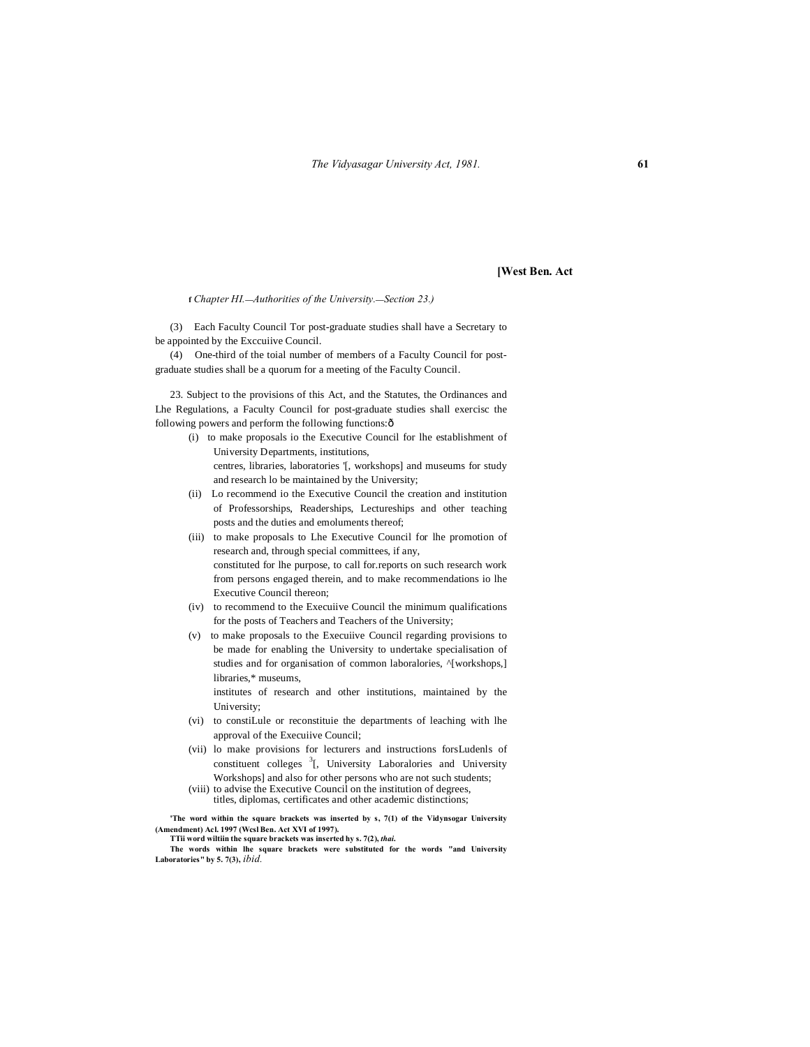[West Ben. Act

(Chapter III.—Authorities of the University.—Section 23.)

(3) Each Faculty Council Tor post-graduate studies shall have a Secretary to be appointed by the Exccuiive Council.

(4) One-third of the toial number of members of a Faculty Council for post-graduate studies shall be a quorum for a meeting of the Faculty Council.

23. Subject to the provisions of this Act, and the Statutes, the Ordinances and Lhe Regulations, a Faculty Council for post-graduate studies shall exercisc the following powers and perform the following functions:—

(i) to make proposals io the Executive Council for lhe establishment of University Departments, institutions, centres, libraries, laboratories [1][, workshops] and museums for study and research lo be maintained by the University;

(ii) Lo recommend io the Executive Council the creation and institution of Professorships, Readerships, Lectureships and other teaching posts and the duties and emoluments thereof;

(iii) to make proposals to Lhe Executive Council for lhe promotion of research and, through special committees, if any, constituted for lhe purpose, to call for.reports on such research work from persons engaged therein, and to make recommendations io lhe Executive Council thereon;

(iv) to recommend to the Execuiive Council the minimum qualifications for the posts of Teachers and Teachers of the University;

(v) to make proposals to the Execuiive Council regarding provisions to be made for enabling the University to undertake specialisation of studies and for organisation of common laboralories, [2][workshops,] libraries,* museums, institutes of research and other institutions, maintained by the University;

(vi) to constiLule or reconstituie the departments of leaching with lhe approval of the Execuiive Council;

(vii) lo make provisions for lecturers and instructions forsLudenls of constituent colleges [3][, University Laboralories and University Workshops] and also for other persons who are not such students;

(viii) to advise the Executive Council on the institution of degrees, titles, diplomas, certificates and other academic distinctions;

[1]The word within the square brackets was inserted by s, 7(1) of the Vidynsogar University (Amendment) Acl. 1997 (Wesl Ben. Act XVI of 1997).

[2]TTii word wiltiin the square brackets was inserted hy s. 7(2), *thai.*

[3]The words within lhe square brackets were substituted for the words "and University Laboratories" by 5. 7(3), *ibid.*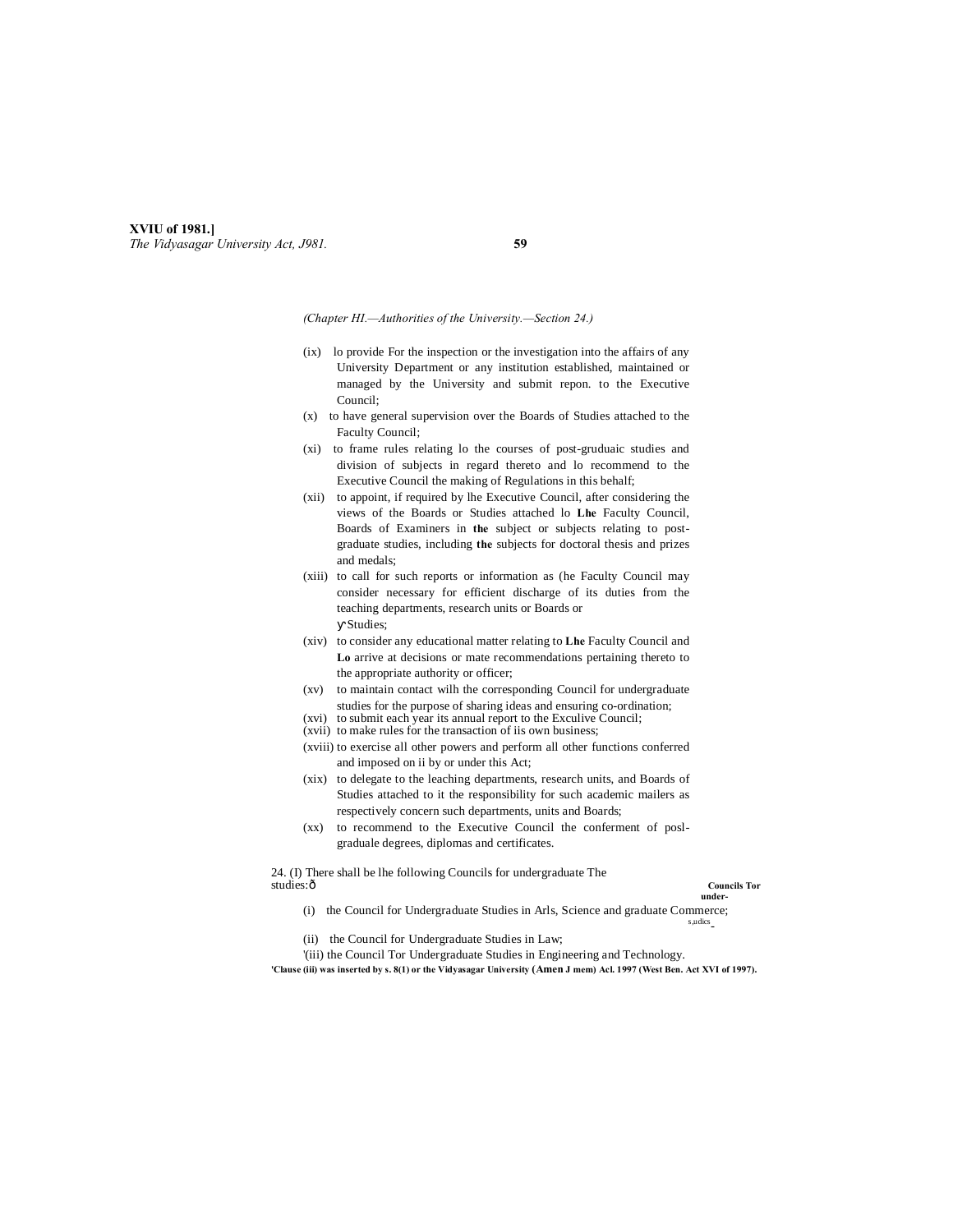(Chapter HI.—Authorities of the University.—Section 24.)

(ix) lo provide For the inspection or the investigation into the affairs of any University Department or any institution established, maintained or managed by the University and submit repon. to the Executive Council;

(x) to have general supervision over the Boards of Studies attached to the Faculty Council;

(xi) to frame rules relating lo the courses of post-gruduaic studies and division of subjects in regard thereto and lo recommend to the Executive Council the making of Regulations in this behalf;

(xii) to appoint, if required by lhe Executive Council, after considering the views of the Boards or Studies attached lo **Lhe** Faculty Council, Boards of Examiners in **the** subject or subjects relating to post-graduate studies, including **the** subjects for doctoral thesis and prizes and medals;

(xiii) to call for such reports or information as (he Faculty Council may consider necessary for efficient discharge of its duties from the teaching departments, research units or Boards or Studies;

(xiv) to consider any educational matter relating to **Lhe** Faculty Council and **Lo** arrive at decisions or mate recommendations pertaining thereto to the appropriate authority or officer;

(xv) to maintain contact wilh the corresponding Council for undergraduate studies for the purpose of sharing ideas and ensuring co-ordination;

(xvi) to submit each year its annual report to the Exculive Council;

(xvii) to make rules for the transaction of iis own business;

(xviii) to exercise all other powers and perform all other functions conferred and imposed on ii by or under this Act;

(xix) to delegate to the leaching departments, research units, and Boards of Studies attached to it the responsibility for such academic mailers as respectively concern such departments, units and Boards;

(xx) to recommend to the Executive Council the conferment of posl-graduale degrees, diplomas and certificates.

**Councils Tor under-graduate studics.**

24. (I) There shall be lhe following Councils for undergraduate studies:—

(i) the Council for Undergraduate Studies in Arls, Science and Commerce;

(ii) the Council for Undergraduate Studies in Law;

'(iii) the Council Tor Undergraduate Studies in Engineering and Technology.

**'Clause (iii) was inserted by s. 8(1) or the Vidyasagar University (Amen J mem) Acl. 1997 (West Ben. Act XVI of 1997).**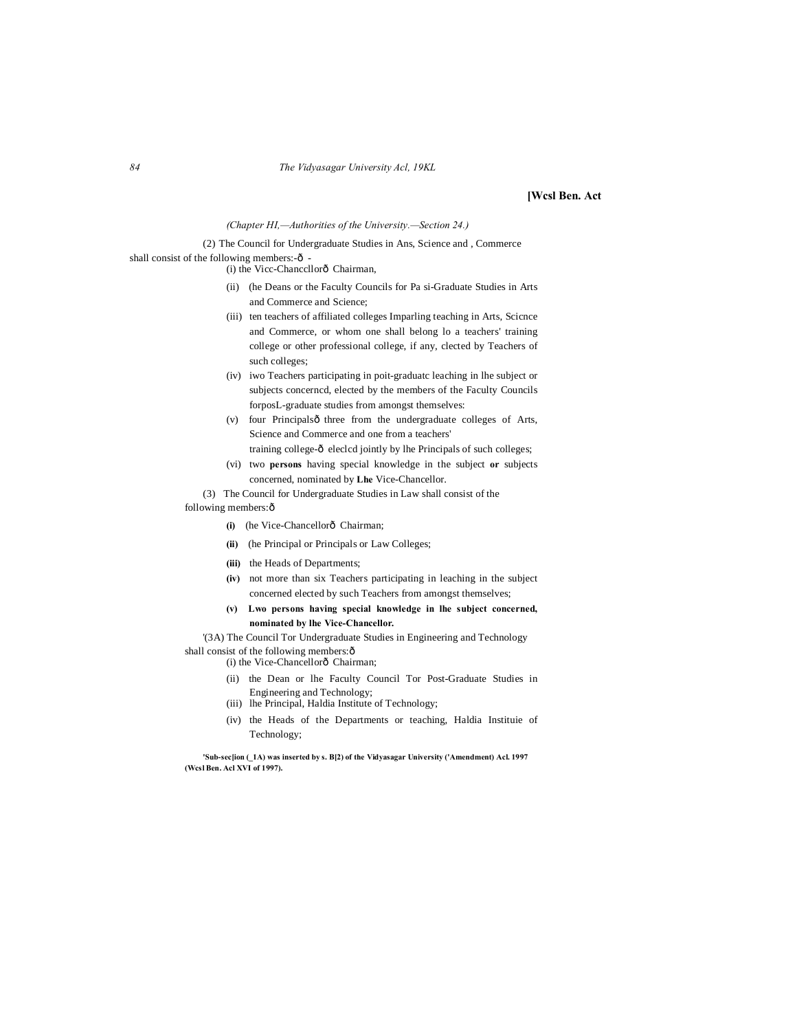*(Chapter HI,—Authorities of the University.—Section 24.)*

(2) The Council for Undergraduate Studies in Ans, Science and , Commerce shall consist of the following members:-ð -

(i) the Vicc-Chanccllorð Chairman,

(ii) (he Deans or the Faculty Councils for Pa si-Graduate Studies in Arts and Commerce and Science;

(iii) ten teachers of affiliated colleges Imparling teaching in Arts, Scicnce and Commerce, or whom one shall belong lo a teachers' training college or other professional college, if any, clected by Teachers of such colleges;

(iv) iwo Teachers participating in poit-graduatc leaching in lhe subject or subjects concerncd, elected by the members of the Faculty Councils forposL-graduate studies from amongst themselves:

(v) four Principalsð three from the undergraduate colleges of Arts, Science and Commerce and one from a teachers' training college-ð eleclcd jointly by lhe Principals of such colleges;

(vi) two **persons** having special knowledge in the subject **or** subjects concerned, nominated by **Lhe** Vice-Chancellor.

(3) The Council for Undergraduate Studies in Law shall consist of the following members:ð

**(i)** (he Vice-Chancellorð Chairman;

**(ii)** (he Principal or Principals or Law Colleges;

**(iii)** the Heads of Departments;

**(iv)** not more than six Teachers participating in leaching in the subject concerned elected by such Teachers from amongst themselves;

**(v) Lwo persons having special knowledge in lhe subject concerned, nominated by lhe Vice-Chancellor.**

'(3A) The Council Tor Undergraduate Studies in Engineering and Technology shall consist of the following members:ð

(i) the Vice-Chancellorð Chairman;

(ii) the Dean or lhe Faculty Council Tor Post-Graduate Studies in Engineering and Technology;

(iii) lhe Principal, Haldia Institute of Technology;

(iv) the Heads of the Departments or teaching, Haldia Instituie of Technology;

**'Sub-sec[ion (_1A) was inserted by s. B[2) of the Vidyasagar University ('Amendment) Acl. 1997 (Wcsl Ben. Acl XVI of 1997).**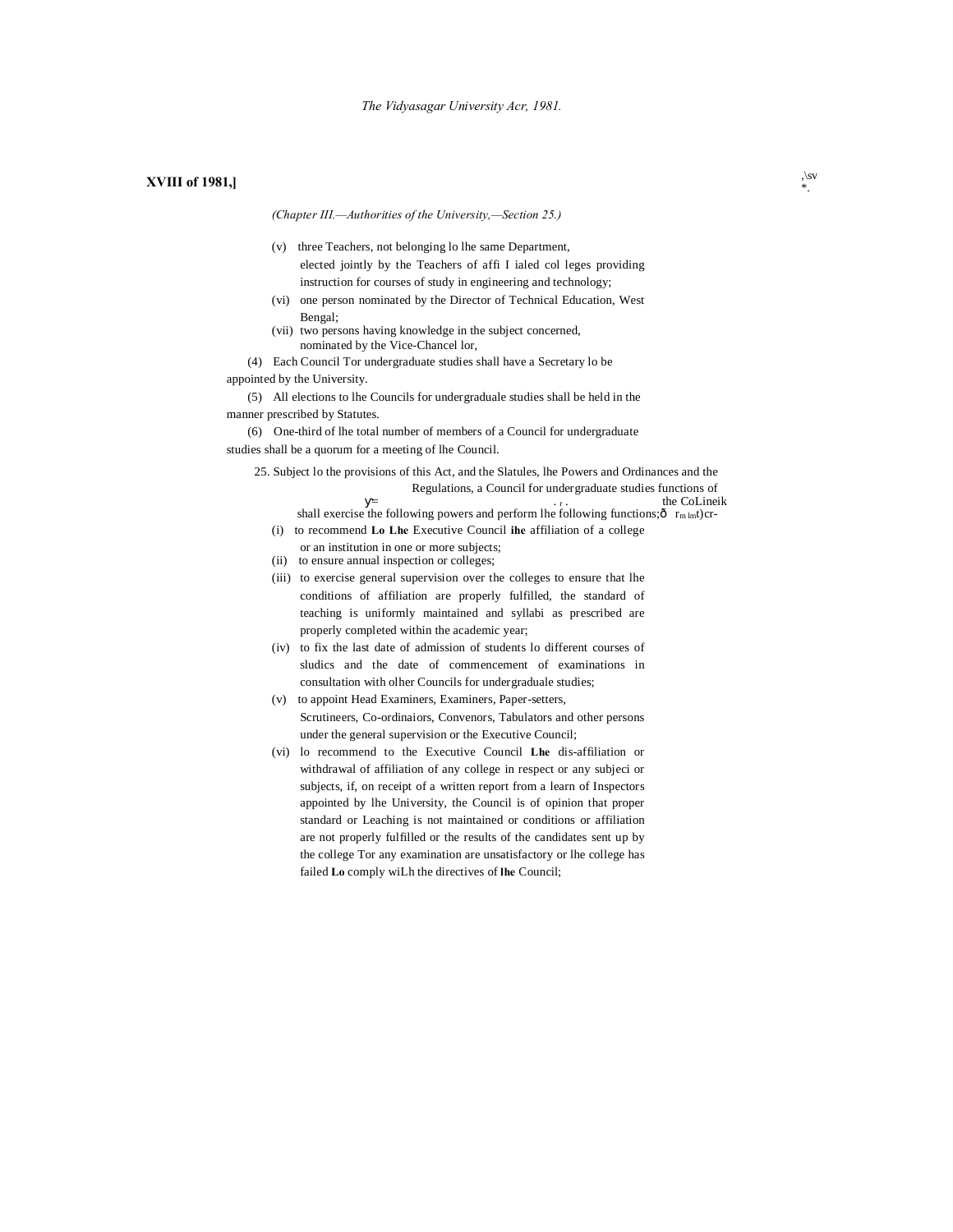**XVIII of 1981,]**

*(Chapter III.—Authorities of the University,—Section 25.)*

(v) three Teachers, not belonging lo lhe same Department, elected jointly by the Teachers of affi I ialed col leges providing instruction for courses of study in engineering and technology;

(vi) one person nominated by the Director of Technical Education, West Bengal;

(vii) two persons having knowledge in the subject concerned, nominated by the Vice-Chancel lor,

(4) Each Council Tor undergraduate studies shall have a Secretary lo be appointed by the University.

(5) All elections to lhe Councils for undergraduale studies shall be held in the manner prescribed by Statutes.

(6) One-third of lhe total number of members of a Council for undergraduate studies shall be a quorum for a meeting of lhe Council.

25. Subject lo the provisions of this Act, and the Slatules, lhe Powers and Ordinances and the Regulations, a Council for undergraduate studies shall exercise the following powers and perform lhe following functions;

*Powers and functions of the Council for undergraduate studies.*

(i) to recommend **Lo Lhe** Executive Council **ihe** affiliation of a college or an institution in one or more subjects;

(ii) to ensure annual inspection or colleges;

(iii) to exercise general supervision over the colleges to ensure that lhe conditions of affiliation are properly fulfilled, the standard of teaching is uniformly maintained and syllabi as prescribed are properly completed within the academic year;

(iv) to fix the last date of admission of students lo different courses of sludics and the date of commencement of examinations in consultation with olher Councils for undergraduale studies;

(v) to appoint Head Examiners, Examiners, Paper-setters, Scrutineers, Co-ordinaiors, Convenors, Tabulators and other persons under the general supervision or the Executive Council;

(vi) lo recommend to the Executive Council **Lhe** dis-affiliation or withdrawal of affiliation of any college in respect or any subjeci or subjects, if, on receipt of a written report from a learn of Inspectors appointed by lhe University, the Council is of opinion that proper standard or Leaching is not maintained or conditions or affiliation are not properly fulfilled or the results of the candidates sent up by the college Tor any examination are unsatisfactory or lhe college has failed **Lo** comply wiLh the directives of **lhe** Council;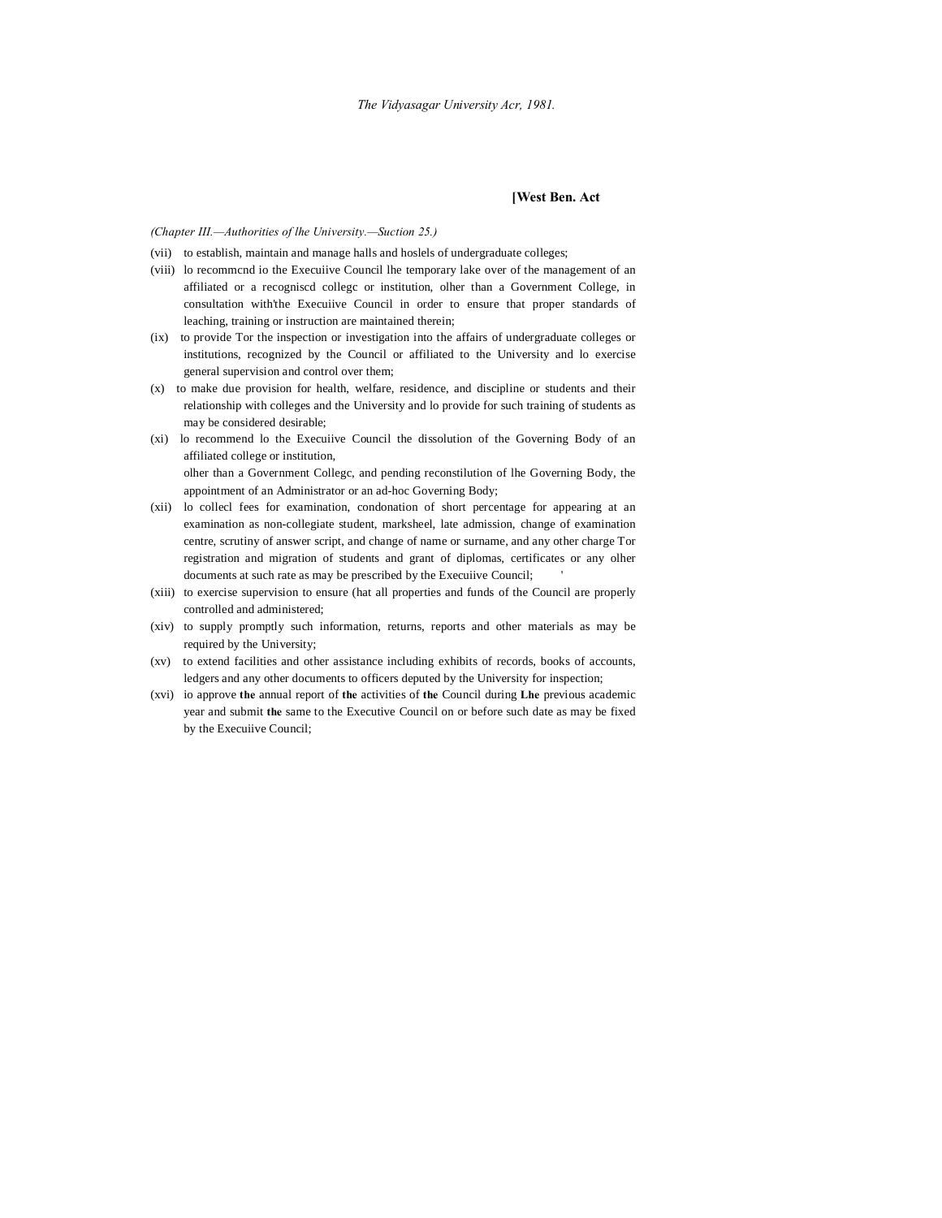*(Chapter III.—Authorities of lhe University.—Suction 25.)*

(vii) to establish, maintain and manage halls and hoslels of undergraduate colleges;

(viii) lo recommcnd io the Execuiive Council lhe temporary lake over of the management of an affiliated or a recogniscd collegc or institution, olher than a Government College, in consultation with'the Execuiive Council in order to ensure that proper standards of leaching, training or instruction are maintained therein;

(ix) to provide Tor the inspection or investigation into the affairs of undergraduate colleges or institutions, recognized by the Council or affiliated to the University and lo exercise general supervision and control over them;

(x) to make due provision for health, welfare, residence, and discipline or students and their relationship with colleges and the University and lo provide for such training of students as may be considered desirable;

(xi) lo recommend lo the Execuiive Council the dissolution of the Governing Body of an affiliated college or institution,
olher than a Government Collegc, and pending reconstilution of lhe Governing Body, the appointment of an Administrator or an ad-hoc Governing Body;

(xii) lo collecl fees for examination, condonation of short percentage for appearing at an examination as non-collegiate student, marksheel, late admission, change of examination centre, scrutiny of answer script, and change of name or surname, and any other charge Tor registration and migration of students and grant of diplomas, certificates or any olher documents at such rate as may be prescribed by the Execuiive Council;

(xiii) to exercise supervision to ensure (hat all properties and funds of the Council are properly controlled and administered;

(xiv) to supply promptly such information, returns, reports and other materials as may be required by the University;

(xv) to extend facilities and other assistance including exhibits of records, books of accounts, ledgers and any other documents to officers deputed by the University for inspection;

(xvi) io approve the annual report of the activities of the Council during Lhe previous academic year and submit the same to the Executive Council on or before such date as may be fixed by the Execuiive Council;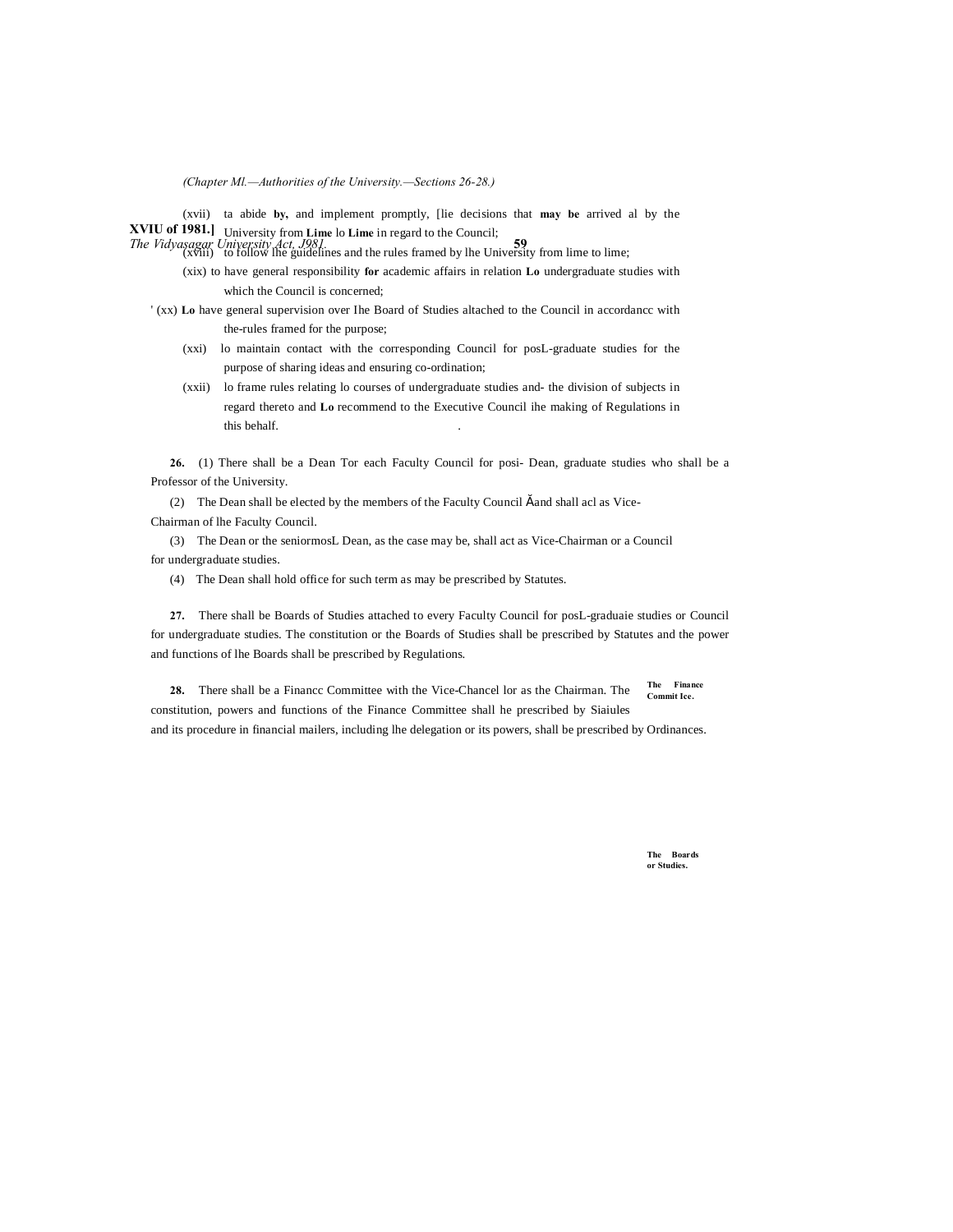(Chapter Ml.—Authorities of the University.—Sections 26-28.)

(xvii) ta abide **by,** and implement promptly, [lie decisions that **may be** arrived al by the University from **Lime** lo **Lime** in regard to the Council;

(xviii) to follow lhe guidelines and the rules framed by lhe University from lime to lime;

(xix) to have general responsibility **for** academic affairs in relation **Lo** undergraduate studies with which the Council is concerned;

' (xx) **Lo** have general supervision over Ihe Board of Studies altached to the Council in accordancc with the-rules framed for the purpose;

(xxi) lo maintain contact with the corresponding Council for posL-graduate studies for the purpose of sharing ideas and ensuring co-ordination;

(xxii) lo frame rules relating lo courses of undergraduate studies and- the division of subjects in regard thereto and **Lo** recommend to the Executive Council ihe making of Regulations in this behalf.

**26.** (1) There shall be a Dean Tor each Faculty Council for posi- Dean, graduate studies who shall be a Professor of the University.

(2) The Dean shall be elected by the members of the Faculty Council Ăand shall acl as Vice-Chairman of lhe Faculty Council.

(3) The Dean or the seniormosL Dean, as the case may be, shall act as Vice-Chairman or a Council for undergraduate studies.

(4) The Dean shall hold office for such term as may be prescribed by Statutes.

**The Boards or Studies.**

**27.** There shall be Boards of Studies attached to every Faculty Council for posL-graduaie studies or Council for undergraduate studies. The constitution or the Boards of Studies shall be prescribed by Statutes and the power and functions of lhe Boards shall be prescribed by Regulations.

**The Finance Commit Ice.**

**28.** There shall be a Financc Committee with the Vice-Chancel lor as the Chairman. The constitution, powers and functions of the Finance Committee shall he prescribed by Siaiules and its procedure in financial mailers, including lhe delegation or its powers, shall be prescribed by Ordinances.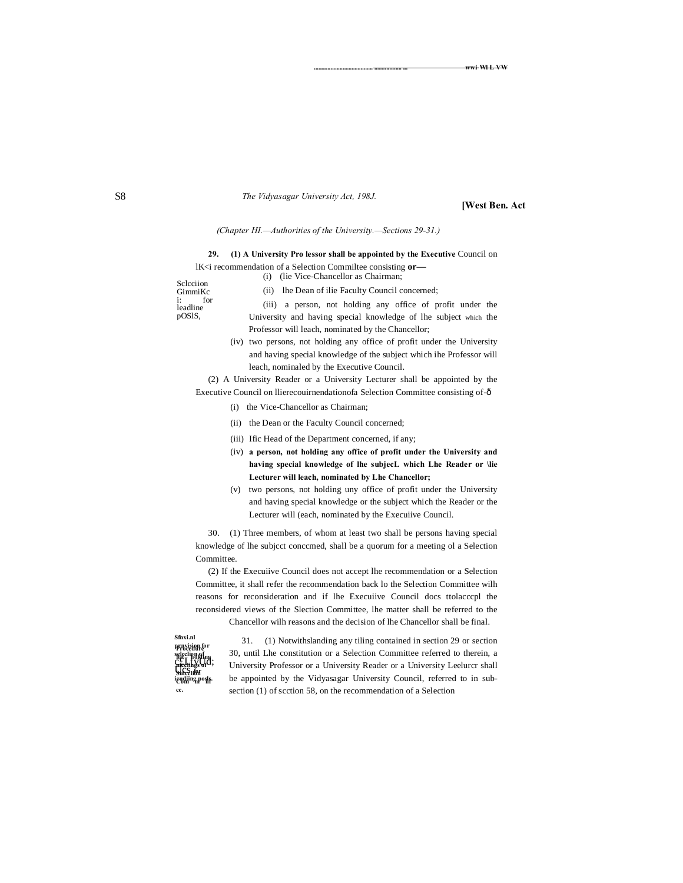*(Chapter HI.—Authorities of the University.—Sections 29-31.)*

Sclcciion GimmiKc i: for leadline pOSlS,

**29. (1) A University Pro lessor shall be appointed by the Executive** Council on lK<i recommendation of a Selection Commiltee consisting **or—**

(i) (lie Vice-Chancellor as Chairman;

(ii) lhe Dean of ilie Faculty Council concerned;

(iii) a person, not holding any office of profit under the University and having special knowledge of lhe subject which the Professor will leach, nominated by the Chancellor;

(iv) two persons, not holding any office of profit under the University and having special knowledge of the subject which ihe Professor will leach, nominaled by the Executive Council.

(2) A University Reader or a University Lecturer shall be appointed by the Executive Council on llierecouirnendationofa Selection Committee consisting of-ð

(i) the Vice-Chancellor as Chairman;

(ii) the Dean or the Faculty Council concerned;

(iii) Ific Head of the Department concerned, if any;

(iv) **a person, not holding any office of profit under the University and having special knowledge of lhe subjecL which Lhe Reader or \lie Lecturer will leach, nominated by Lhe Chancellor;**

(v) two persons, not holding uny office of profit under the University and having special knowledge or the subject which the Reader or the Lecturer will (each, nominated by the Execuiive Council.

30. (1) Three members, of whom at least two shall be persons having special knowledge of lhe subjcct conccmed, shall be a quorum for a meeting ol a Selection Committee.

(2) If the Execuiive Council does not accept lhe recommendation or a Selection Committee, it shall refer the recommendation back lo the Selection Committee wilh reasons for reconsideration and if lhe Execuiive Council docs ttolacccpl the reconsidered views of the Slection Committee, lhe matter shall be referred to the Chancellor wilh reasons and the decision of lhe Chancellor shall be final.

Sfnxi.nl provision for selection of teaching posts. Procedure for holding meetings of Selection Committee.

31. (1) Notwithslanding any tiling contained in section 29 or section 30, until Lhe constitution or a Selection Committee referred to therein, a University Professor or a University Reader or a University Leelurcr shall be appointed by the Vidyasagar University Council, referred to in sub-section (1) of scction 58, on the recommendation of a Selection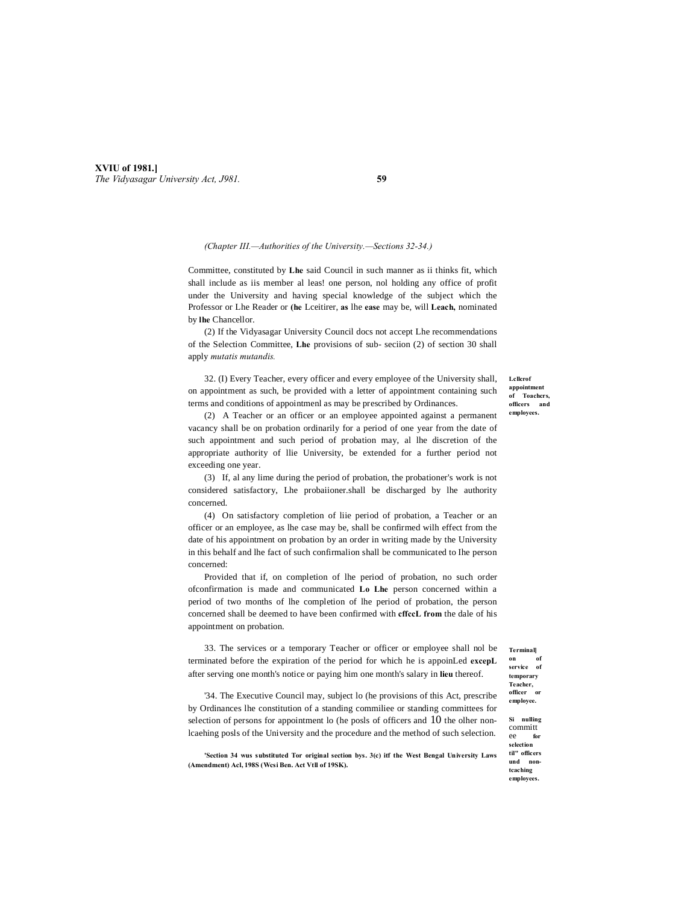*(Chapter III.—Authorities of the University.—Sections 32-34.)*

Committee, constituted by Lhe said Council in such manner as ii thinks fit, which shall include as iis member al leas! one person, nol holding any office of profit under the University and having special knowledge of the subject which the Professor or Lhe Reader or (he Lceitirer, as lhe ease may be, will Leach, nominated by lhe Chancellor.

(2) If the Vidyasagar University Council docs not accept Lhe recommendations of the Selection Committee, Lhe provisions of sub- seciion (2) of section 30 shall apply *mutatis mutandis.*

**Lellcrof appointment of Toachers, officers and employees.**

32. (I) Every Teacher, every officer and every employee of the University shall, on appointment as such, be provided with a letter of appointment containing such terms and conditions of appointmenl as may be prescribed by Ordinances.

(2) A Teacher or an officer or an employee appointed against a permanent vacancy shall be on probation ordinarily for a period of one year from the date of such appointment and such period of probation may, al lhe discretion of the appropriate authority of llie University, be extended for a further period not exceeding one year.

(3) If, al any lime during the period of probation, the probationer's work is not considered satisfactory, Lhe probaiioner.shall be discharged by lhe authority concerned.

(4) On satisfactory completion of liie period of probation, a Teacher or an officer or an employee, as lhe case may be, shall be confirmed wilh effect from the date of his appointment on probation by an order in writing made by the University in this behalf and lhe fact of such confirmalion shall be communicated to Ihe person concerned:

Provided that if, on completion of lhe period of probation, no such order ofconfirmation is made and communicated Lo Lhe person concerned within a period of two months of lhe completion of lhe period of probation, the person concerned shall be deemed to have been confirmed with cffccL from the dale of his appointment on probation.

**Terminal| on of service of temporary Teacher, officer or employee.**

33. The services or a temporary Teacher or officer or employee shall nol be terminated before the expiration of the period for which he is appoinLed excepL after serving one month's notice or paying him one month's salary in lieu thereof.

**Si nulling committee for selection til" officers und non-tcaching employees.**

'34. The Executive Council may, subject lo (he provisions of this Act, prescribe by Ordinances lhe constitution of a standing commiliee or standing committees for selection of persons for appointment lo (he posls of officers and 10 the olher non-lcaehing posls of the University and the procedure and the method of such selection.

'Section 34 wus substituted Tor original section bys. 3(c) itf the West Bengal University Laws (Amendment) Acl, 198S (Wesi Ben. Act Vtll of 19SK).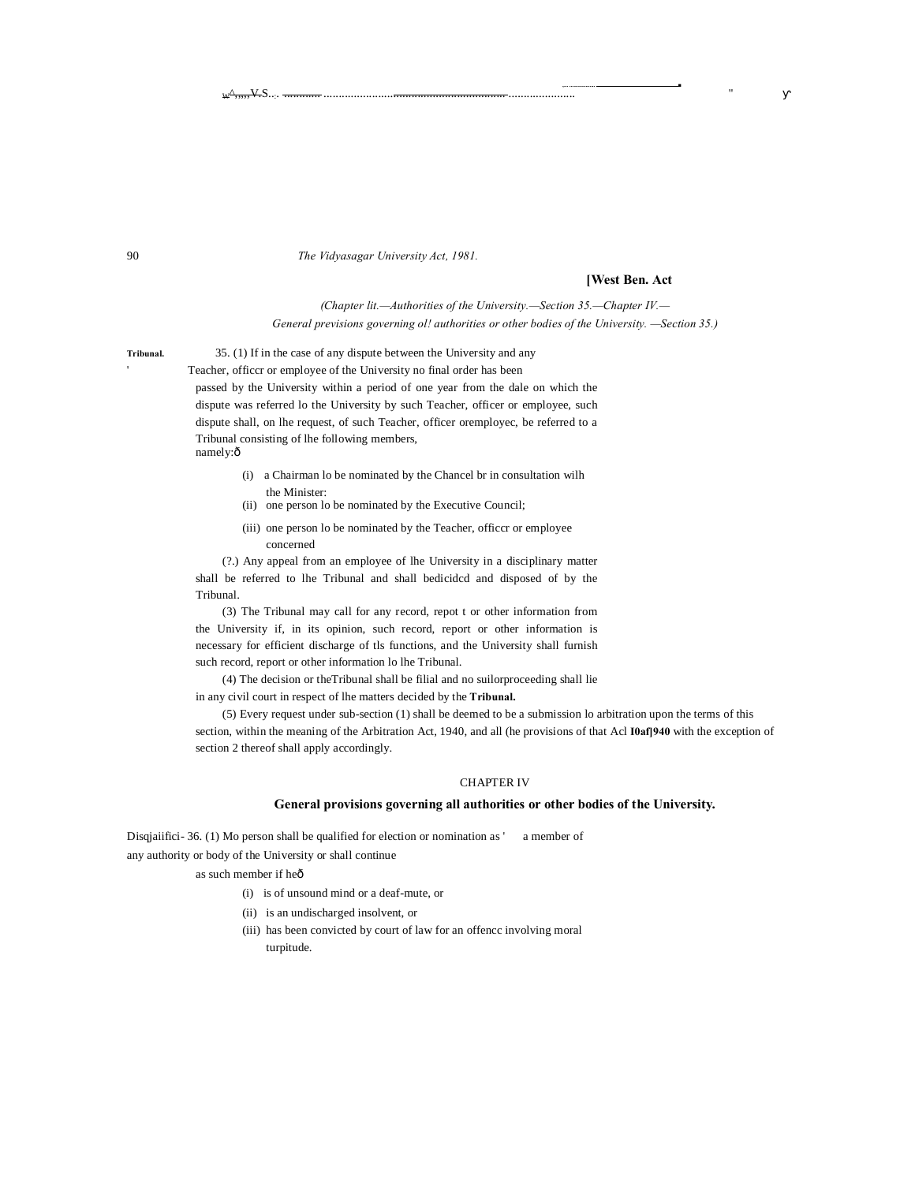[West Ben. Act

*(Chapter III.—Authorities of the University.—Section 35.—Chapter IV.—General prevision governing ol! authorities or other bodies of the University. —Section 35.)*

**Tribunal.** 35. (1) If in the case of any dispute between the University and any Teacher, officcr or employee of the University no final order has been passed by the University within a period of one year from the dale on which the dispute was referred lo the University by such Teacher, officer or employee, such dispute shall, on lhe request, of such Teacher, officer oremployec, be referred to a Tribunal consisting of lhe following members, namely:—

(i) a Chairman lo be nominated by the Chancel br in consultation wilh the Minister:

(ii) one person lo be nominated by the Executive Council;

(iii) one person lo be nominated by the Teacher, officcr or employee concerned

(?.) Any appeal from an employee of lhe University in a disciplinary matter shall be referred to lhe Tribunal and shall bedicidcd and disposed of by the Tribunal.

(3) The Tribunal may call for any record, repot t or other information from the University if, in its opinion, such record, report or other information is necessary for efficient discharge of tls functions, and the University shall furnish such record, report or other information lo lhe Tribunal.

(4) The decision or theTribunal shall be filial and no suilorproceeding shall lie in any civil court in respect of lhe matters decided by the **Tribunal.**

(5) Every request under sub-section (1) shall be deemed to be a submission lo arbitration upon the terms of this section, within the meaning of the Arbitration Act, 1940, and all (he provisions of that Acl **I0af]940** with the exception of section 2 thereof shall apply accordingly.

## CHAPTER IV

## General provisions governing all authorities or other bodies of the University.

Disqjaiifici- 36. (1) Mo person shall be qualified for election or nomination as a member of any authority or body of the University or shall continue as such member if he—

(i) is of unsound mind or a deaf-mute, or

(ii) is an undischarged insolvent, or

(iii) has been convicted by court of law for an offencc involving moral turpitude.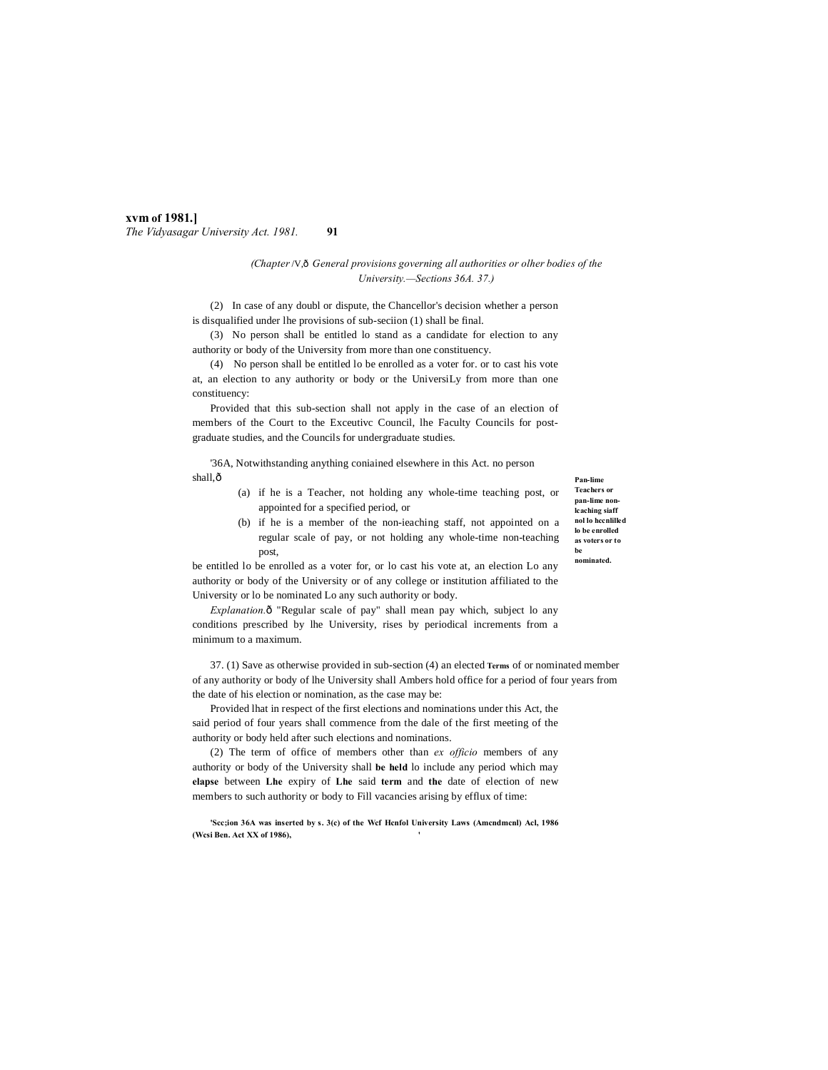(*Chapter IV, General provisions governing all authorities or olher bodies of the University.—Sections 36A. 37.*)

(2) In case of any doubl or dispute, the Chancellor's decision whether a person is disqualified under lhe provisions of sub-seciion (1) shall be final.

(3) No person shall be entitled lo stand as a candidate for election to any authority or body of the University from more than one constituency.

(4) No person shall be entitled lo be enrolled as a voter for. or to cast his vote at, an election to any authority or body or the UniversiLy from more than one constituency:

Provided that this sub-section shall not apply in the case of an election of members of the Court to the Exceutivc Council, lhe Faculty Councils for post-graduate studies, and the Councils for undergraduate studies.

**Pan-lime Teachers or pan-lime non-lcaching siaff nol lo hccnlilled lo be enrolled as voters or to be nominated.**

'36A, Notwithstanding anything coniained elsewhere in this Act. no person shall,—

(a) if he is a Teacher, not holding any whole-time teaching post, or appointed for a specified period, or

(b) if he is a member of the non-ieaching staff, not appointed on a regular scale of pay, or not holding any whole-time non-teaching post,

be entitled lo be enrolled as a voter for, or lo cast his vote at, an election Lo any authority or body of the University or of any college or institution affiliated to the University or lo be nominated Lo any such authority or body.

*Explanation.*— "Regular scale of pay" shall mean pay which, subject lo any conditions prescribed by lhe University, rises by periodical increments from a minimum to a maximum.

**Terms of or Ambers**

37. (1) Save as otherwise provided in sub-section (4) an elected or nominated member of any authority or body of lhe University shall hold office for a period of four years from the date of his election or nomination, as the case may be:

Provided lhat in respect of the first elections and nominations under this Act, the said period of four years shall commence from the dale of the first meeting of the authority or body held after such elections and nominations.

(2) The term of office of members other than *ex officio* members of any authority or body of the University shall be held lo include any period which may elapse between Lhe expiry of Lhe said term and the date of election of new members to such authority or body to Fill vacancies arising by efflux of time:

'Sec;ion 36A was inserted by s. 3(c) of the Wef Hcnfol University Laws (Amcndmcnl) Acl, 1986 (Wcsi Ben. Act XX of 1986),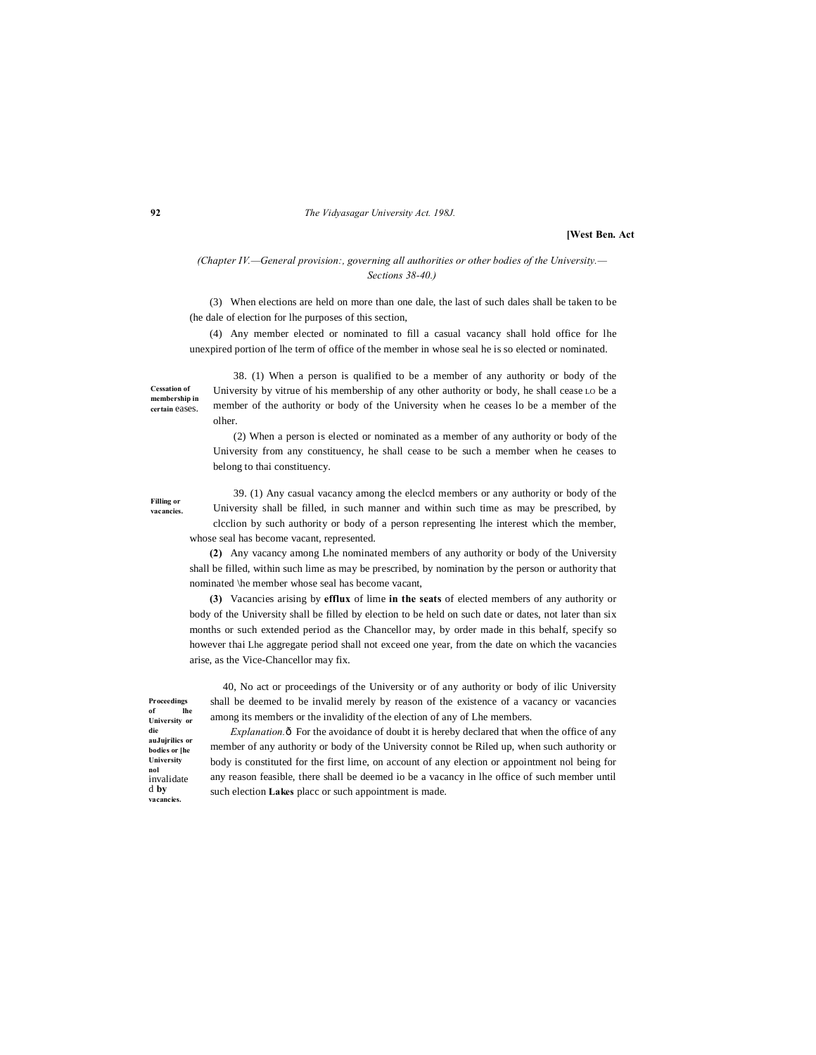(Chapter IV.—General provision:, governing all authorities or other bodies of the University.—Sections 38-40.)

(3) When elections are held on more than one dale, the last of such dales shall be taken to be (he dale of election for lhe purposes of this section,

(4) Any member elected or nominated to fill a casual vacancy shall hold office for lhe unexpired portion of lhe term of office of the member in whose seal he is so elected or nominated.

**Cessation of membership in certain eases.**

38. (1) When a person is qualified to be a member of any authority or body of the University by vitrue of his membership of any other authority or body, he shall cease LO be a member of the authority or body of the University when he ceases lo be a member of the olher.

(2) When a person is elected or nominated as a member of any authority or body of the University from any constituency, he shall cease to be such a member when he ceases to belong to thai constituency.

**Filling or vacancies.**

39. (1) Any casual vacancy among the eleclcd members or any authority or body of the University shall be filled, in such manner and within such time as may be prescribed, by clcclion by such authority or body of a person representing lhe interest which the member, whose seal has become vacant, represented.

**(2)** Any vacancy among Lhe nominated members of any authority or body of the University shall be filled, within such lime as may be prescribed, by nomination by the person or authority that nominated \he member whose seal has become vacant,

**(3)** Vacancies arising by **efflux** of lime **in the seats** of elected members of any authority or body of the University shall be filled by election to be held on such date or dates, not later than six months or such extended period as the Chancellor may, by order made in this behalf, specify so however thai Lhe aggregate period shall not exceed one year, from the date on which the vacancies arise, as the Vice-Chancellor may fix.

**Proceedings of lhe University or die auJujrilics or bodies or [he University nol invalidated by vacancies.**

40, No act or proceedings of the University or of any authority or body of ilic University shall be deemed to be invalid merely by reason of the existence of a vacancy or vacancies among its members or the invalidity of the election of any of Lhe members.

*Explanation.*ð For the avoidance of doubt it is hereby declared that when the office of any member of any authority or body of the University connot be Riled up, when such authority or body is constituted for the first lime, on account of any election or appointment nol being for any reason feasible, there shall be deemed io be a vacancy in lhe office of such member until such election **Lakes** placc or such appointment is made.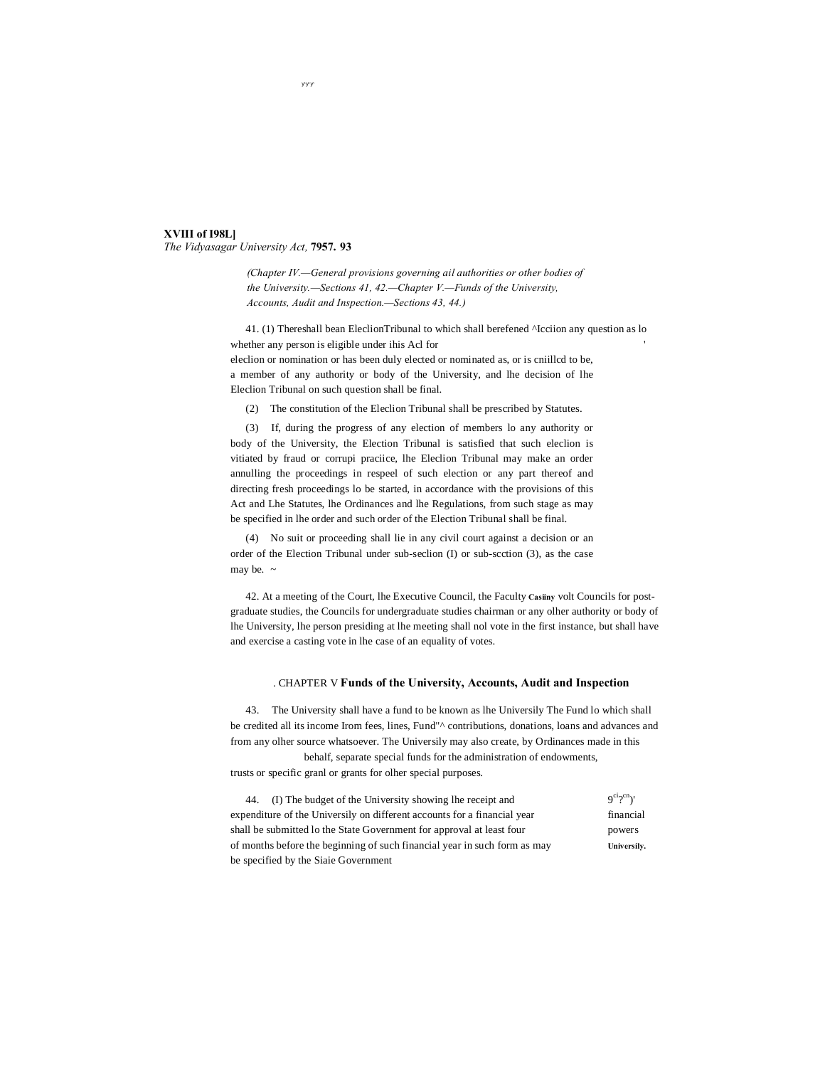*(Chapter IV.—General provisions governing ail authorities or other bodies of the University.—Sections 41, 42.—Chapter V.—Funds of the University, Accounts, Audit and Inspection.—Sections 43, 44.)*

41. (1) Thereshall bean EleclionTribunal to which shall berefened ^Icciion any question as lo whether any person is eligible under ihis Acl for eleclion or nomination or has been duly elected or nominated as, or is cniillcd to be, a member of any authority or body of the University, and lhe decision of lhe Eleclion Tribunal on such question shall be final.

(2) The constitution of the Eleclion Tribunal shall be prescribed by Statutes.

(3) If, during the progress of any election of members lo any authority or body of the University, the Election Tribunal is satisfied that such eleclion is vitiated by fraud or corrupi praciice, lhe Eleclion Tribunal may make an order annulling the proceedings in respeel of such election or any part thereof and directing fresh proceedings lo be started, in accordance with the provisions of this Act and Lhe Statutes, lhe Ordinances and lhe Regulations, from such stage as may be specified in lhe order and such order of the Election Tribunal shall be final.

(4) No suit or proceeding shall lie in any civil court against a decision or an order of the Election Tribunal under sub-seclion (I) or sub-scction (3), as the case may be. ~

42. At a meeting of the Court, lhe Executive Council, the Faculty **Casiiny** volt Councils for post-graduate studies, the Councils for undergraduate studies chairman or any olher authority or body of lhe University, lhe person presiding at lhe meeting shall nol vote in the first instance, but shall have and exercise a casting vote in lhe case of an equality of votes.

## . CHAPTER V **Funds of the University, Accounts, Audit and Inspection**

43. The University shall have a fund to be known as lhe Universily The Fund lo which shall be credited all its income Irom fees, lines, Fund"^ contributions, donations, loans and advances and from any olher source whatsoever. The Universily may also create, by Ordinances made in this behalf, separate special funds for the administration of endowments, trusts or specific granl or grants for olher special purposes.

44. (I) The budget of the University showing lhe receipt and expenditure of the Universily on different accounts for a financial year shall be submitted lo the State Government for approval at least four of months before the beginning of such financial year in such form as may be specified by the Siaie Government

9ci?cn)' financial powers **Universily.**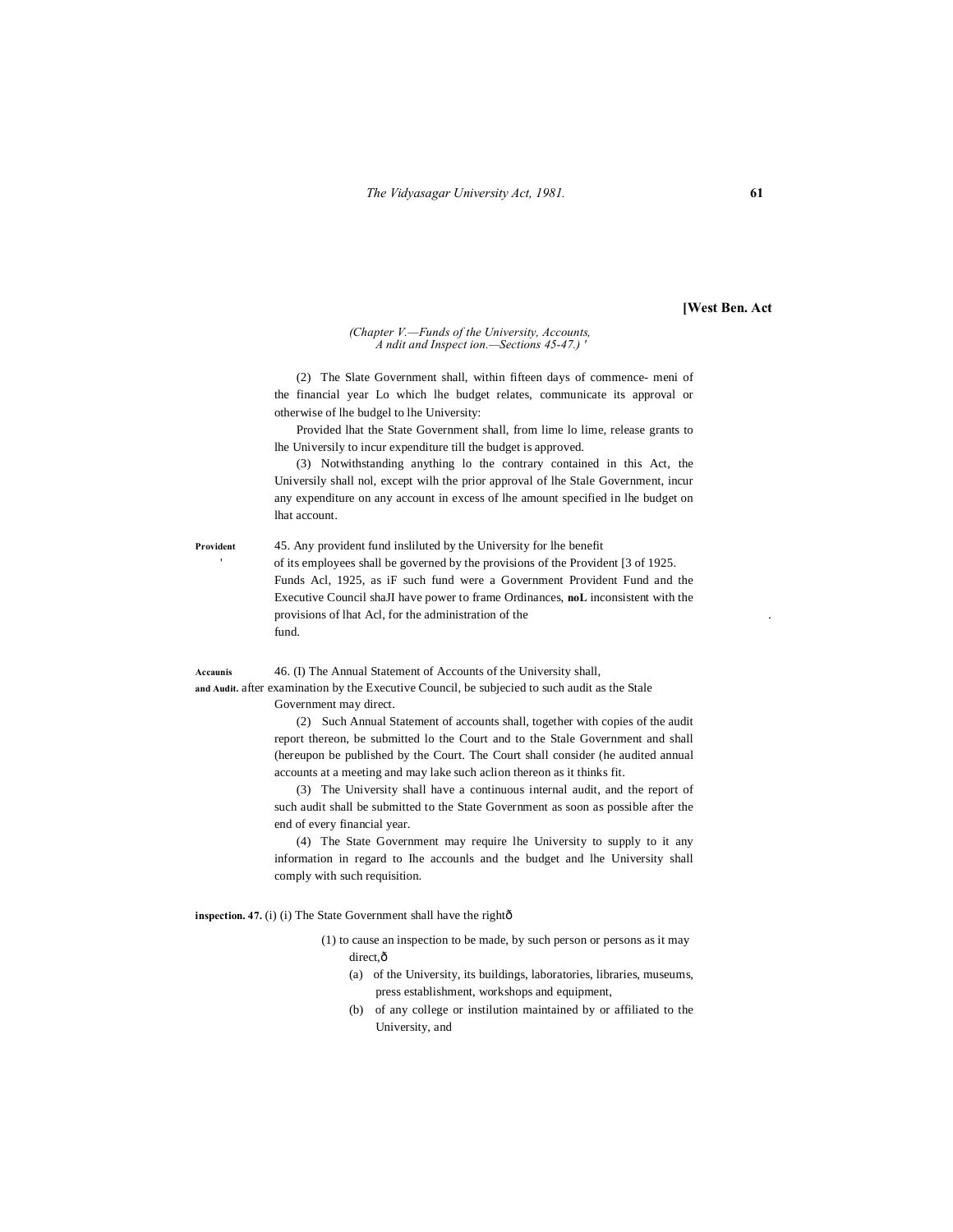[West Ben. Act

*(Chapter V.—Funds of the University, Accounts, A ndit and Inspect ion.—Sections 45-47.) '*

(2) The Slate Government shall, within fifteen days of commence- meni of the financial year Lo which lhe budget relates, communicate its approval or otherwise of lhe budgel to lhe University:

Provided lhat the State Government shall, from lime lo lime, release grants to lhe Universily to incur expenditure till the budget is approved.

(3) Notwithstanding anything lo the contrary contained in this Act, the Universily shall nol, except wilh the prior approval of lhe Stale Government, incur any expenditure on any account in excess of lhe amount specified in lhe budget on lhat account.

**Provident** '

45. Any provident fund insliluted by the University for lhe benefit of its employees shall be governed by the provisions of the Provident [3 of 1925. Funds Acl, 1925, as iF such fund were a Government Provident Fund and the Executive Council shaJI have power to frame Ordinances, **noL** inconsistent with the provisions of lhat Acl, for the administration of the fund.

**Accaunis and Audit.**

46. (I) The Annual Statement of Accounts of the University shall, after examination by the Executive Council, be subjecied to such audit as the Stale Government may direct.

(2) Such Annual Statement of accounts shall, together with copies of the audit report thereon, be submitted lo the Court and to the Stale Government and shall (hereupon be published by the Court. The Court shall consider (he audited annual accounts at a meeting and may lake such aclion thereon as it thinks fit.

(3) The University shall have a continuous internal audit, and the report of such audit shall be submitted to the State Government as soon as possible after the end of every financial year.

(4) The State Government may require lhe University to supply to it any information in regard to Ihe accounls and the budget and lhe University shall comply with such requisition.

**inspection. 47.** (i) (i) The State Government shall have the rightô

(1) to cause an inspection to be made, by such person or persons as it may direct,ô

(a) of the University, its buildings, laboratories, libraries, museums, press establishment, workshops and equipment,

(b) of any college or instilution maintained by or affiliated to the University, and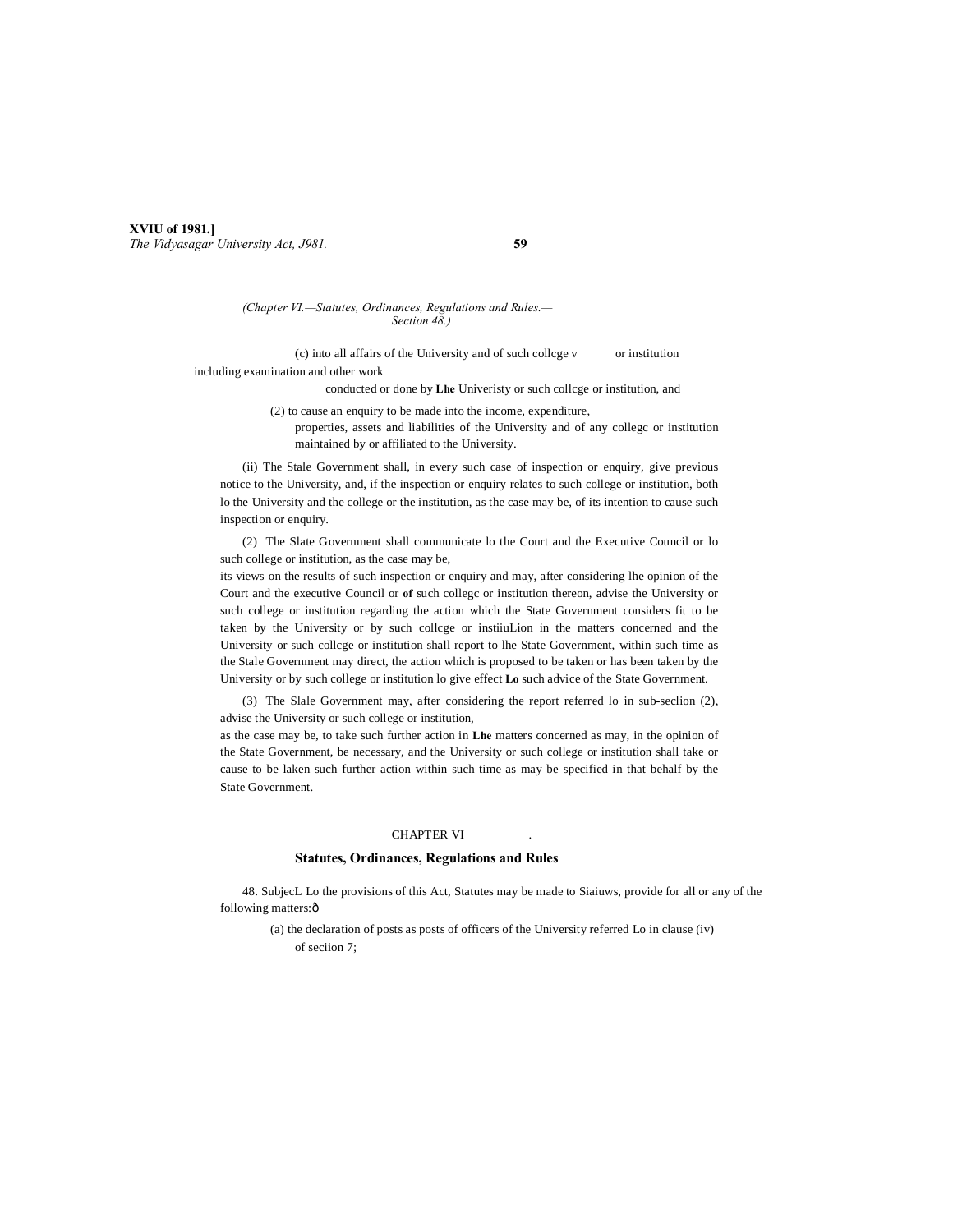(c) into all affairs of the University and of such collcge v or institution including examination and other work conducted or done by **Lhe** Univeristy or such collcge or institution, and

(2) to cause an enquiry to be made into the income, expenditure, properties, assets and liabilities of the University and of any collegc or institution maintained by or affiliated to the University.

(ii) The Stale Government shall, in every such case of inspection or enquiry, give previous notice to the University, and, if the inspection or enquiry relates to such college or institution, both lo the University and the college or the institution, as the case may be, of its intention to cause such inspection or enquiry.

(2) The Slate Government shall communicate lo the Court and the Executive Council or lo such college or institution, as the case may be, its views on the results of such inspection or enquiry and may, after considering lhe opinion of the Court and the executive Council or **of** such collegc or institution thereon, advise the University or such college or institution regarding the action which the State Government considers fit to be taken by the University or by such collcge or instiiuLion in the matters concerned and the University or such collcge or institution shall report to lhe State Government, within such time as the Stale Government may direct, the action which is proposed to be taken or has been taken by the University or by such college or institution lo give effect **Lo** such advice of the State Government.

(3) The Slale Government may, after considering the report referred lo in sub-seclion (2), advise the University or such college or institution, as the case may be, to take such further action in **Lhe** matters concerned as may, in the opinion of the State Government, be necessary, and the University or such college or institution shall take or cause to be laken such further action within such time as may be specified in that behalf by the State Government.

## CHAPTER VI

## Statutes, Ordinances, Regulations and Rules

48. SubjecL Lo the provisions of this Act, Statutes may be made to Siaiuws, provide for all or any of the following matters:ô

(a) the declaration of posts as posts of officers of the University referred Lo in clause (iv) of seciion 7;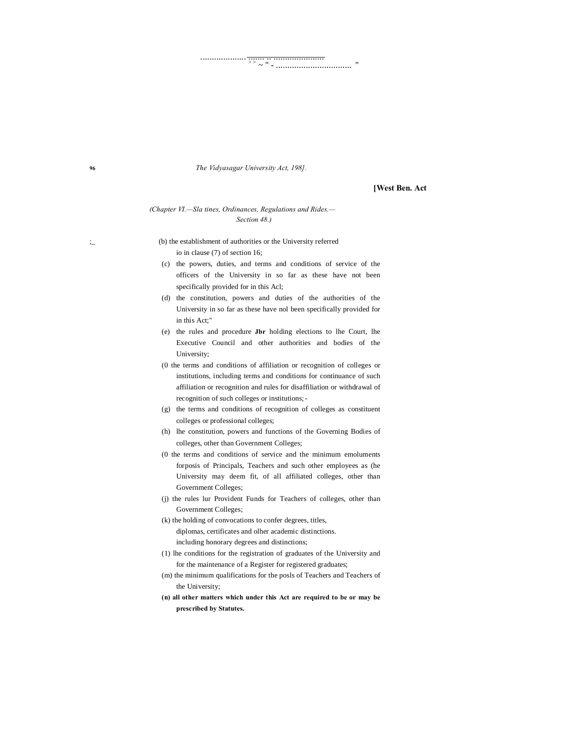(Chapter VI.—Sla tines, Ordinances, Regulations and Rides.—Section 48.)

(b) the establishment of authorities or the University referred io in clause (7) of section 16;

(c) the powers, duties, and terms and conditions of service of the officers of the University in so far as these have not been specifically provided for in this Acl;

(d) the constitution, powers and duties of the authorities of the University in so far as these have nol been specifically provided for in this Act;"

(e) the rules and procedure **Jbr** holding elections to lhe Court, lhe Executive Council and other authorities and bodies of the University;

(0 the terms and conditions of affiliation or recognition of colleges or institutions, including terms and conditions for continuance of such affiliation or recognition and rules for disaffiliation or withdrawal of recognition of such colleges or institutions; -

(g) the terms and conditions of recognition of colleges as constituent colleges or professional colleges;

(h) lhe constitution, powers and functions of the Governing Bodies of colleges, other than Government Colleges;

(0 the terms and conditions of service and the minimum emoluments forposis of Principals, Teachers and such other employees as (he University may deem fit, of all affiliated colleges, other than Government Colleges;

(j) the rules lur Provident Funds for Teachers of colleges, other than Government Colleges;

(k) the holding of convocations to confer degrees, titles, diplomas, certificates and olher academic distinctions. including honorary degrees and distinctions;

(1) lhe conditions for the registration of graduates of the University and for the maintenance of a Register for registered graduates;

(m) the minimum qualifications for the posls of Teachers and Teachers of the University;

**(n) all other matters which under this Act are required to be or may be prescribed by Statutes.**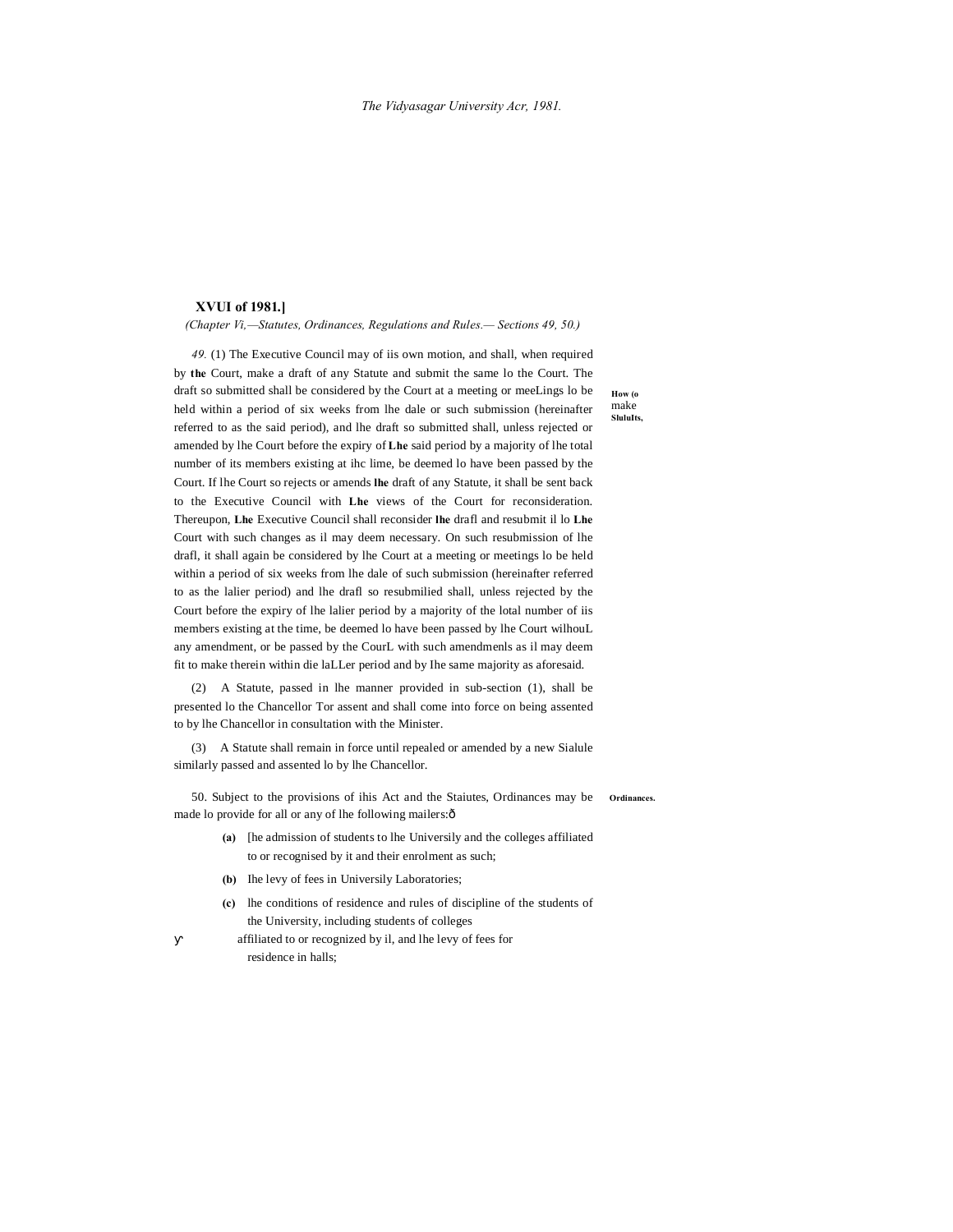XVUI of 1981.]

*(Chapter Vi,—Statutes, Ordinances, Regulations and Rules.— Sections 49, 50.)*

How (o make Slulults,

*49.* (1) The Executive Council may of iis own motion, and shall, when required by **the** Court, make a draft of any Statute and submit the same lo the Court. The draft so submitted shall be considered by the Court at a meeting or meeLings lo be held within a period of six weeks from lhe dale or such submission (hereinafter referred to as the said period), and lhe draft so submitted shall, unless rejected or amended by lhe Court before the expiry of **Lhe** said period by a majority of lhe total number of its members existing at ihc lime, be deemed lo have been passed by the Court. If lhe Court so rejects or amends **lhe** draft of any Statute, it shall be sent back to the Executive Council with **Lhe** views of the Court for reconsideration. Thereupon, **Lhe** Executive Council shall reconsider **lhe** drafl and resubmit il lo **Lhe** Court with such changes as il may deem necessary. On such resubmission of lhe drafl, it shall again be considered by lhe Court at a meeting or meetings lo be held within a period of six weeks from lhe dale of such submission (hereinafter referred to as the lalier period) and lhe drafl so resubmilied shall, unless rejected by the Court before the expiry of lhe lalier period by a majority of the lotal number of iis members existing at the time, be deemed lo have been passed by lhe Court wilhouL any amendment, or be passed by the CourL with such amendmenls as il may deem fit to make therein within die laLLer period and by Ihe same majority as aforesaid.

(2) A Statute, passed in lhe manner provided in sub-section (1), shall be presented lo the Chancellor Tor assent and shall come into force on being assented to by lhe Chancellor in consultation with the Minister.

(3) A Statute shall remain in force until repealed or amended by a new Sialule similarly passed and assented lo by lhe Chancellor.

Ordinances.

50. Subject to the provisions of ihis Act and the Staiutes, Ordinances may be made lo provide for all or any of lhe following mailers:ð

**(a)** [he admission of students to lhe Universily and the colleges affiliated to or recognised by it and their enrolment as such;

**(b)** Ihe levy of fees in Universily Laboratories;

**(c)** lhe conditions of residence and rules of discipline of the students of the University, including students of colleges affiliated to or recognized by il, and lhe levy of fees for residence in halls;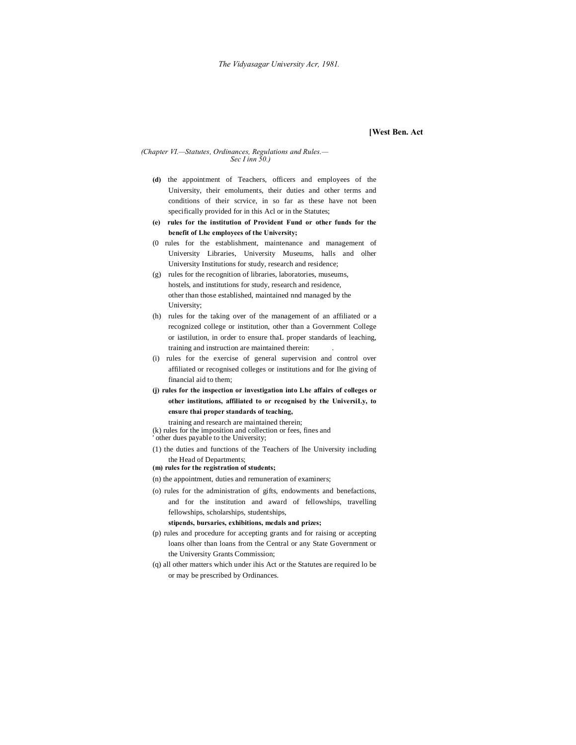*(Chapter VI.—Statutes, Ordinances, Regulations and Rules.— Sec I inn 50.)*

**(d)** the appointment of Teachers, officers and employees of the University, their emoluments, their duties and other terms and conditions of their scrvice, in so far as these have not been specifically provided for in this Acl or in the Statutes;

**(e) rules for the institution of Provident Fund or other funds for the benefit of Lhe employees of the University;**

(0 rules for the establishment, maintenance and management of University Libraries, University Museums, halls and olher University Institutions for study, research and residence;

(g) rules for the recognition of libraries, laboratories, museums, hostels, and institutions for study, research and residence, other than those established, maintained nnd managed by the University;

(h) rules for the taking over of the management of an affiliated or a recognized college or institution, other than a Government College or iastilution, in order to ensure thaL proper standards of leaching, training and instruction are maintained therein: .

(i) rules for the exercise of general supervision and control over affiliated or recognised colleges or institutions and for Ihe giving of financial aid to them;

**(j) rules for the inspection or investigation into Lhe affairs of colleges or other institutions, affiliated to or recognised by the UniversiLy, to ensure thai proper standards of teaching,**

training and research are maintained therein;

(k) rules for the imposition and collection or fees, fines and ' other dues payable to the University;

(1) the duties and functions of the Teachers of lhe University including the Head of Departments;

**(m) rules for the registration of students;**

(n) the appointment, duties and remuneration of examiners;

(o) rules for the administration of gifts, endowments and benefactions, and for the institution and award of fellowships, travelling fellowships, scholarships, studentships,

**stipends, bursaries, exhibitions, medals and prizes;**

(p) rules and procedure for accepting grants and for raising or accepting loans olher than loans from the Central or any State Government or the University Grants Commission;

(q) all other matters which under ihis Act or the Statutes are required lo be or may be prescribed by Ordinances.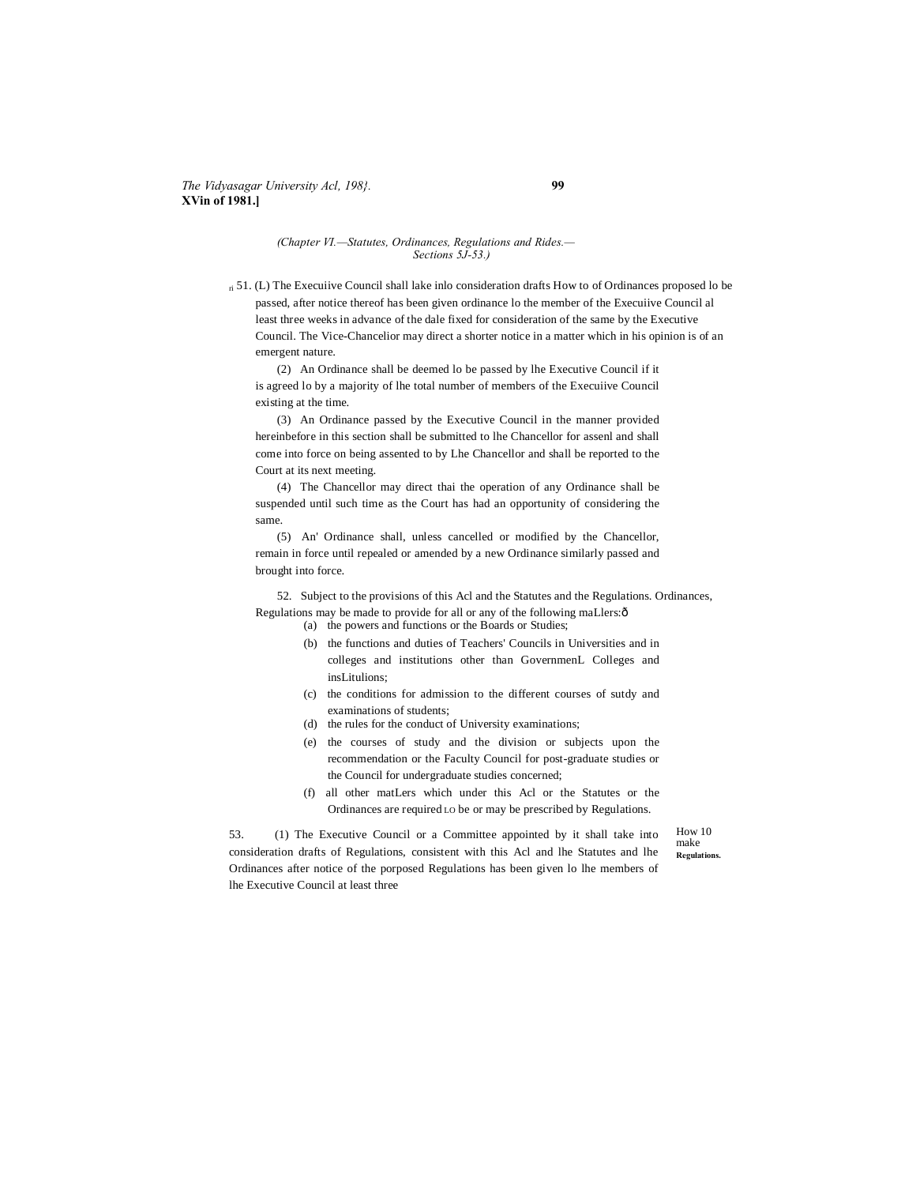*(Chapter VI.—Statutes, Ordinances, Regulations and Rides.— Sections 5J-53.)*

ri 51. (L) The Execuiive Council shall lake inlo consideration drafts How to of Ordinances proposed lo be passed, after notice thereof has been given ordinance lo the member of the Execuiive Council al least three weeks in advance of the dale fixed for consideration of the same by the Executive Council. The Vice-Chancelior may direct a shorter notice in a matter which in his opinion is of an emergent nature.

(2) An Ordinance shall be deemed lo be passed by lhe Executive Council if it is agreed lo by a majority of lhe total number of members of the Execuiive Council existing at the time.

(3) An Ordinance passed by the Executive Council in the manner provided hereinbefore in this section shall be submitted to lhe Chancellor for assenl and shall come into force on being assented to by Lhe Chancellor and shall be reported to the Court at its next meeting.

(4) The Chancellor may direct thai the operation of any Ordinance shall be suspended until such time as the Court has had an opportunity of considering the same.

(5) An' Ordinance shall, unless cancelled or modified by the Chancellor, remain in force until repealed or amended by a new Ordinance similarly passed and brought into force.

52. Subject to the provisions of this Acl and the Statutes and the Regulations. Ordinances, Regulations may be made to provide for all or any of the following maLlers:ð

(a) the powers and functions or the Boards or Studies;

(b) the functions and duties of Teachers' Councils in Universities and in colleges and institutions other than GovernmenL Colleges and insLitulions;

(c) the conditions for admission to the different courses of sutdy and examinations of students;

(d) the rules for the conduct of University examinations;

(e) the courses of study and the division or subjects upon the recommendation or the Faculty Council for post-graduate studies or the Council for undergraduate studies concerned;

(f) all other matLers which under this Acl or the Statutes or the Ordinances are required LO be or may be prescribed by Regulations.

53. (1) The Executive Council or a Committee appointed by it shall take into consideration drafts of Regulations, consistent with this Acl and lhe Statutes and lhe Ordinances after notice of the porposed Regulations has been given lo lhe members of lhe Executive Council at least three

How 10 make **Regulations.**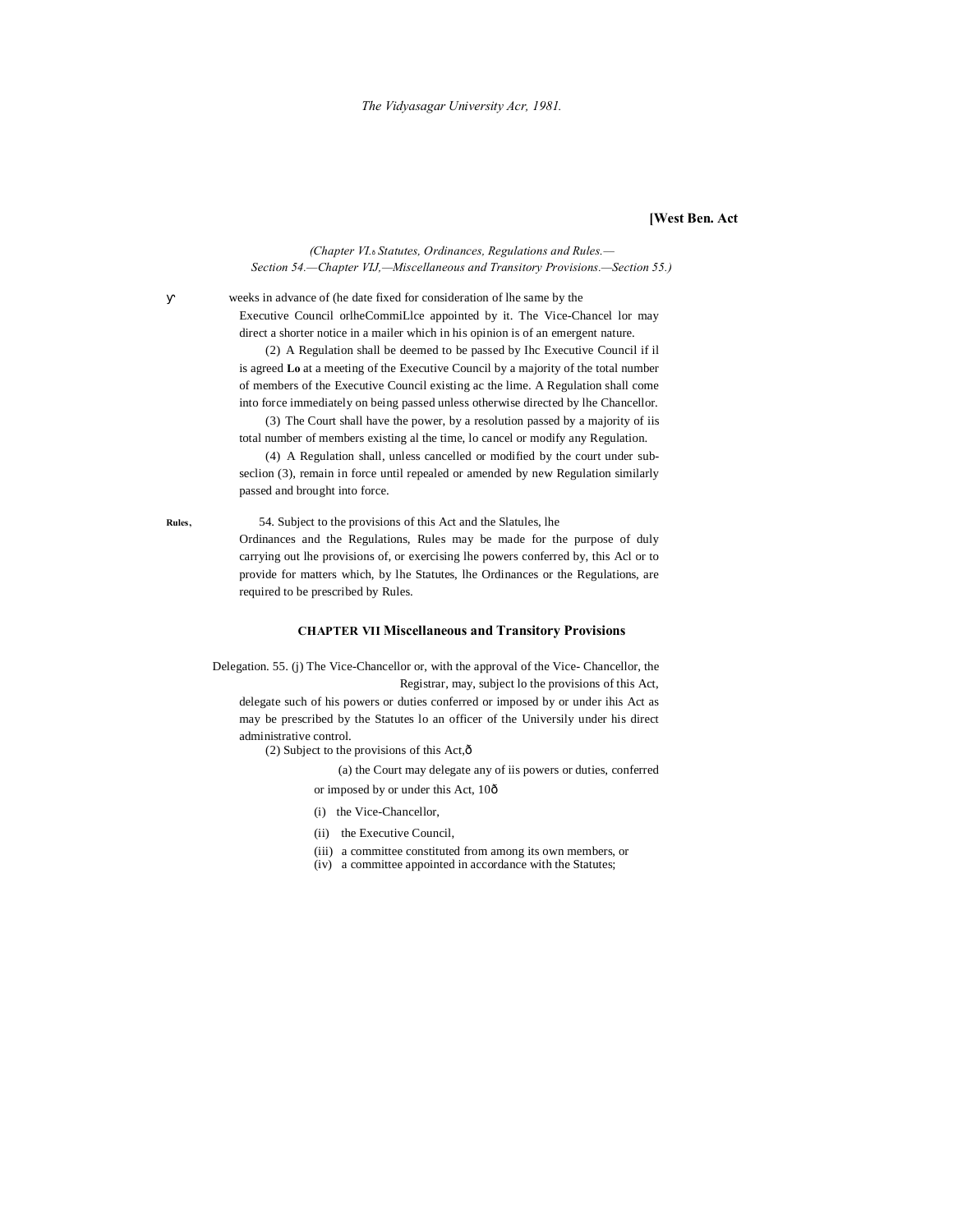(Chapter VI.—Statutes, Ordinances, Regulations and Rules.—Section 54.—Chapter VIJ,—Miscellaneous and Transitory Provisions.—Section 55.)

weeks in advance of (he date fixed for consideration of lhe same by the Executive Council orlheCommiLlce appointed by it. The Vice-Chancel lor may direct a shorter notice in a mailer which in his opinion is of an emergent nature.

(2) A Regulation shall be deemed to be passed by Ihc Executive Council if il is agreed **Lo** at a meeting of the Executive Council by a majority of the total number of members of the Executive Council existing ac the lime. A Regulation shall come into force immediately on being passed unless otherwise directed by lhe Chancellor.

(3) The Court shall have the power, by a resolution passed by a majority of iis total number of members existing al the time, lo cancel or modify any Regulation.

(4) A Regulation shall, unless cancelled or modified by the court under sub-seclion (3), remain in force until repealed or amended by new Regulation similarly passed and brought into force.

**Rules.** 54. Subject to the provisions of this Act and the Slatules, lhe Ordinances and the Regulations, Rules may be made for the purpose of duly carrying out lhe provisions of, or exercising lhe powers conferred by, this Acl or to provide for matters which, by lhe Statutes, lhe Ordinances or the Regulations, are required to be prescribed by Rules.

## CHAPTER VII Miscellaneous and Transitory Provisions

Delegation. 55. (j) The Vice-Chancellor or, with the approval of the Vice- Chancellor, the Registrar, may, subject lo the provisions of this Act, delegate such of his powers or duties conferred or imposed by or under ihis Act as may be prescribed by the Statutes lo an officer of the Universily under his direct administrative control.

(2) Subject to the provisions of this Act,—

(a) the Court may delegate any of iis powers or duties, conferred or imposed by or under this Act, 10—

(i) the Vice-Chancellor,

(ii) the Executive Council,

(iii) a committee constituted from among its own members, or

(iv) a committee appointed in accordance with the Statutes;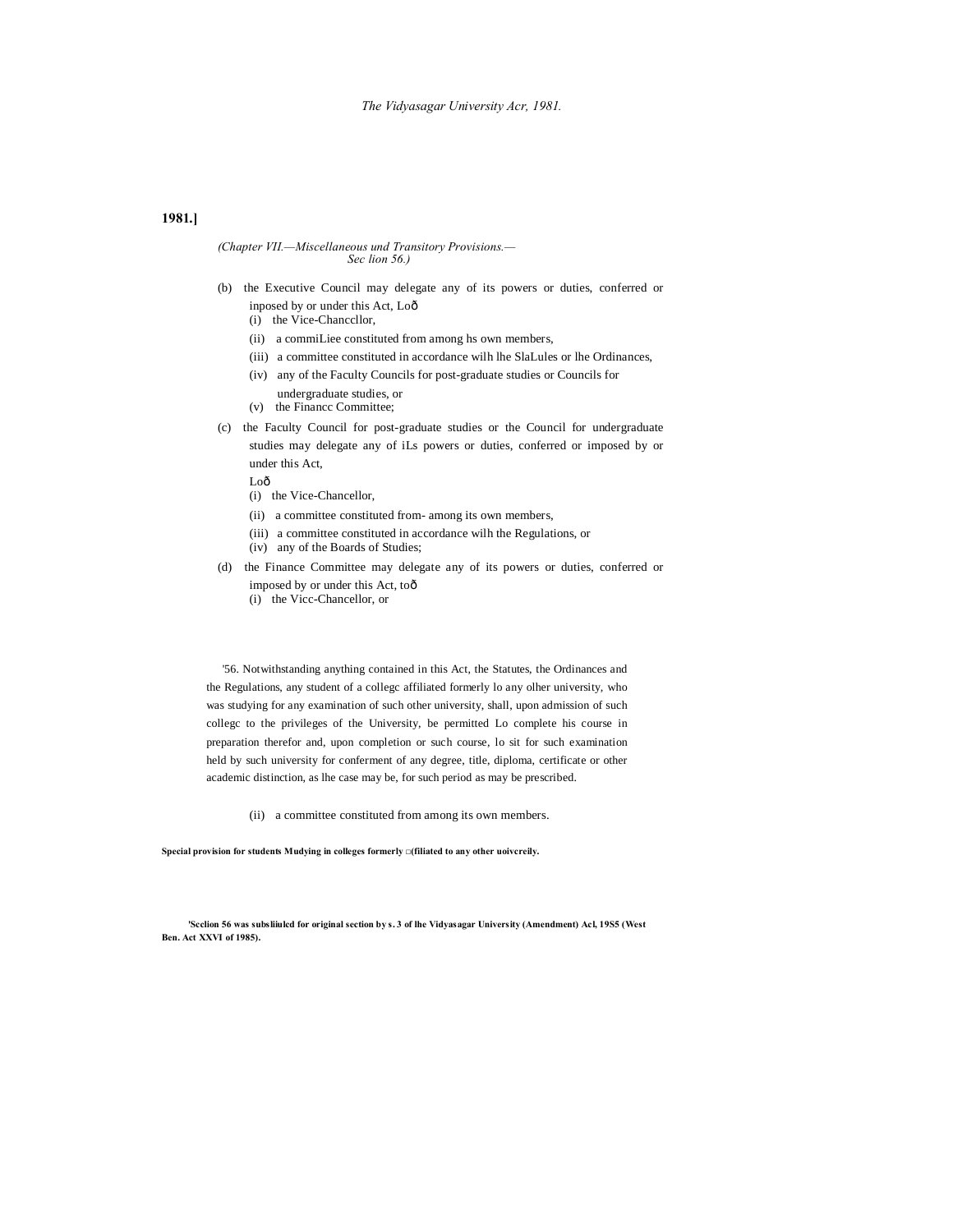**1981.]**

*(Chapter VII.—Miscellaneous und Transitory Provisions.— Sec lion 56.)*

(b) the Executive Council may delegate any of its powers or duties, conferred or inposed by or under this Act, Loð

(i) the Vice-Chancllor,

(ii) a commiLiee constituted from among hs own members,

(iii) a committee constituted in accordance wilh lhe SlaLules or lhe Ordinances,

(iv) any of the Faculty Councils for post-graduate studies or Councils for undergraduate studies, or

(v) the Financc Committee;

(c) the Faculty Council for post-graduate studies or the Council for undergraduate studies may delegate any of iLs powers or duties, conferred or imposed by or under this Act,

Loð

(i) the Vice-Chancellor,

(ii) a committee constituted from- among its own members,

(iii) a committee constituted in accordance wilh the Regulations, or

(iv) any of the Boards of Studies;

(d) the Finance Committee may delegate any of its powers or duties, conferred or imposed by or under this Act, toð

(i) the Vicc-Chancellor, or

(ii) a committee constituted from among its own members.

**Special provision for students Mudying in colleges formerly □(filiated to any other uoivcreily.**

'56. Notwithstanding anything contained in this Act, the Statutes, the Ordinances and the Regulations, any student of a collegc affiliated formerly lo any olher university, who was studying for any examination of such other university, shall, upon admission of such collegc to the privileges of the University, be permitted Lo complete his course in preparation therefor and, upon completion or such course, lo sit for such examination held by such university for conferment of any degree, title, diploma, certificate or other academic distinction, as lhe case may be, for such period as may be prescribed.

**'Scclion 56 was subsliiuled for original section by s. 3 of lhe Vidyasagar University (Amendment) Acl, 19S5 (West Ben. Act XXVI of 1985).**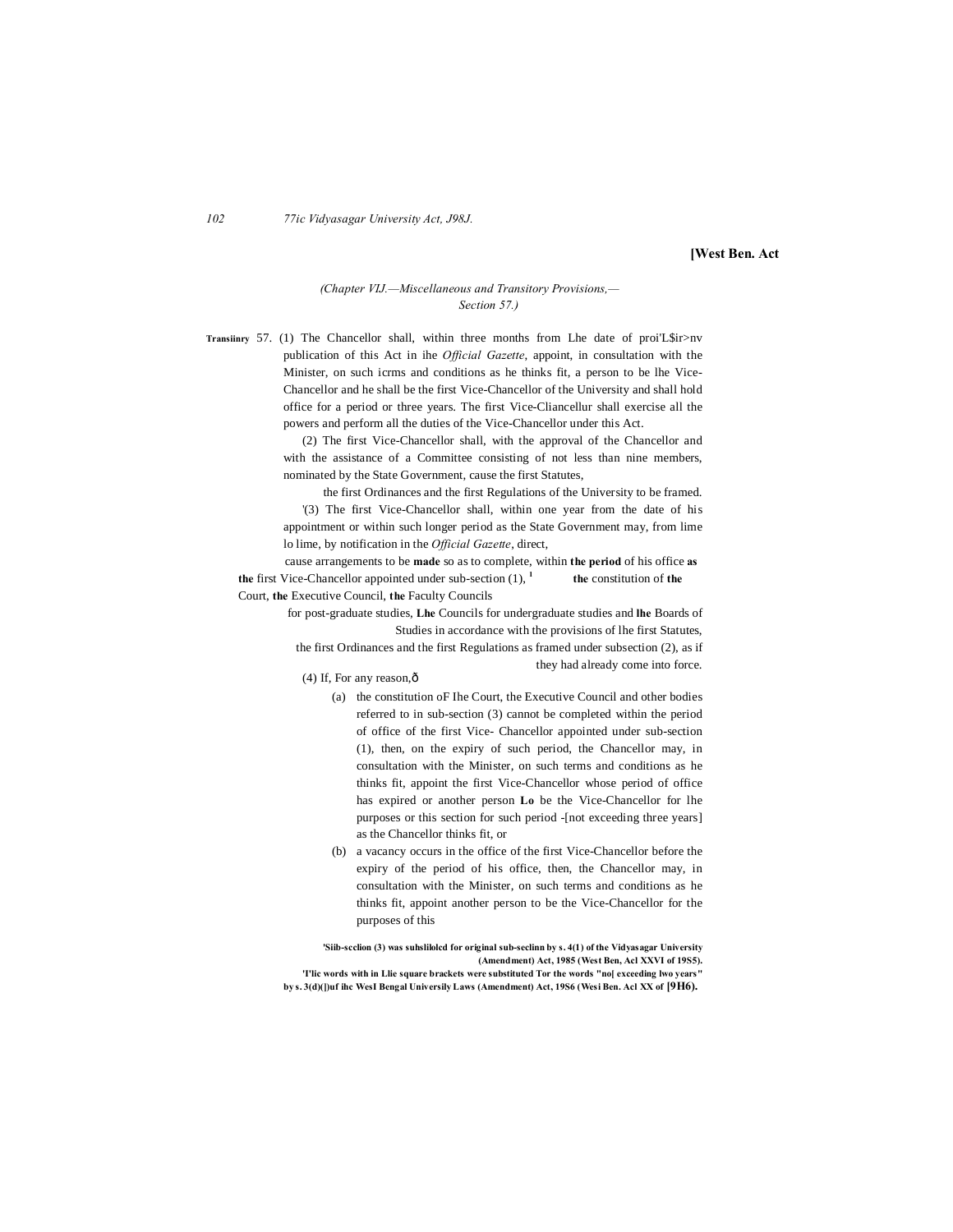[West Ben. Act

*(Chapter VIJ.—Miscellaneous and Transitory Provisions,—Section 57.)*

Transiinry 57. (1) The Chancellor shall, within three months from Lhe date of proi'L$ir>nv publication of this Act in ihe *Official Gazette*, appoint, in consultation with the Minister, on such icrms and conditions as he thinks fit, a person to be lhe Vice-Chancellor and he shall be the first Vice-Chancellor of the University and shall hold office for a period or three years. The first Vice-Cliancellur shall exercise all the powers and perform all the duties of the Vice-Chancellor under this Act.

(2) The first Vice-Chancellor shall, with the approval of the Chancellor and with the assistance of a Committee consisting of not less than nine members, nominated by the State Government, cause the first Statutes, the first Ordinances and the first Regulations of the University to be framed.

'(3) The first Vice-Chancellor shall, within one year from the date of his appointment or within such longer period as the State Government may, from lime lo lime, by notification in the *Official Gazette*, direct, cause arrangements to be **made** so as to complete, within **the period** of his office **as the** first Vice-Chancellor appointed under sub-section (1), [1] **the** constitution of **the** Court, **the** Executive Council, **the** Faculty Councils for post-graduate studies, **Lhe** Councils for undergraduate studies and **lhe** Boards of Studies in accordance with the provisions of lhe first Statutes, the first Ordinances and the first Regulations as framed under subsection (2), as if they had already come into force.

(4) If, For any reason,ô

(a) the constitution oF Ihe Court, the Executive Council and other bodies referred to in sub-section (3) cannot be completed within the period of office of the first Vice- Chancellor appointed under sub-section (1), then, on the expiry of such period, the Chancellor may, in consultation with the Minister, on such terms and conditions as he thinks fit, appoint the first Vice-Chancellor whose period of office has expired or another person **Lo** be the Vice-Chancellor for lhe purposes or this section for such period -[not exceeding three years] as the Chancellor thinks fit, or

(b) a vacancy occurs in the office of the first Vice-Chancellor before the expiry of the period of his office, then, the Chancellor may, in consultation with the Minister, on such terms and conditions as he thinks fit, appoint another person to be the Vice-Chancellor for the purposes of this

**'Siib-scclion (3) was suhslilolcd for original sub-seclinn by s. 4(1) of the Vidyasagar University (Amendment) Act, 1985 (West Ben, Acl XXVI of 19S5).**

**'I'lic words with in Llie square brackets were substituted Tor the words "no[ exceeding lwo years" by s. 3(d)([)uf ihc WesI Bengal Universily Laws (Amendment) Act, 19S6 (Wesi Ben. Acl XX of [9H6).**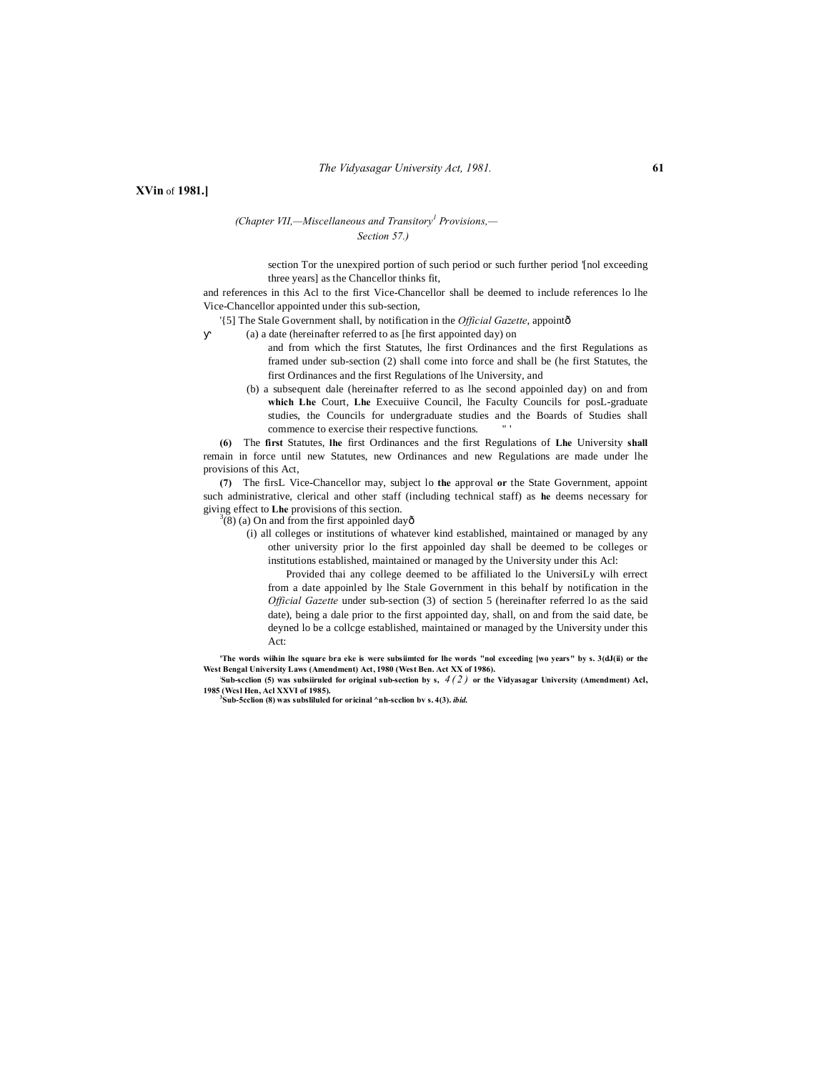XVin of 1981.]

*(Chapter VII,—Miscellaneous and Transitory[1] Provisions,— Section 57.)*

section Tor the unexpired portion of such period or such further period '[nol exceeding three years] as the Chancellor thinks fit,

and references in this Acl to the first Vice-Chancellor shall be deemed to include references lo lhe Vice-Chancellor appointed under this sub-section,

'{5] The Stale Government shall, by notification in the *Official Gazette*, appointð

(a) a date (hereinafter referred to as [he first appointed day) on and from which the first Statutes, lhe first Ordinances and the first Regulations as framed under sub-section (2) shall come into force and shall be (he first Statutes, the first Ordinances and the first Regulations of lhe University, and

(b) a subsequent dale (hereinafter referred to as lhe second appoinled day) on and from **which Lhe** Court, **Lhe** Execuiive Council, lhe Faculty Councils for posL-graduate studies, the Councils for undergraduate studies and the Boards of Studies shall commence to exercise their respective functions.

**(6)** The **first** Statutes, **lhe** first Ordinances and the first Regulations of **Lhe** University **shall** remain in force until new Statutes, new Ordinances and new Regulations are made under lhe provisions of this Act,

**(7)** The firsL Vice-Chancellor may, subject lo **the** approval **or** the State Government, appoint such administrative, clerical and other staff (including technical staff) as **he** deems necessary for giving effect to **Lhe** provisions of this section.

[3](8) (a) On and from the first appoinled dayð

(i) all colleges or institutions of whatever kind established, maintained or managed by any other university prior lo the first appoinled day shall be deemed to be colleges or institutions established, maintained or managed by the University under this Acl:

Provided thai any college deemed to be affiliated lo the UniversiLy wilh errect from a date appoinled by lhe Stale Government in this behalf by notification in the *Official Gazette* under sub-section (3) of section 5 (hereinafter referred lo as the said date), being a dale prior to the first appointed day, shall, on and from the said date, be deyned lo be a collcge established, maintained or managed by the University under this Act:

**'The words wiihin lhe square bra eke is were subsiimted for lhe words "nol exceeding [wo years" by s. 3(dJ(ii) or the West Bengal University Laws (Amendment) Act, 1980 (West Ben. Act XX of 1986).**

**[2]Sub-seclion (5) was subsiiruled for original sub-section by s, 4(2) or the Vidyasagar University (Amendment) Acl, 1985 (Wesl Hen, Acl XXVI of 1985).**

**[3]Sub-5cclion (8) was subsliluled for oricinal ^nh-scclion bv s. 4(3). *ibid.***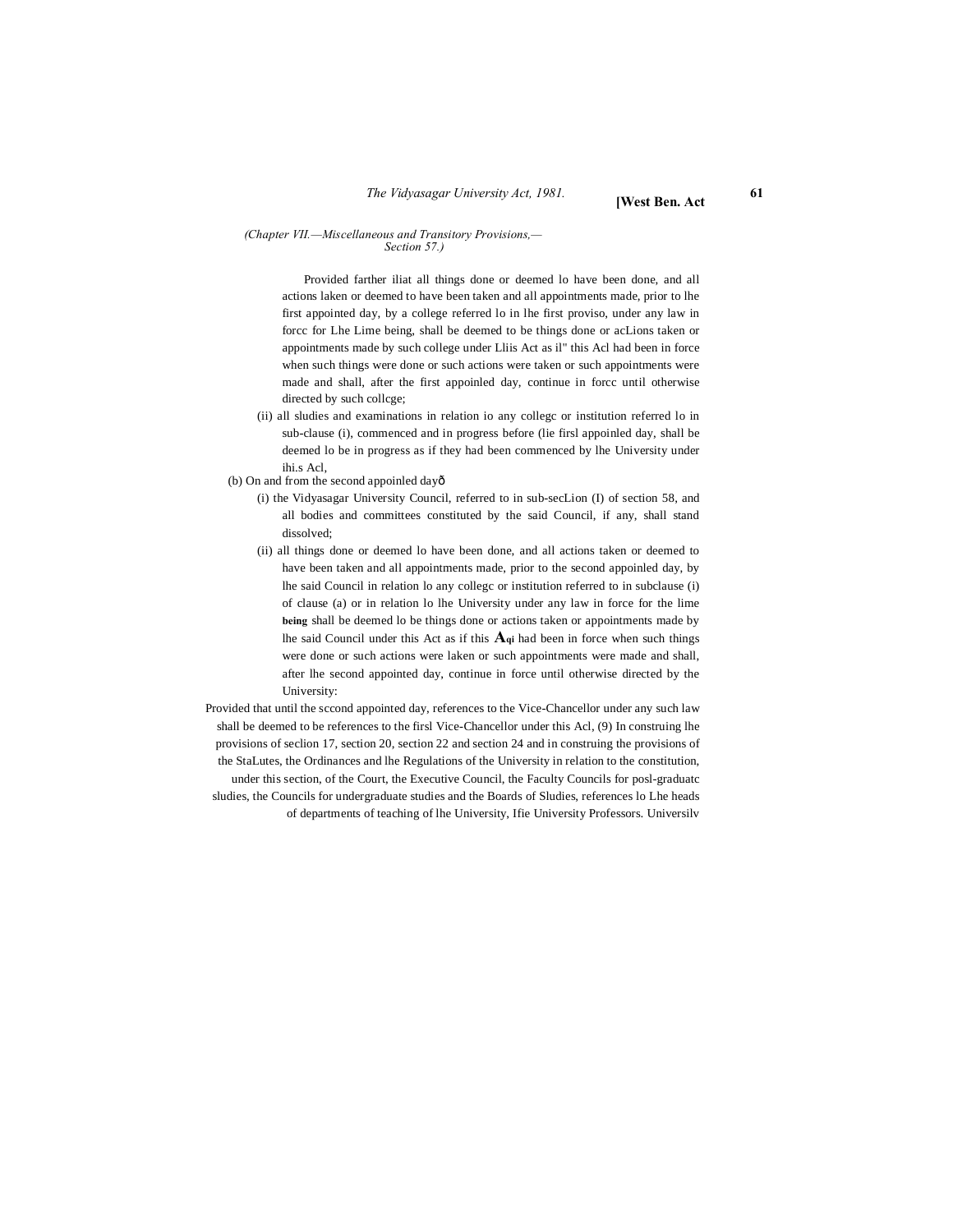(Chapter VII.—Miscellaneous and Transitory Provisions,— Section 57.)

Provided farther iliat all things done or deemed lo have been done, and all actions laken or deemed to have been taken and all appointments made, prior to lhe first appointed day, by a college referred lo in lhe first proviso, under any law in forcc for Lhe Lime being, shall be deemed to be things done or acLions taken or appointments made by such college under Lliis Act as il" this Acl had been in force when such things were done or such actions were taken or such appointments were made and shall, after the first appoinled day, continue in forcc until otherwise directed by such collcge;

(ii) all sludies and examinations in relation io any collegc or institution referred lo in sub-clause (i), commenced and in progress before (lie firsl appoinled day, shall be deemed lo be in progress as if they had been commenced by lhe University under ihi.s Acl,

(b) On and from the second appoinled dayð

(i) the Vidyasagar University Council, referred to in sub-secLion (I) of section 58, and all bodies and committees constituted by the said Council, if any, shall stand dissolved;

(ii) all things done or deemed lo have been done, and all actions taken or deemed to have been taken and all appointments made, prior to the second appoinled day, by lhe said Council in relation lo any collegc or institution referred to in subclause (i) of clause (a) or in relation lo lhe University under any law in force for the lime **being** shall be deemed lo be things done or actions taken or appointments made by lhe said Council under this Act as if this Aqi had been in force when such things were done or such actions were laken or such appointments were made and shall, after lhe second appointed day, continue in force until otherwise directed by the University:

Provided that until the sccond appointed day, references to the Vice-Chancellor under any such law shall be deemed to be references to the firsl Vice-Chancellor under this Acl, (9) In construing lhe provisions of seclion 17, section 20, section 22 and section 24 and in construing the provisions of the StaLutes, the Ordinances and lhe Regulations of the University in relation to the constitution, under this section, of the Court, the Executive Council, the Faculty Councils for posl-graduatc sludies, the Councils for undergraduate studies and the Boards of Sludies, references lo Lhe heads of departments of teaching of lhe University, Ifie University Professors. Universilv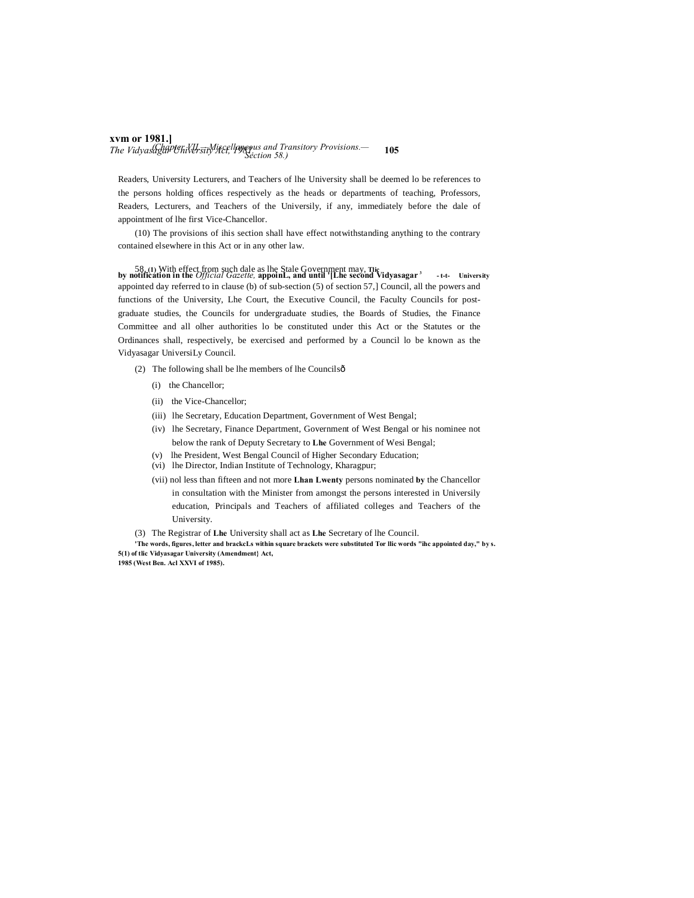Readers, University Lecturers, and Teachers of lhe University shall be deemed lo be references to the persons holding offices respectively as the heads or departments of teaching, Professors, Readers, Lecturers, and Teachers of the Universily, if any, immediately before the dale of appointment of lhe first Vice-Chancellor.

(10) The provisions of ihis section shall have effect notwithstanding anything to the contrary contained elsewhere in this Act or in any other law.

58. **(1)** With effect from such dale as lhe Stale Government may, **by notification in the** *Official Gazette,* **appoinL, and until '[Lhe second Vidyasagar** appointed day referred to in clause (b) of sub-section (5) of section 57,] Council, all the powers and functions of the University, Lhe Court, the Executive Council, the Faculty Councils for post-graduate studies, the Councils for undergraduate studies, the Boards of Studies, the Finance Committee and all olher authorities lo be constituted under this Act or the Statutes or the Ordinances shall, respectively, be exercised and performed by a Council lo be known as the Vidyasagar UniversiLy Council.

(2) The following shall be lhe members of lhe Councils—

(i) the Chancellor;

(ii) the Vice-Chancellor;

(iii) lhe Secretary, Education Department, Government of West Bengal;

(iv) lhe Secretary, Finance Department, Government of West Bengal or his nominee not below the rank of Deputy Secretary to **Lhe** Government of Wesi Bengal;

(v) lhe President, West Bengal Council of Higher Secondary Education;

(vi) lhe Director, Indian Institute of Technology, Kharagpur;

(vii) nol less than fifteen and not more **Lhan Lwenty** persons nominated **by** the Chancellor in consultation with the Minister from amongst the persons interested in Universily education, Principals and Teachers of affiliated colleges and Teachers of the University.

(3) The Registrar of **Lhe** University shall act as **Lhe** Secretary of lhe Council.

**'The words, figures, letter and brackcLs within square brackets were substituted Tor llic words "ihc appointed day," by s. 5(1) of tlic Vidyasagar University (Amendment} Act, 1985 (West Ben. Acl XXVI of 1985).**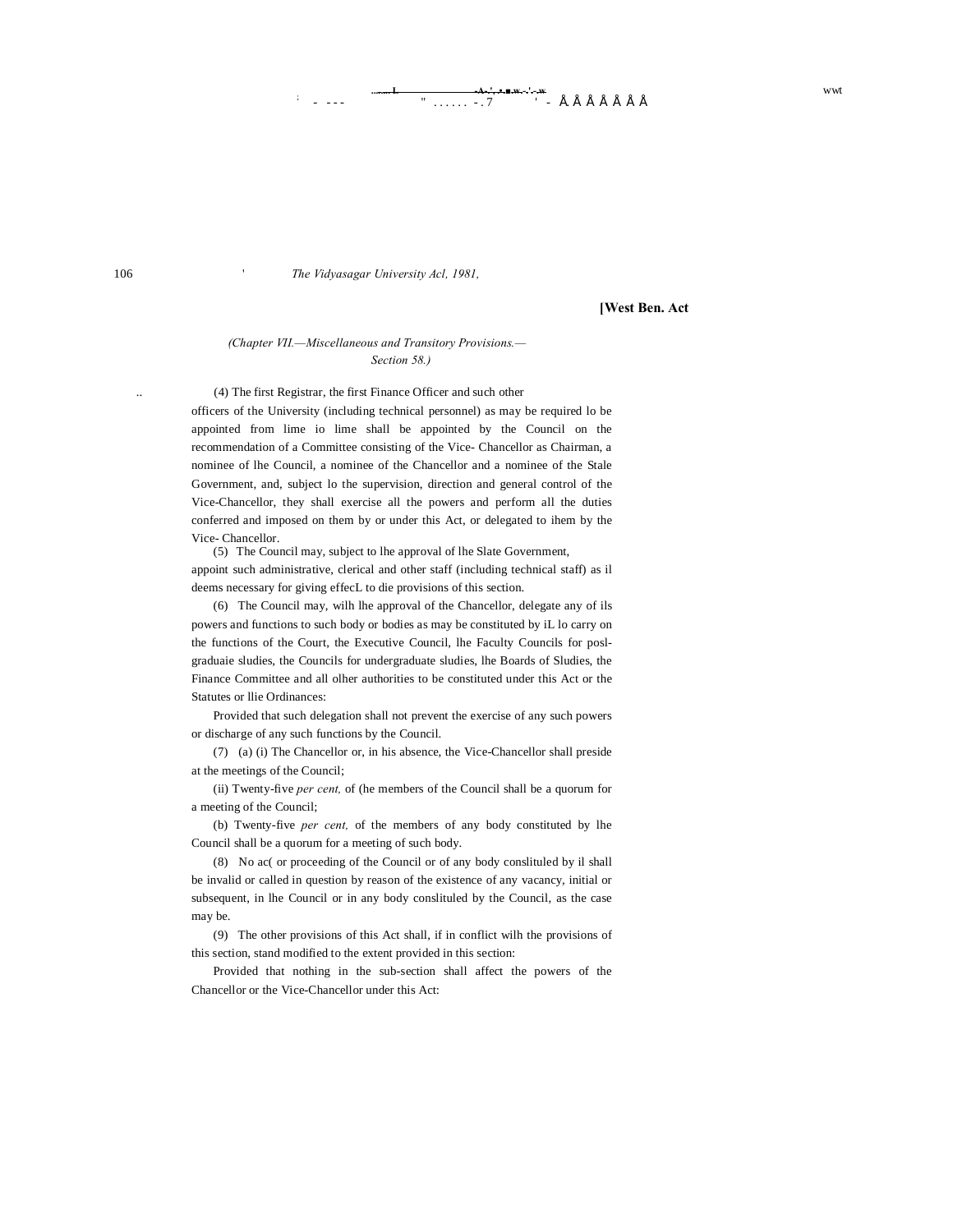*(Chapter VII.—Miscellaneous and Transitory Provisions.— Section 58.)*

(4) The first Registrar, the first Finance Officer and such other officers of the University (including technical personnel) as may be required lo be appointed from lime io lime shall be appointed by the Council on the recommendation of a Committee consisting of the Vice- Chancellor as Chairman, a nominee of lhe Council, a nominee of the Chancellor and a nominee of the Stale Government, and, subject lo the supervision, direction and general control of the Vice-Chancellor, they shall exercise all the powers and perform all the duties conferred and imposed on them by or under this Act, or delegated to ihem by the Vice- Chancellor.

(5) The Council may, subject to lhe approval of lhe Slate Government, appoint such administrative, clerical and other staff (including technical staff) as il deems necessary for giving effecL to die provisions of this section.

(6) The Council may, wilh lhe approval of the Chancellor, delegate any of ils powers and functions to such body or bodies as may be constituted by iL lo carry on the functions of the Court, the Executive Council, lhe Faculty Councils for posl-graduaie sludies, the Councils for undergraduate sludies, lhe Boards of Sludies, the Finance Committee and all olher authorities to be constituted under this Act or the Statutes or llie Ordinances:

Provided that such delegation shall not prevent the exercise of any such powers or discharge of any such functions by the Council.

(7) (a) (i) The Chancellor or, in his absence, the Vice-Chancellor shall preside at the meetings of the Council;

(ii) Twenty-five *per cent,* of (he members of the Council shall be a quorum for a meeting of the Council;

(b) Twenty-five *per cent,* of the members of any body constituted by lhe Council shall be a quorum for a meeting of such body.

(8) No ac( or proceeding of the Council or of any body conslituled by il shall be invalid or called in question by reason of the existence of any vacancy, initial or subsequent, in lhe Council or in any body conslituled by the Council, as the case may be.

(9) The other provisions of this Act shall, if in conflict wilh the provisions of this section, stand modified to the extent provided in this section:

Provided that nothing in the sub-section shall affect the powers of the Chancellor or the Vice-Chancellor under this Act: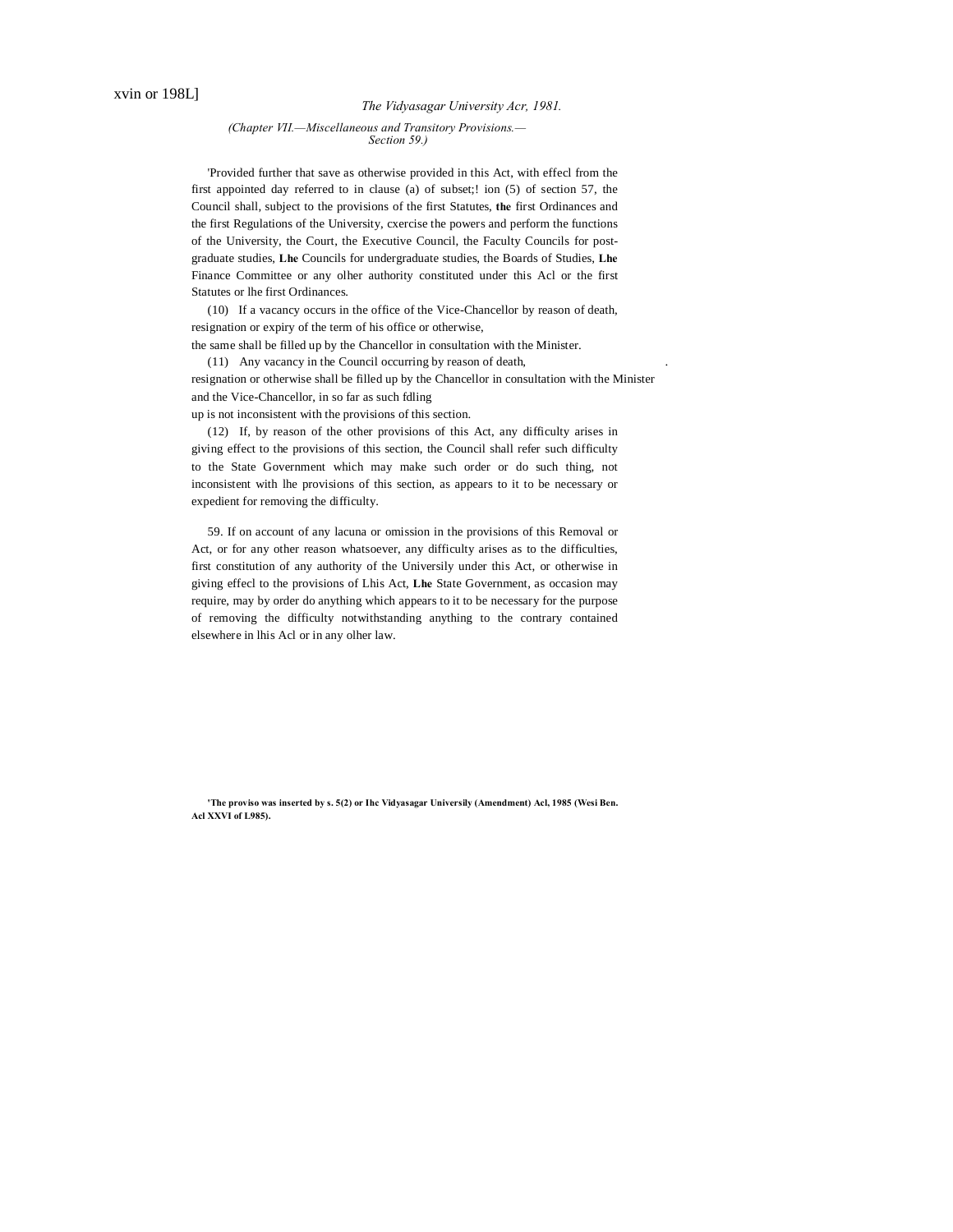'Provided further that save as otherwise provided in this Act, with effecl from the first appointed day referred to in clause (a) of subset;! ion (5) of section 57, the Council shall, subject to the provisions of the first Statutes, **the** first Ordinances and the first Regulations of the University, cxercise the powers and perform the functions of the University, the Court, the Executive Council, the Faculty Councils for post-graduate studies, **Lhe** Councils for undergraduate studies, the Boards of Studies, **Lhe** Finance Committee or any olher authority constituted under this Acl or the first Statutes or lhe first Ordinances.

(10) If a vacancy occurs in the office of the Vice-Chancellor by reason of death, resignation or expiry of the term of his office or otherwise, the same shall be filled up by the Chancellor in consultation with the Minister.

(11) Any vacancy in the Council occurring by reason of death, resignation or otherwise shall be filled up by the Chancellor in consultation with the Minister and the Vice-Chancellor, in so far as such fdling up is not inconsistent with the provisions of this section.

(12) If, by reason of the other provisions of this Act, any difficulty arises in giving effect to the provisions of this section, the Council shall refer such difficulty to the State Government which may make such order or do such thing, not inconsistent with lhe provisions of this section, as appears to it to be necessary or expedient for removing the difficulty.

Removal or difficulties.

59. If on account of any lacuna or omission in the provisions of this Act, or for any other reason whatsoever, any difficulty arises as to the first constitution of any authority of the Universily under this Act, or otherwise in giving effecl to the provisions of Lhis Act, **Lhe** State Government, as occasion may require, may by order do anything which appears to it to be necessary for the purpose of removing the difficulty notwithstanding anything to the contrary contained elsewhere in lhis Acl or in any olher law.

**'The proviso was inserted by s. 5(2) or Ihc Vidyasagar Universily (Amendment) Acl, 1985 (Wesi Ben. Acl XXVI of L985).**